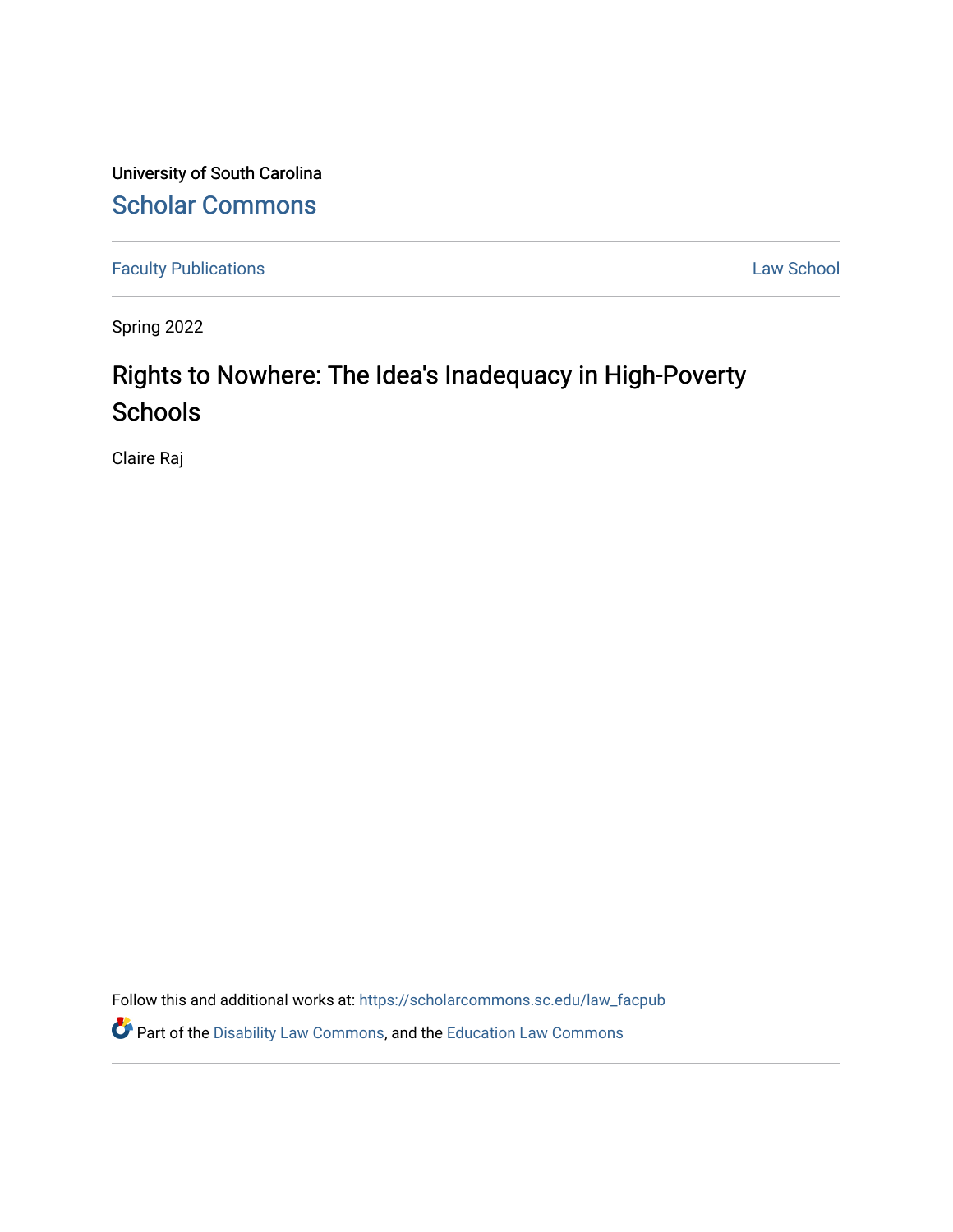University of South Carolina

Scholar Commons

Faculty Publications | Law School

Spring 2022

# Rights to Nowhere: The Idea's Inadequacy in High-Poverty Schools

Claire Raj

Follow this and additional works at: https://scholarcommons.sc.edu/law_facpub

Part of the Disability Law Commons, and the Education Law Commons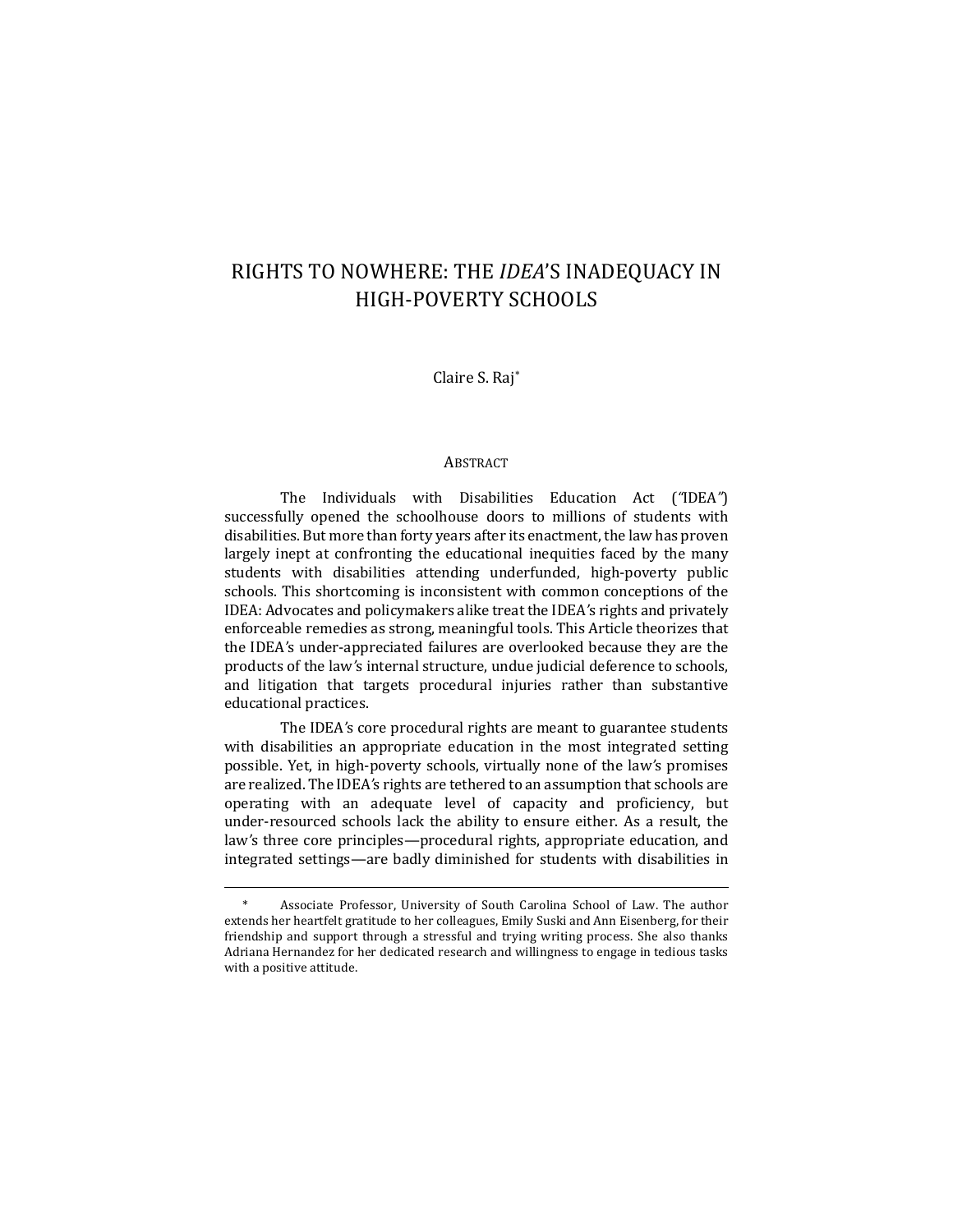# RIGHTS TO NOWHERE: THE *IDEA*'S INADEQUACY IN HIGH-POVERTY SCHOOLS

Claire S. Raj*

## ABSTRACT

The Individuals with Disabilities Education Act ("IDEA") successfully opened the schoolhouse doors to millions of students with disabilities. But more than forty years after its enactment, the law has proven largely inept at confronting the educational inequities faced by the many students with disabilities attending underfunded, high-poverty public schools. This shortcoming is inconsistent with common conceptions of the IDEA: Advocates and policymakers alike treat the IDEA's rights and privately enforceable remedies as strong, meaningful tools. This Article theorizes that the IDEA's under-appreciated failures are overlooked because they are the products of the law's internal structure, undue judicial deference to schools, and litigation that targets procedural injuries rather than substantive educational practices.

The IDEA's core procedural rights are meant to guarantee students with disabilities an appropriate education in the most integrated setting possible. Yet, in high-poverty schools, virtually none of the law's promises are realized. The IDEA's rights are tethered to an assumption that schools are operating with an adequate level of capacity and proficiency, but under-resourced schools lack the ability to ensure either. As a result, the law's three core principles—procedural rights, appropriate education, and integrated settings—are badly diminished for students with disabilities in

---

\* Associate Professor, University of South Carolina School of Law. The author extends her heartfelt gratitude to her colleagues, Emily Suski and Ann Eisenberg, for their friendship and support through a stressful and trying writing process. She also thanks Adriana Hernandez for her dedicated research and willingness to engage in tedious tasks with a positive attitude.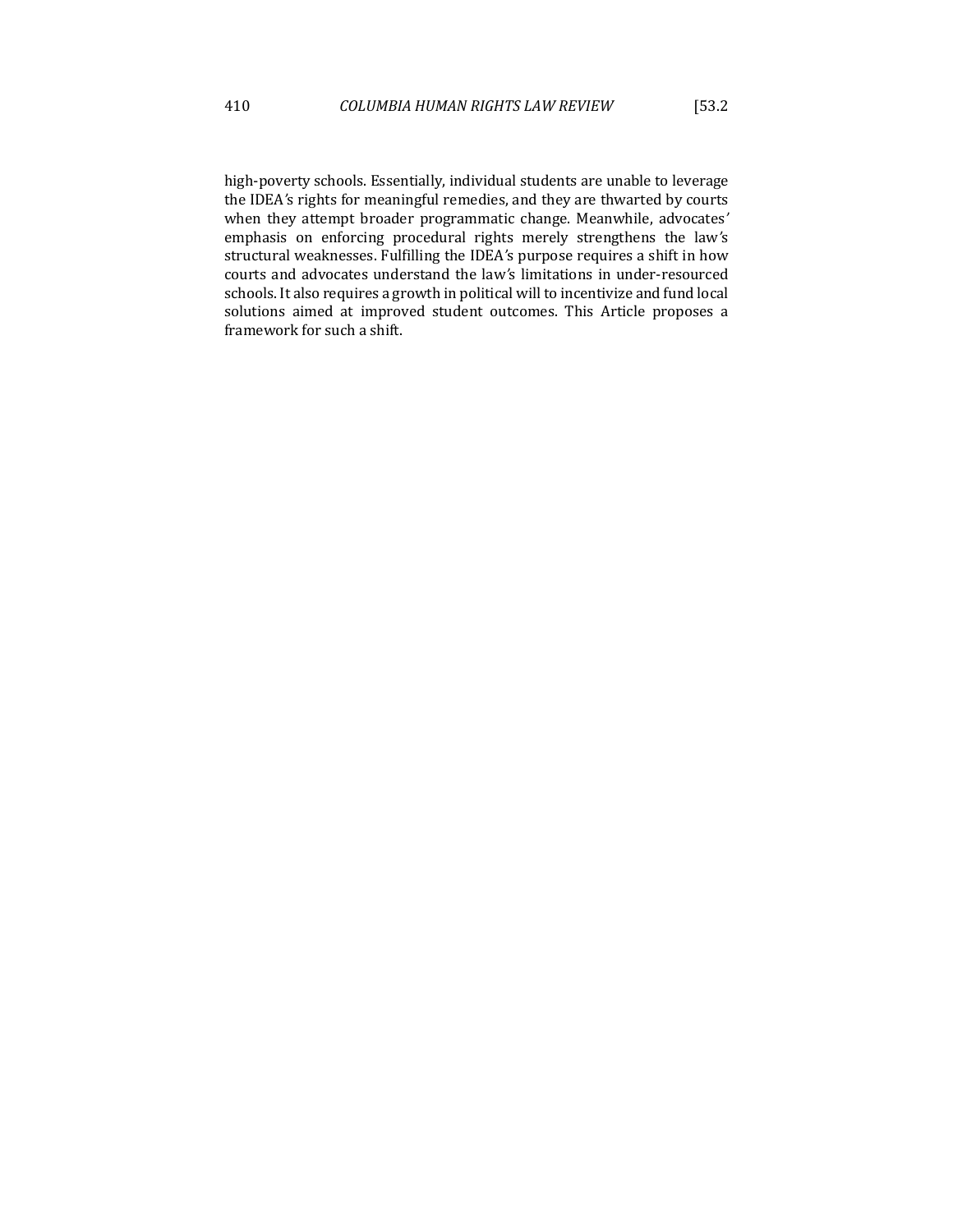high-poverty schools. Essentially, individual students are unable to leverage the IDEA's rights for meaningful remedies, and they are thwarted by courts when they attempt broader programmatic change. Meanwhile, advocates' emphasis on enforcing procedural rights merely strengthens the law's structural weaknesses. Fulfilling the IDEA's purpose requires a shift in how courts and advocates understand the law's limitations in under-resourced schools. It also requires a growth in political will to incentivize and fund local solutions aimed at improved student outcomes. This Article proposes a framework for such a shift.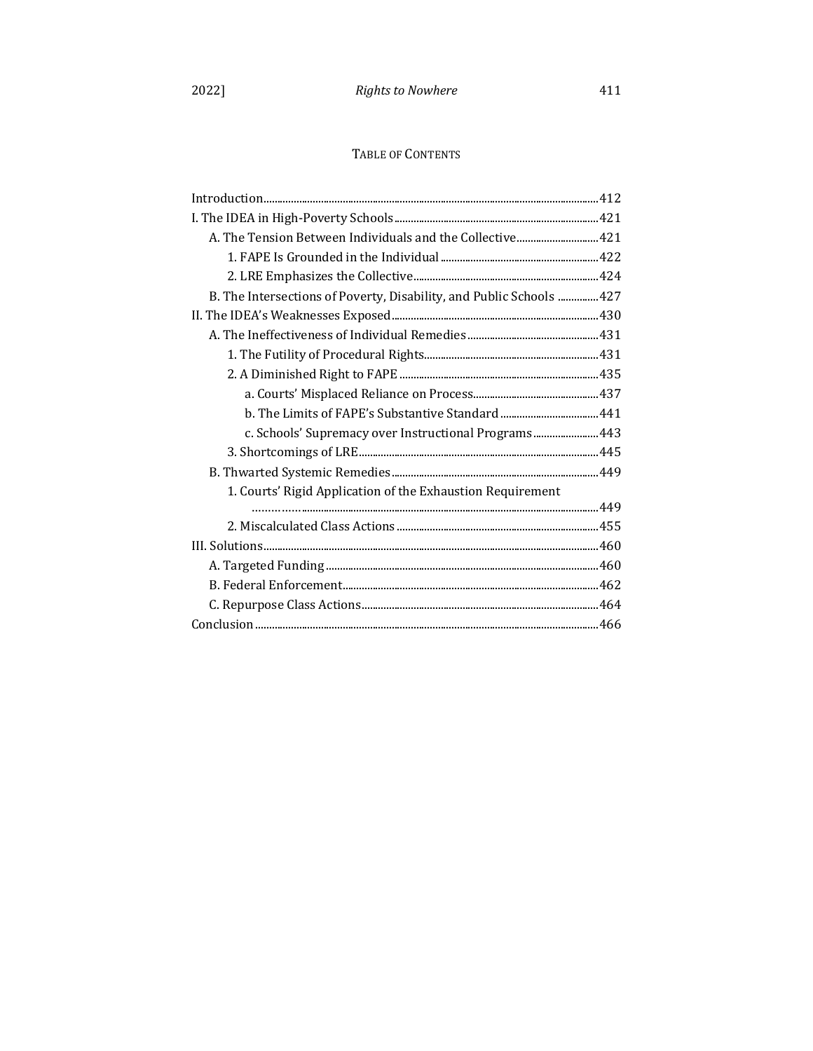## Table of Contents

Introduction ..... 412
I. The IDEA in High-Poverty Schools ..... 421
  A. The Tension Between Individuals and the Collective ..... 421
    1. FAPE Is Grounded in the Individual ..... 422
    2. LRE Emphasizes the Collective ..... 424
  B. The Intersections of Poverty, Disability, and Public Schools ..... 427
II. The IDEA's Weaknesses Exposed ..... 430
  A. The Ineffectiveness of Individual Remedies ..... 431
    1. The Futility of Procedural Rights ..... 431
    2. A Diminished Right to FAPE ..... 435
      a. Courts' Misplaced Reliance on Process ..... 437
      b. The Limits of FAPE's Substantive Standard ..... 441
      c. Schools' Supremacy over Instructional Programs ..... 443
    3. Shortcomings of LRE ..... 445
  B. Thwarted Systemic Remedies ..... 449
    1. Courts' Rigid Application of the Exhaustion Requirement ..... 449
    2. Miscalculated Class Actions ..... 455
III. Solutions ..... 460
  A. Targeted Funding ..... 460
  B. Federal Enforcement ..... 462
  C. Repurpose Class Actions ..... 464
Conclusion ..... 466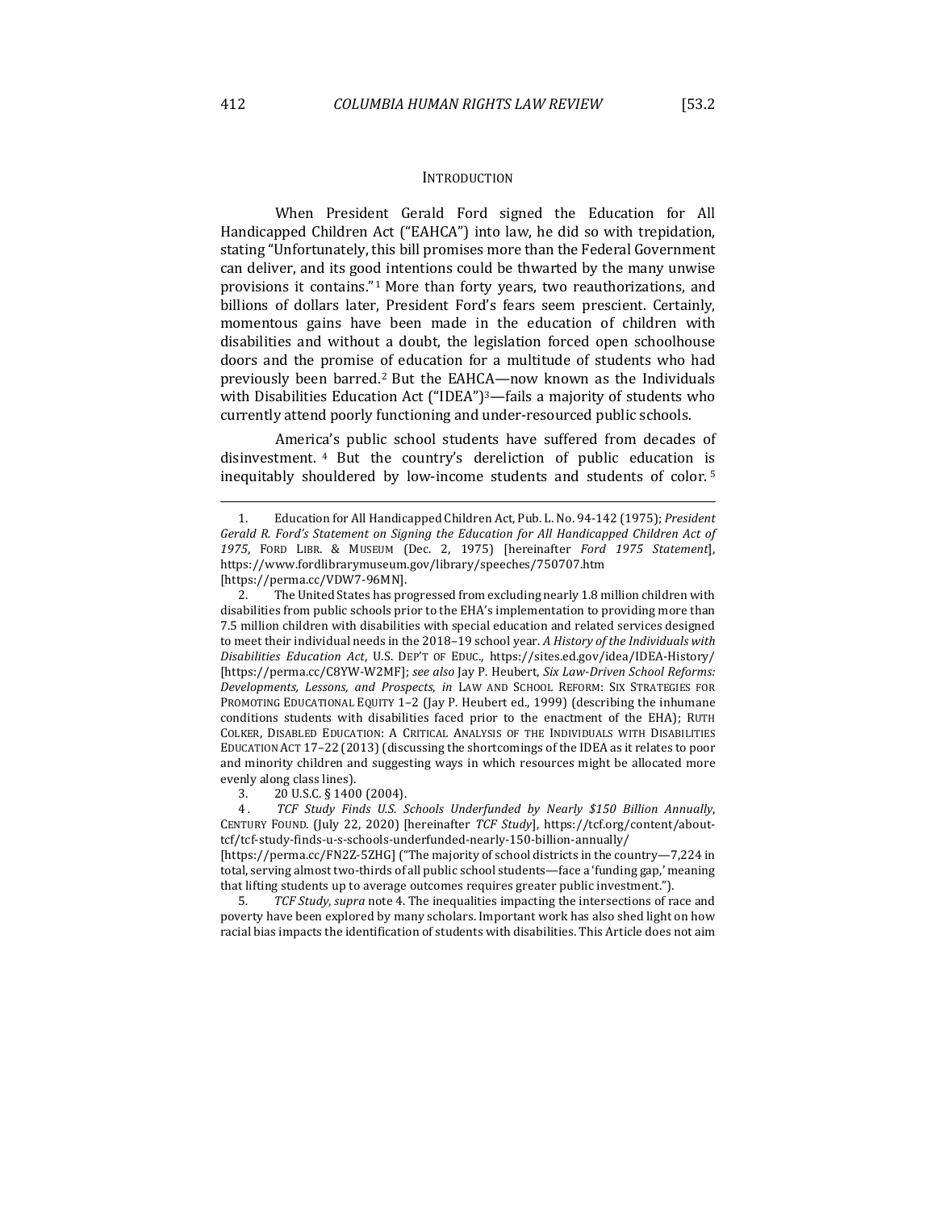## INTRODUCTION

When President Gerald Ford signed the Education for All Handicapped Children Act ("EAHCA") into law, he did so with trepidation, stating "Unfortunately, this bill promises more than the Federal Government can deliver, and its good intentions could be thwarted by the many unwise provisions it contains."[1] More than forty years, two reauthorizations, and billions of dollars later, President Ford's fears seem prescient. Certainly, momentous gains have been made in the education of children with disabilities and without a doubt, the legislation forced open schoolhouse doors and the promise of education for a multitude of students who had previously been barred.[2] But the EAHCA—now known as the Individuals with Disabilities Education Act ("IDEA")[3]—fails a majority of students who currently attend poorly functioning and under-resourced public schools.

America's public school students have suffered from decades of disinvestment.[4] But the country's dereliction of public education is inequitably shouldered by low-income students and students of color.[5]

---

1. Education for All Handicapped Children Act, Pub. L. No. 94-142 (1975); *President Gerald R. Ford's Statement on Signing the Education for All Handicapped Children Act of 1975*, FORD LIBR. & MUSEUM (Dec. 2, 1975) [hereinafter *Ford 1975 Statement*], https://www.fordlibrarymuseum.gov/library/speeches/750707.htm [https://perma.cc/VDW7-96MN].

2. The United States has progressed from excluding nearly 1.8 million children with disabilities from public schools prior to the EHA's implementation to providing more than 7.5 million children with disabilities with special education and related services designed to meet their individual needs in the 2018–19 school year. *A History of the Individuals with Disabilities Education Act*, U.S. DEP'T OF EDUC., https://sites.ed.gov/idea/IDEA-History/ [https://perma.cc/C8YW-W2MF]; *see also* Jay P. Heubert, *Six Law-Driven School Reforms: Developments, Lessons, and Prospects*, *in* LAW AND SCHOOL REFORM: SIX STRATEGIES FOR PROMOTING EDUCATIONAL EQUITY 1–2 (Jay P. Heubert ed., 1999) (describing the inhumane conditions students with disabilities faced prior to the enactment of the EHA); RUTH COLKER, DISABLED EDUCATION: A CRITICAL ANALYSIS OF THE INDIVIDUALS WITH DISABILITIES EDUCATION ACT 17–22 (2013) (discussing the shortcomings of the IDEA as it relates to poor and minority children and suggesting ways in which resources might be allocated more evenly along class lines).

3. 20 U.S.C. § 1400 (2004).

4. *TCF Study Finds U.S. Schools Underfunded by Nearly $150 Billion Annually*, CENTURY FOUND. (July 22, 2020) [hereinafter *TCF Study*], https://tcf.org/content/about-tcf/tcf-study-finds-u-s-schools-underfunded-nearly-150-billion-annually/ [https://perma.cc/FN2Z-5ZHG] ("The majority of school districts in the country—7,224 in total, serving almost two-thirds of all public school students—face a 'funding gap,' meaning that lifting students up to average outcomes requires greater public investment.").

5. *TCF Study*, *supra* note 4. The inequalities impacting the intersections of race and poverty have been explored by many scholars. Important work has also shed light on how racial bias impacts the identification of students with disabilities. This Article does not aim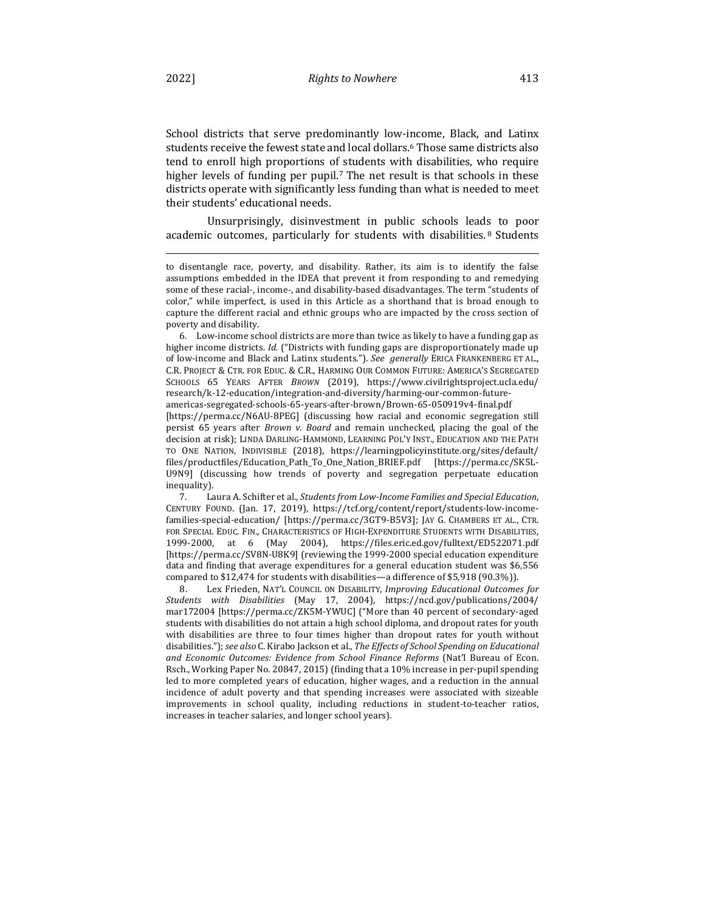School districts that serve predominantly low-income, Black, and Latinx students receive the fewest state and local dollars.[6] Those same districts also tend to enroll high proportions of students with disabilities, who require higher levels of funding per pupil.[7] The net result is that schools in these districts operate with significantly less funding than what is needed to meet their students' educational needs.

Unsurprisingly, disinvestment in public schools leads to poor academic outcomes, particularly for students with disabilities.[8] Students

---

to disentangle race, poverty, and disability. Rather, its aim is to identify the false assumptions embedded in the IDEA that prevent it from responding to and remedying some of these racial-, income-, and disability-based disadvantages. The term "students of color," while imperfect, is used in this Article as a shorthand that is broad enough to capture the different racial and ethnic groups who are impacted by the cross section of poverty and disability.

6. Low-income school districts are more than twice as likely to have a funding gap as higher income districts. *Id.* ("Districts with funding gaps are disproportionately made up of low-income and Black and Latinx students."). *See generally* ERICA FRANKENBERG ET AL., C.R. PROJECT & CTR. FOR EDUC. & C.R., HARMING OUR COMMON FUTURE: AMERICA'S SEGREGATED SCHOOLS 65 YEARS AFTER *BROWN* (2019), https://www.civilrightsproject.ucla.edu/research/k-12-education/integration-and-diversity/harming-our-common-future-americas-segregated-schools-65-years-after-brown/Brown-65-050919v4-final.pdf [https://perma.cc/N6AU-8PEG] (discussing how racial and economic segregation still persist 65 years after *Brown v. Board* and remain unchecked, placing the goal of the decision at risk); LINDA DARLING-HAMMOND, LEARNING POL'Y INST., EDUCATION AND THE PATH TO ONE NATION, INDIVISIBLE (2018), https://learningpolicyinstitute.org/sites/default/files/productfiles/Education_Path_To_One_Nation_BRIEF.pdf [https://perma.cc/SK5L-U9N9] (discussing how trends of poverty and segregation perpetuate education inequality).

7. Laura A. Schifter et al., *Students from Low-Income Families and Special Education*, CENTURY FOUND. (Jan. 17, 2019), https://tcf.org/content/report/students-low-income-families-special-education/ [https://perma.cc/3GT9-B5V3]; JAY G. CHAMBERS ET AL., CTR. FOR SPECIAL EDUC. FIN., CHARACTERISTICS OF HIGH-EXPENDITURE STUDENTS WITH DISABILITIES, 1999-2000, at 6 (May 2004), https://files.eric.ed.gov/fulltext/ED522071.pdf [https://perma.cc/SV8N-U8K9] (reviewing the 1999-2000 special education expenditure data and finding that average expenditures for a general education student was $6,556 compared to $12,474 for students with disabilities—a difference of $5,918 (90.3%)).

8. Lex Frieden, NAT'L COUNCIL ON DISABILITY, *Improving Educational Outcomes for Students with Disabilities* (May 17, 2004), https://ncd.gov/publications/2004/mar172004 [https://perma.cc/ZK5M-YWUC] ("More than 40 percent of secondary-aged students with disabilities do not attain a high school diploma, and dropout rates for youth with disabilities are three to four times higher than dropout rates for youth without disabilities."); *see also* C. Kirabo Jackson et al., *The Effects of School Spending on Educational and Economic Outcomes: Evidence from School Finance Reforms* (Nat'l Bureau of Econ. Rsch., Working Paper No. 20847, 2015) (finding that a 10% increase in per-pupil spending led to more completed years of education, higher wages, and a reduction in the annual incidence of adult poverty and that spending increases were associated with sizeable improvements in school quality, including reductions in student-to-teacher ratios, increases in teacher salaries, and longer school years).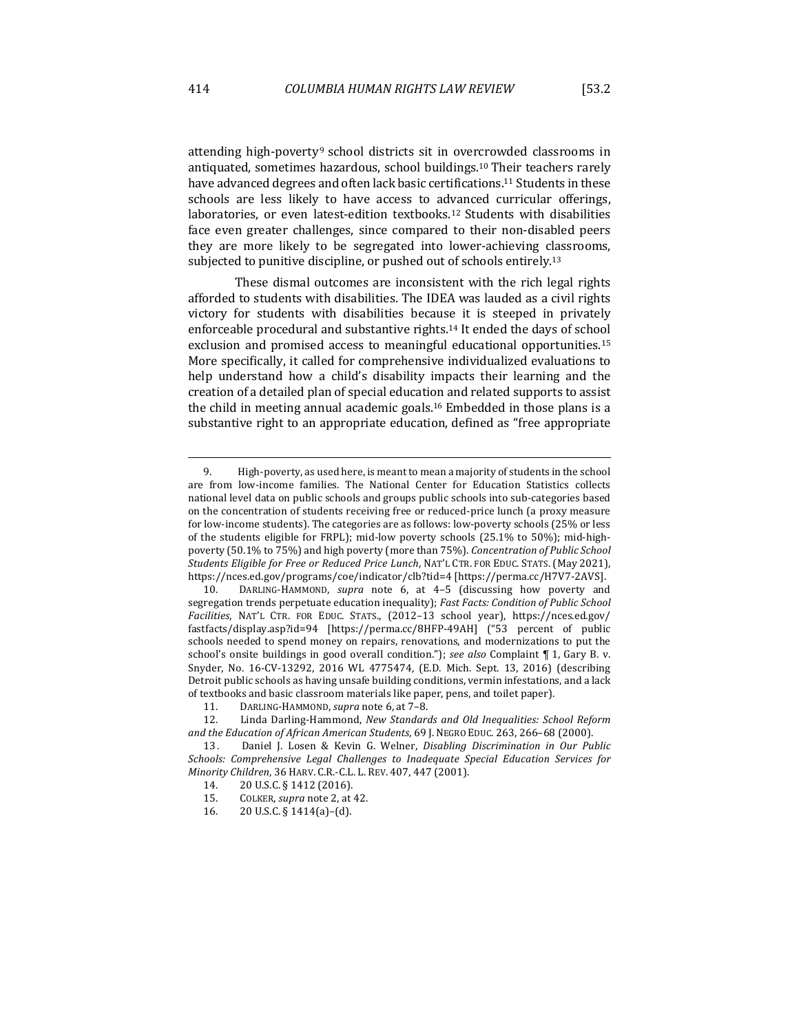attending high-poverty[9] school districts sit in overcrowded classrooms in antiquated, sometimes hazardous, school buildings.[10] Their teachers rarely have advanced degrees and often lack basic certifications.[11] Students in these schools are less likely to have access to advanced curricular offerings, laboratories, or even latest-edition textbooks.[12] Students with disabilities face even greater challenges, since compared to their non-disabled peers they are more likely to be segregated into lower-achieving classrooms, subjected to punitive discipline, or pushed out of schools entirely.[13]

These dismal outcomes are inconsistent with the rich legal rights afforded to students with disabilities. The IDEA was lauded as a civil rights victory for students with disabilities because it is steeped in privately enforceable procedural and substantive rights.[14] It ended the days of school exclusion and promised access to meaningful educational opportunities.[15] More specifically, it called for comprehensive individualized evaluations to help understand how a child's disability impacts their learning and the creation of a detailed plan of special education and related supports to assist the child in meeting annual academic goals.[16] Embedded in those plans is a substantive right to an appropriate education, defined as "free appropriate

---

9. High-poverty, as used here, is meant to mean a majority of students in the school are from low-income families. The National Center for Education Statistics collects national level data on public schools and groups public schools into sub-categories based on the concentration of students receiving free or reduced-price lunch (a proxy measure for low-income students). The categories are as follows: low-poverty schools (25% or less of the students eligible for FRPL); mid-low poverty schools (25.1% to 50%); mid-high-poverty (50.1% to 75%) and high poverty (more than 75%). *Concentration of Public School Students Eligible for Free or Reduced Price Lunch*, NAT'L CTR. FOR EDUC. STATS. (May 2021), https://nces.ed.gov/programs/coe/indicator/clb?tid=4 [https://perma.cc/H7V7-2AVS].

10. DARLING-HAMMOND, *supra* note 6, at 4–5 (discussing how poverty and segregation trends perpetuate education inequality); *Fast Facts: Condition of Public School Facilities*, NAT'L CTR. FOR EDUC. STATS., (2012–13 school year), https://nces.ed.gov/fastfacts/display.asp?id=94 [https://perma.cc/8HFP-49AH] ("53 percent of public schools needed to spend money on repairs, renovations, and modernizations to put the school's onsite buildings in good overall condition."); *see also* Complaint ¶ 1, Gary B. v. Snyder, No. 16-CV-13292, 2016 WL 4775474, (E.D. Mich. Sept. 13, 2016) (describing Detroit public schools as having unsafe building conditions, vermin infestations, and a lack of textbooks and basic classroom materials like paper, pens, and toilet paper).

11. DARLING-HAMMOND, *supra* note 6, at 7–8.

12. Linda Darling-Hammond, *New Standards and Old Inequalities: School Reform and the Education of African American Students*, 69 J. NEGRO EDUC. 263, 266–68 (2000).

13. Daniel J. Losen & Kevin G. Welner, *Disabling Discrimination in Our Public Schools: Comprehensive Legal Challenges to Inadequate Special Education Services for Minority Children*, 36 HARV. C.R.-C.L. L. REV. 407, 447 (2001).

14. 20 U.S.C. § 1412 (2016).

15. COLKER, *supra* note 2, at 42.

16. 20 U.S.C. § 1414(a)–(d).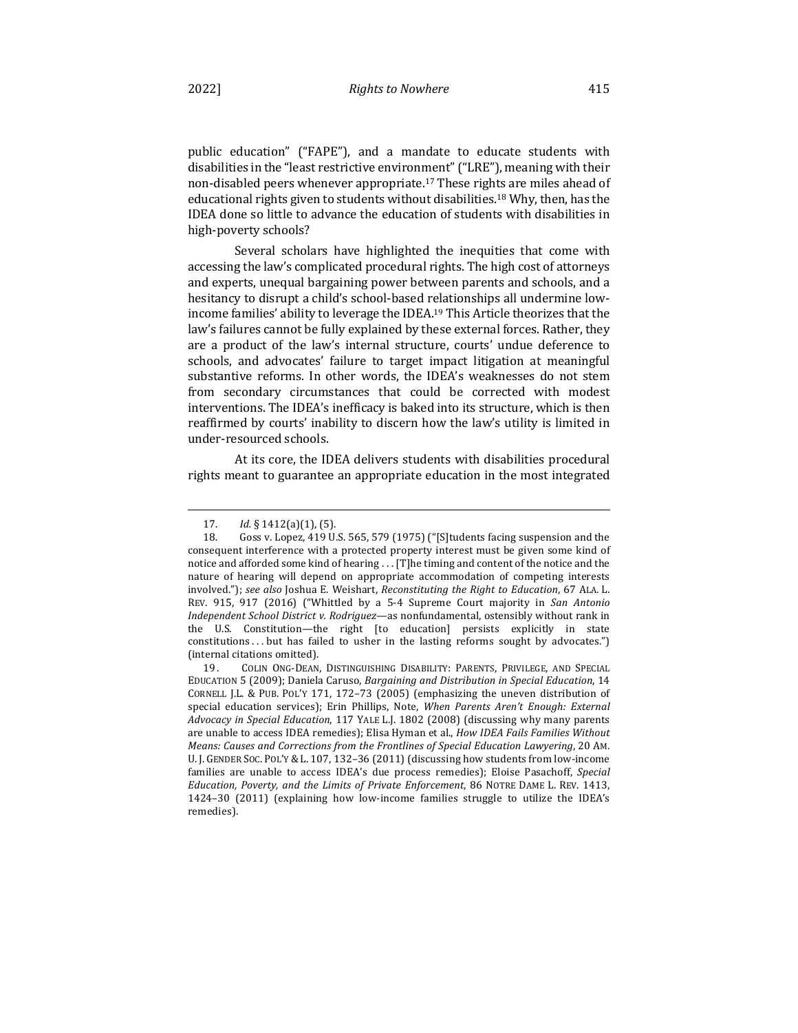public education" ("FAPE"), and a mandate to educate students with disabilities in the "least restrictive environment" ("LRE"), meaning with their non-disabled peers whenever appropriate.[17] These rights are miles ahead of educational rights given to students without disabilities.[18] Why, then, has the IDEA done so little to advance the education of students with disabilities in high-poverty schools?

Several scholars have highlighted the inequities that come with accessing the law's complicated procedural rights. The high cost of attorneys and experts, unequal bargaining power between parents and schools, and a hesitancy to disrupt a child's school-based relationships all undermine low-income families' ability to leverage the IDEA.[19] This Article theorizes that the law's failures cannot be fully explained by these external forces. Rather, they are a product of the law's internal structure, courts' undue deference to schools, and advocates' failure to target impact litigation at meaningful substantive reforms. In other words, the IDEA's weaknesses do not stem from secondary circumstances that could be corrected with modest interventions. The IDEA's inefficacy is baked into its structure, which is then reaffirmed by courts' inability to discern how the law's utility is limited in under-resourced schools.

At its core, the IDEA delivers students with disabilities procedural rights meant to guarantee an appropriate education in the most integrated

---

17. *Id.* § 1412(a)(1), (5).

18. Goss v. Lopez, 419 U.S. 565, 579 (1975) ("[S]tudents facing suspension and the consequent interference with a protected property interest must be given some kind of notice and afforded some kind of hearing . . . [T]he timing and content of the notice and the nature of hearing will depend on appropriate accommodation of competing interests involved."); *see also* Joshua E. Weishart, *Reconstituting the Right to Education*, 67 ALA. L. REV. 915, 917 (2016) ("Whittled by a 5-4 Supreme Court majority in *San Antonio Independent School District v. Rodriguez*—as nonfundamental, ostensibly without rank in the U.S. Constitution—the right [to education] persists explicitly in state constitutions . . . but has failed to usher in the lasting reforms sought by advocates.") (internal citations omitted).

19. COLIN ONG-DEAN, DISTINGUISHING DISABILITY: PARENTS, PRIVILEGE, AND SPECIAL EDUCATION 5 (2009); Daniela Caruso, *Bargaining and Distribution in Special Education*, 14 CORNELL J.L. & PUB. POL'Y 171, 172–73 (2005) (emphasizing the uneven distribution of special education services); Erin Phillips, Note, *When Parents Aren't Enough: External Advocacy in Special Education*, 117 YALE L.J. 1802 (2008) (discussing why many parents are unable to access IDEA remedies); Elisa Hyman et al., *How IDEA Fails Families Without Means: Causes and Corrections from the Frontlines of Special Education Lawyering*, 20 AM. U. J. GENDER SOC. POL'Y & L. 107, 132–36 (2011) (discussing how students from low-income families are unable to access IDEA's due process remedies); Eloise Pasachoff, *Special Education, Poverty, and the Limits of Private Enforcement*, 86 NOTRE DAME L. REV. 1413, 1424–30 (2011) (explaining how low-income families struggle to utilize the IDEA's remedies).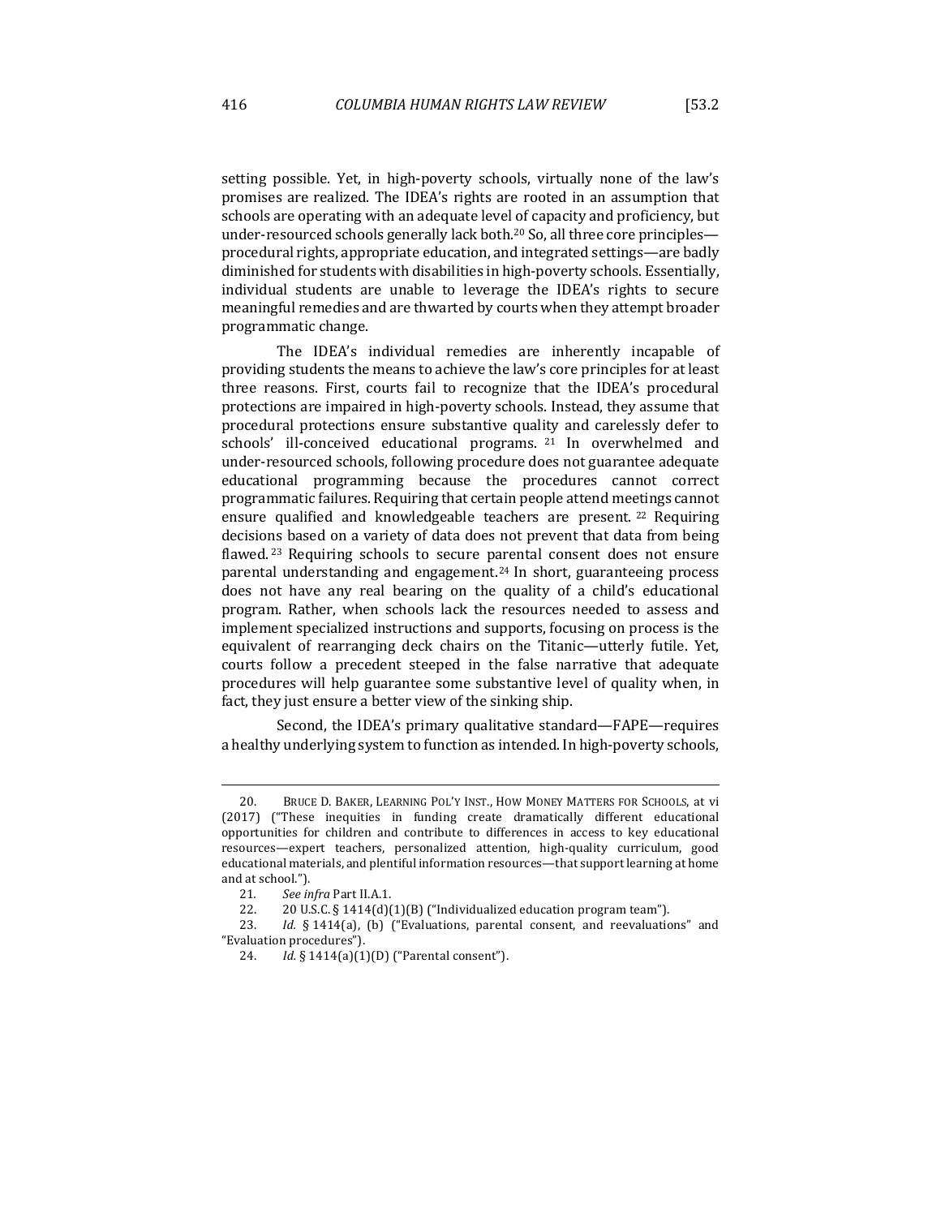setting possible. Yet, in high-poverty schools, virtually none of the law's promises are realized. The IDEA's rights are rooted in an assumption that schools are operating with an adequate level of capacity and proficiency, but under-resourced schools generally lack both.[20] So, all three core principles—procedural rights, appropriate education, and integrated settings—are badly diminished for students with disabilities in high-poverty schools. Essentially, individual students are unable to leverage the IDEA's rights to secure meaningful remedies and are thwarted by courts when they attempt broader programmatic change.

The IDEA's individual remedies are inherently incapable of providing students the means to achieve the law's core principles for at least three reasons. First, courts fail to recognize that the IDEA's procedural protections are impaired in high-poverty schools. Instead, they assume that procedural protections ensure substantive quality and carelessly defer to schools' ill-conceived educational programs.[21] In overwhelmed and under-resourced schools, following procedure does not guarantee adequate educational programming because the procedures cannot correct programmatic failures. Requiring that certain people attend meetings cannot ensure qualified and knowledgeable teachers are present.[22] Requiring decisions based on a variety of data does not prevent that data from being flawed.[23] Requiring schools to secure parental consent does not ensure parental understanding and engagement.[24] In short, guaranteeing process does not have any real bearing on the quality of a child's educational program. Rather, when schools lack the resources needed to assess and implement specialized instructions and supports, focusing on process is the equivalent of rearranging deck chairs on the Titanic—utterly futile. Yet, courts follow a precedent steeped in the false narrative that adequate procedures will help guarantee some substantive level of quality when, in fact, they just ensure a better view of the sinking ship.

Second, the IDEA's primary qualitative standard—FAPE—requires a healthy underlying system to function as intended. In high-poverty schools,

---

20. BRUCE D. BAKER, LEARNING POL'Y INST., HOW MONEY MATTERS FOR SCHOOLS, at vi (2017) ("These inequities in funding create dramatically different educational opportunities for children and contribute to differences in access to key educational resources—expert teachers, personalized attention, high-quality curriculum, good educational materials, and plentiful information resources—that support learning at home and at school.").

21. *See infra* Part II.A.1.

22. 20 U.S.C. § 1414(d)(1)(B) ("Individualized education program team").

23. *Id.* § 1414(a), (b) ("Evaluations, parental consent, and reevaluations" and "Evaluation procedures").

24. *Id.* § 1414(a)(1)(D) ("Parental consent").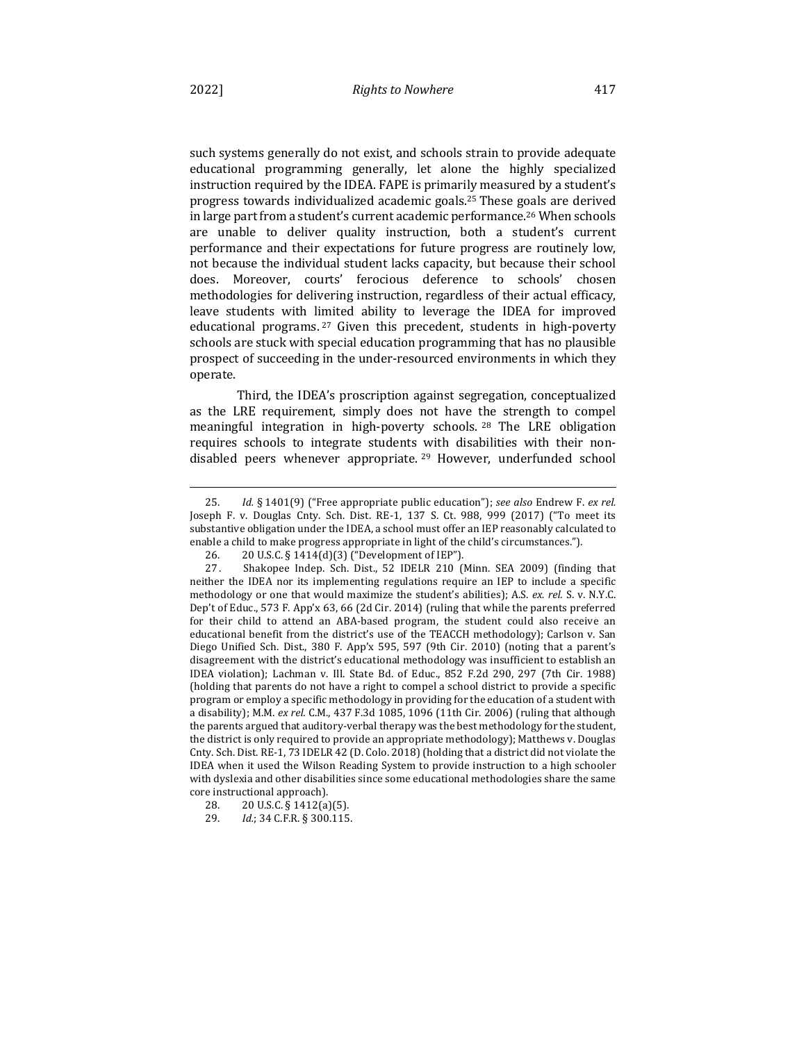such systems generally do not exist, and schools strain to provide adequate educational programming generally, let alone the highly specialized instruction required by the IDEA. FAPE is primarily measured by a student's progress towards individualized academic goals.[25] These goals are derived in large part from a student's current academic performance.[26] When schools are unable to deliver quality instruction, both a student's current performance and their expectations for future progress are routinely low, not because the individual student lacks capacity, but because their school does. Moreover, courts' ferocious deference to schools' chosen methodologies for delivering instruction, regardless of their actual efficacy, leave students with limited ability to leverage the IDEA for improved educational programs.[27] Given this precedent, students in high-poverty schools are stuck with special education programming that has no plausible prospect of succeeding in the under-resourced environments in which they operate.

Third, the IDEA's proscription against segregation, conceptualized as the LRE requirement, simply does not have the strength to compel meaningful integration in high-poverty schools.[28] The LRE obligation requires schools to integrate students with disabilities with their non-disabled peers whenever appropriate.[29] However, underfunded school

---

25. *Id.* § 1401(9) ("Free appropriate public education"); *see also* Endrew F. *ex rel.* Joseph F. v. Douglas Cnty. Sch. Dist. RE-1, 137 S. Ct. 988, 999 (2017) ("To meet its substantive obligation under the IDEA, a school must offer an IEP reasonably calculated to enable a child to make progress appropriate in light of the child's circumstances.").

26. 20 U.S.C. § 1414(d)(3) ("Development of IEP").

27. Shakopee Indep. Sch. Dist., 52 IDELR 210 (Minn. SEA 2009) (finding that neither the IDEA nor its implementing regulations require an IEP to include a specific methodology or one that would maximize the student's abilities); A.S. *ex. rel.* S. v. N.Y.C. Dep't of Educ., 573 F. App'x 63, 66 (2d Cir. 2014) (ruling that while the parents preferred for their child to attend an ABA-based program, the student could also receive an educational benefit from the district's use of the TEACCH methodology); Carlson v. San Diego Unified Sch. Dist., 380 F. App'x 595, 597 (9th Cir. 2010) (noting that a parent's disagreement with the district's educational methodology was insufficient to establish an IDEA violation); Lachman v. Ill. State Bd. of Educ., 852 F.2d 290, 297 (7th Cir. 1988) (holding that parents do not have a right to compel a school district to provide a specific program or employ a specific methodology in providing for the education of a student with a disability); M.M. *ex rel.* C.M., 437 F.3d 1085, 1096 (11th Cir. 2006) (ruling that although the parents argued that auditory-verbal therapy was the best methodology for the student, the district is only required to provide an appropriate methodology); Matthews v. Douglas Cnty. Sch. Dist. RE-1, 73 IDELR 42 (D. Colo. 2018) (holding that a district did not violate the IDEA when it used the Wilson Reading System to provide instruction to a high schooler with dyslexia and other disabilities since some educational methodologies share the same core instructional approach).

28. 20 U.S.C. § 1412(a)(5).

29. *Id.*; 34 C.F.R. § 300.115.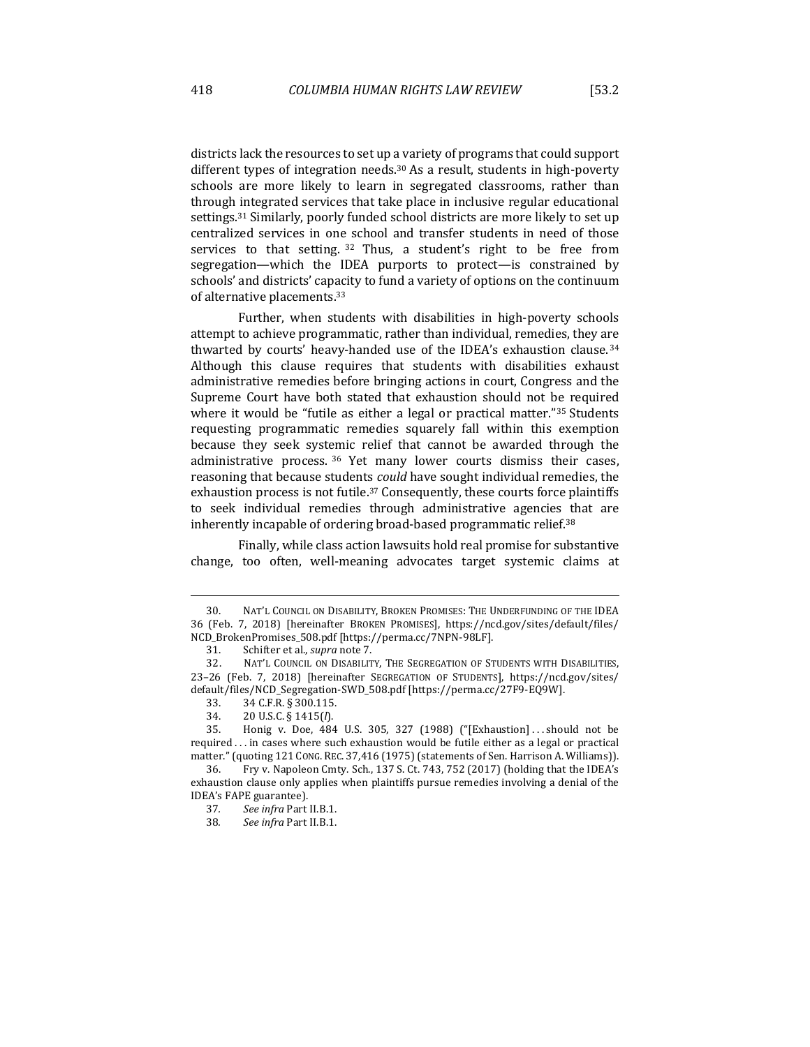districts lack the resources to set up a variety of programs that could support different types of integration needs.[30] As a result, students in high-poverty schools are more likely to learn in segregated classrooms, rather than through integrated services that take place in inclusive regular educational settings.[31] Similarly, poorly funded school districts are more likely to set up centralized services in one school and transfer students in need of those services to that setting.[32] Thus, a student's right to be free from segregation—which the IDEA purports to protect—is constrained by schools' and districts' capacity to fund a variety of options on the continuum of alternative placements.[33]

Further, when students with disabilities in high-poverty schools attempt to achieve programmatic, rather than individual, remedies, they are thwarted by courts' heavy-handed use of the IDEA's exhaustion clause.[34] Although this clause requires that students with disabilities exhaust administrative remedies before bringing actions in court, Congress and the Supreme Court have both stated that exhaustion should not be required where it would be "futile as either a legal or practical matter."[35] Students requesting programmatic remedies squarely fall within this exemption because they seek systemic relief that cannot be awarded through the administrative process.[36] Yet many lower courts dismiss their cases, reasoning that because students *could* have sought individual remedies, the exhaustion process is not futile.[37] Consequently, these courts force plaintiffs to seek individual remedies through administrative agencies that are inherently incapable of ordering broad-based programmatic relief.[38]

Finally, while class action lawsuits hold real promise for substantive change, too often, well-meaning advocates target systemic claims at

---

30. NAT'L COUNCIL ON DISABILITY, BROKEN PROMISES: THE UNDERFUNDING OF THE IDEA 36 (Feb. 7, 2018) [hereinafter BROKEN PROMISES], https://ncd.gov/sites/default/files/NCD_BrokenPromises_508.pdf [https://perma.cc/7NPN-98LF].

31. Schifter et al., *supra* note 7.

32. NAT'L COUNCIL ON DISABILITY, THE SEGREGATION OF STUDENTS WITH DISABILITIES, 23–26 (Feb. 7, 2018) [hereinafter SEGREGATION OF STUDENTS], https://ncd.gov/sites/default/files/NCD_Segregation-SWD_508.pdf [https://perma.cc/27F9-EQ9W].

33. 34 C.F.R. § 300.115.

34. 20 U.S.C. § 1415(*l*).

35. Honig v. Doe, 484 U.S. 305, 327 (1988) ("[Exhaustion] . . . should not be required . . . in cases where such exhaustion would be futile either as a legal or practical matter." (quoting 121 CONG. REC. 37,416 (1975) (statements of Sen. Harrison A. Williams)).

36. Fry v. Napoleon Cmty. Sch., 137 S. Ct. 743, 752 (2017) (holding that the IDEA's exhaustion clause only applies when plaintiffs pursue remedies involving a denial of the IDEA's FAPE guarantee).

37. *See infra* Part II.B.1.

38. *See infra* Part II.B.1.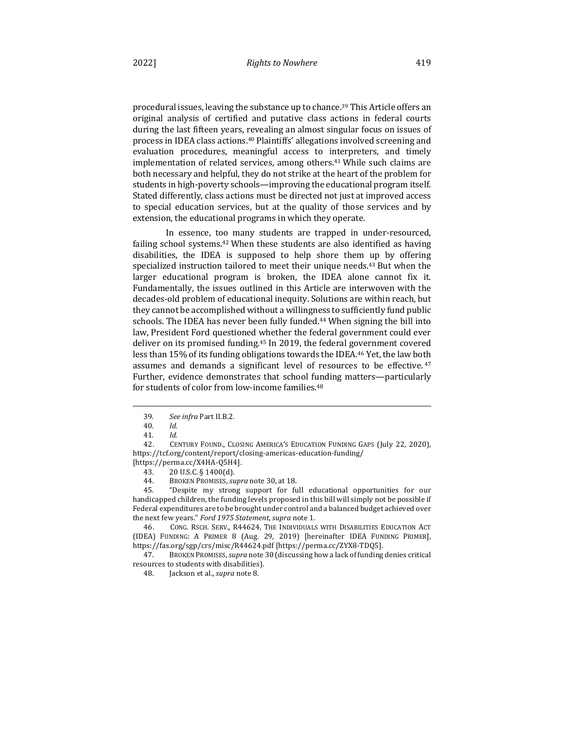procedural issues, leaving the substance up to chance.[39] This Article offers an original analysis of certified and putative class actions in federal courts during the last fifteen years, revealing an almost singular focus on issues of process in IDEA class actions.[40] Plaintiffs' allegations involved screening and evaluation procedures, meaningful access to interpreters, and timely implementation of related services, among others.[41] While such claims are both necessary and helpful, they do not strike at the heart of the problem for students in high-poverty schools—improving the educational program itself. Stated differently, class actions must be directed not just at improved access to special education services, but at the quality of those services and by extension, the educational programs in which they operate.

In essence, too many students are trapped in under-resourced, failing school systems.[42] When these students are also identified as having disabilities, the IDEA is supposed to help shore them up by offering specialized instruction tailored to meet their unique needs.[43] But when the larger educational program is broken, the IDEA alone cannot fix it. Fundamentally, the issues outlined in this Article are interwoven with the decades-old problem of educational inequity. Solutions are within reach, but they cannot be accomplished without a willingness to sufficiently fund public schools. The IDEA has never been fully funded.[44] When signing the bill into law, President Ford questioned whether the federal government could ever deliver on its promised funding.[45] In 2019, the federal government covered less than 15% of its funding obligations towards the IDEA.[46] Yet, the law both assumes and demands a significant level of resources to be effective.[47] Further, evidence demonstrates that school funding matters—particularly for students of color from low-income families.[48]

---

39. *See infra* Part II.B.2.

40. *Id.*

41. *Id.*

42. CENTURY FOUND., CLOSING AMERICA'S EDUCATION FUNDING GAPS (July 22, 2020), https://tcf.org/content/report/closing-americas-education-funding/ [https://perma.cc/X4HA-Q5H4].

43. 20 U.S.C. § 1400(d).

44. BROKEN PROMISES, *supra* note 30, at 18.

45. "Despite my strong support for full educational opportunities for our handicapped children, the funding levels proposed in this bill will simply not be possible if Federal expenditures are to be brought under control and a balanced budget achieved over the next few years." *Ford 1975 Statement*, *supra* note 1.

46. CONG. RSCH. SERV., R44624, THE INDIVIDUALS WITH DISABILITIES EDUCATION ACT (IDEA) FUNDING: A PRIMER 8 (Aug. 29, 2019) [hereinafter IDEA FUNDING PRIMER], https://fas.org/sgp/crs/misc/R44624.pdf [https://perma.cc/ZYX8-TDQ5].

47. BROKEN PROMISES, *supra* note 30 (discussing how a lack of funding denies critical resources to students with disabilities).

48. Jackson et al., *supra* note 8.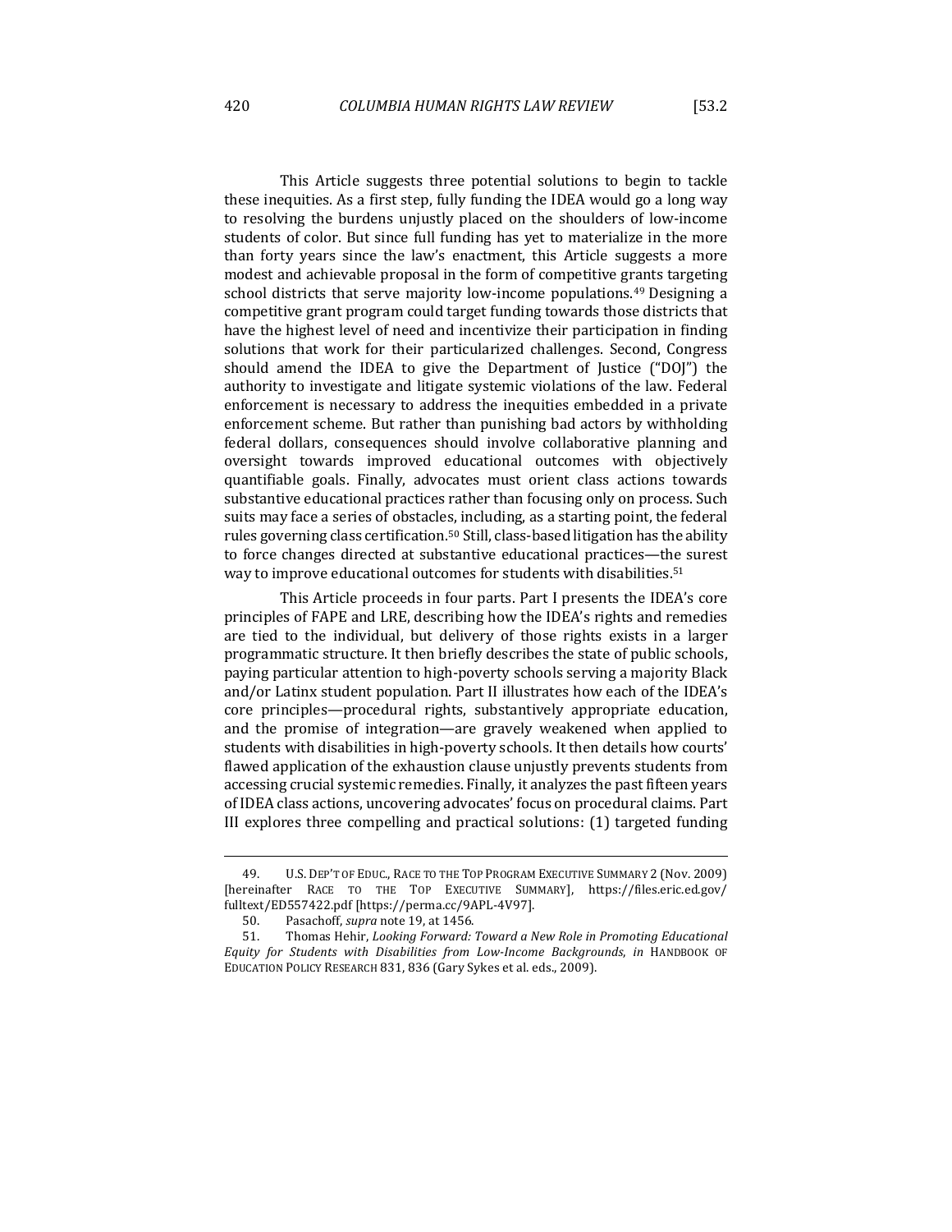This Article suggests three potential solutions to begin to tackle these inequities. As a first step, fully funding the IDEA would go a long way to resolving the burdens unjustly placed on the shoulders of low-income students of color. But since full funding has yet to materialize in the more than forty years since the law's enactment, this Article suggests a more modest and achievable proposal in the form of competitive grants targeting school districts that serve majority low-income populations.[49] Designing a competitive grant program could target funding towards those districts that have the highest level of need and incentivize their participation in finding solutions that work for their particularized challenges. Second, Congress should amend the IDEA to give the Department of Justice ("DOJ") the authority to investigate and litigate systemic violations of the law. Federal enforcement is necessary to address the inequities embedded in a private enforcement scheme. But rather than punishing bad actors by withholding federal dollars, consequences should involve collaborative planning and oversight towards improved educational outcomes with objectively quantifiable goals. Finally, advocates must orient class actions towards substantive educational practices rather than focusing only on process. Such suits may face a series of obstacles, including, as a starting point, the federal rules governing class certification.[50] Still, class-based litigation has the ability to force changes directed at substantive educational practices—the surest way to improve educational outcomes for students with disabilities.[51]

This Article proceeds in four parts. Part I presents the IDEA's core principles of FAPE and LRE, describing how the IDEA's rights and remedies are tied to the individual, but delivery of those rights exists in a larger programmatic structure. It then briefly describes the state of public schools, paying particular attention to high-poverty schools serving a majority Black and/or Latinx student population. Part II illustrates how each of the IDEA's core principles—procedural rights, substantively appropriate education, and the promise of integration—are gravely weakened when applied to students with disabilities in high-poverty schools. It then details how courts' flawed application of the exhaustion clause unjustly prevents students from accessing crucial systemic remedies. Finally, it analyzes the past fifteen years of IDEA class actions, uncovering advocates' focus on procedural claims. Part III explores three compelling and practical solutions: (1) targeted funding

---

49. U.S. DEP'T OF EDUC., RACE TO THE TOP PROGRAM EXECUTIVE SUMMARY 2 (Nov. 2009) [hereinafter RACE TO THE TOP EXECUTIVE SUMMARY], https://files.eric.ed.gov/fulltext/ED557422.pdf [https://perma.cc/9APL-4V97].

50. Pasachoff, *supra* note 19, at 1456.

51. Thomas Hehir, *Looking Forward: Toward a New Role in Promoting Educational Equity for Students with Disabilities from Low-Income Backgrounds*, *in* HANDBOOK OF EDUCATION POLICY RESEARCH 831, 836 (Gary Sykes et al. eds., 2009).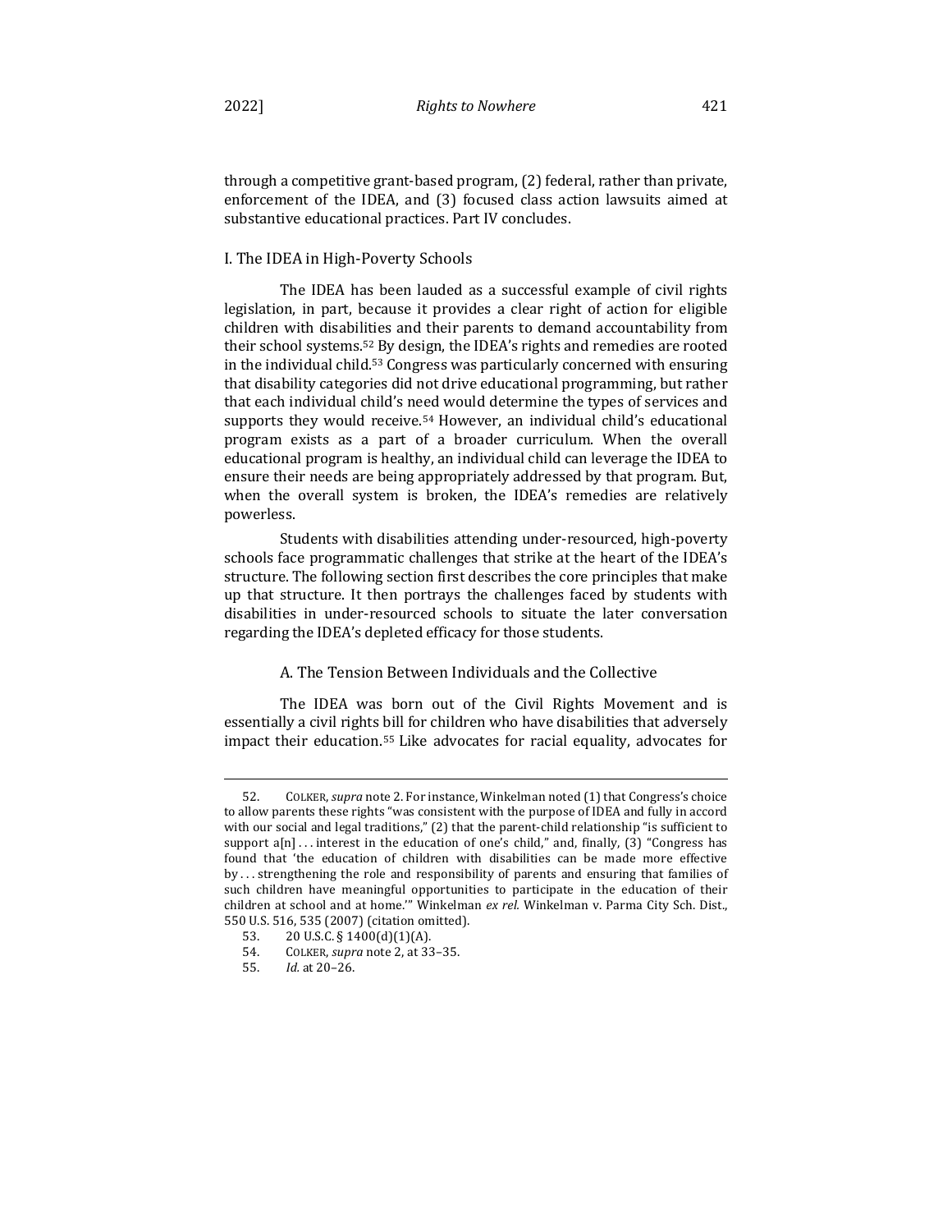through a competitive grant-based program, (2) federal, rather than private, enforcement of the IDEA, and (3) focused class action lawsuits aimed at substantive educational practices. Part IV concludes.

## I. The IDEA in High-Poverty Schools

The IDEA has been lauded as a successful example of civil rights legislation, in part, because it provides a clear right of action for eligible children with disabilities and their parents to demand accountability from their school systems.[52] By design, the IDEA's rights and remedies are rooted in the individual child.[53] Congress was particularly concerned with ensuring that disability categories did not drive educational programming, but rather that each individual child's need would determine the types of services and supports they would receive.[54] However, an individual child's educational program exists as a part of a broader curriculum. When the overall educational program is healthy, an individual child can leverage the IDEA to ensure their needs are being appropriately addressed by that program. But, when the overall system is broken, the IDEA's remedies are relatively powerless.

Students with disabilities attending under-resourced, high-poverty schools face programmatic challenges that strike at the heart of the IDEA's structure. The following section first describes the core principles that make up that structure. It then portrays the challenges faced by students with disabilities in under-resourced schools to situate the later conversation regarding the IDEA's depleted efficacy for those students.

### A. The Tension Between Individuals and the Collective

The IDEA was born out of the Civil Rights Movement and is essentially a civil rights bill for children who have disabilities that adversely impact their education.[55] Like advocates for racial equality, advocates for

---

52. COLKER, *supra* note 2. For instance, Winkelman noted (1) that Congress's choice to allow parents these rights "was consistent with the purpose of IDEA and fully in accord with our social and legal traditions," (2) that the parent-child relationship "is sufficient to support a[n] . . . interest in the education of one's child," and, finally, (3) "Congress has found that 'the education of children with disabilities can be made more effective by . . . strengthening the role and responsibility of parents and ensuring that families of such children have meaningful opportunities to participate in the education of their children at school and at home.'" Winkelman *ex rel.* Winkelman v. Parma City Sch. Dist., 550 U.S. 516, 535 (2007) (citation omitted).

53. 20 U.S.C. § 1400(d)(1)(A).

54. COLKER, *supra* note 2, at 33–35.

55. *Id.* at 20–26.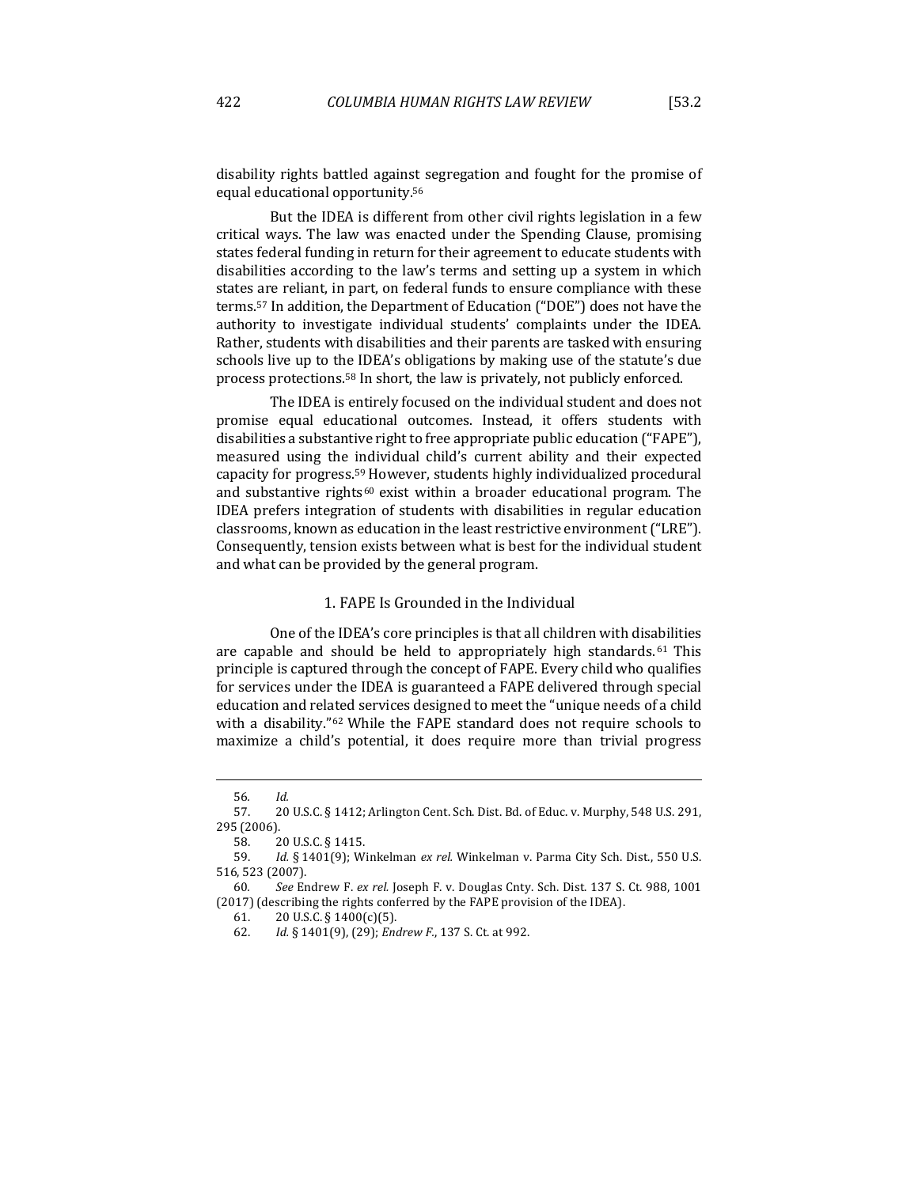disability rights battled against segregation and fought for the promise of equal educational opportunity.[56]

But the IDEA is different from other civil rights legislation in a few critical ways. The law was enacted under the Spending Clause, promising states federal funding in return for their agreement to educate students with disabilities according to the law's terms and setting up a system in which states are reliant, in part, on federal funds to ensure compliance with these terms.[57] In addition, the Department of Education ("DOE") does not have the authority to investigate individual students' complaints under the IDEA. Rather, students with disabilities and their parents are tasked with ensuring schools live up to the IDEA's obligations by making use of the statute's due process protections.[58] In short, the law is privately, not publicly enforced.

The IDEA is entirely focused on the individual student and does not promise equal educational outcomes. Instead, it offers students with disabilities a substantive right to free appropriate public education ("FAPE"), measured using the individual child's current ability and their expected capacity for progress.[59] However, students highly individualized procedural and substantive rights[60] exist within a broader educational program. The IDEA prefers integration of students with disabilities in regular education classrooms, known as education in the least restrictive environment ("LRE"). Consequently, tension exists between what is best for the individual student and what can be provided by the general program.

### 1. FAPE Is Grounded in the Individual

One of the IDEA's core principles is that all children with disabilities are capable and should be held to appropriately high standards.[61] This principle is captured through the concept of FAPE. Every child who qualifies for services under the IDEA is guaranteed a FAPE delivered through special education and related services designed to meet the "unique needs of a child with a disability."[62] While the FAPE standard does not require schools to maximize a child's potential, it does require more than trivial progress

---

56. *Id.*

57. 20 U.S.C. § 1412; Arlington Cent. Sch. Dist. Bd. of Educ. v. Murphy, 548 U.S. 291, 295 (2006).

58. 20 U.S.C. § 1415.

59. *Id.* § 1401(9); Winkelman *ex rel.* Winkelman v. Parma City Sch. Dist., 550 U.S. 516, 523 (2007).

60. *See* Endrew F. *ex rel.* Joseph F. v. Douglas Cnty. Sch. Dist. 137 S. Ct. 988, 1001 (2017) (describing the rights conferred by the FAPE provision of the IDEA).

61. 20 U.S.C. § 1400(c)(5).

62. *Id.* § 1401(9), (29); *Endrew F.*, 137 S. Ct. at 992.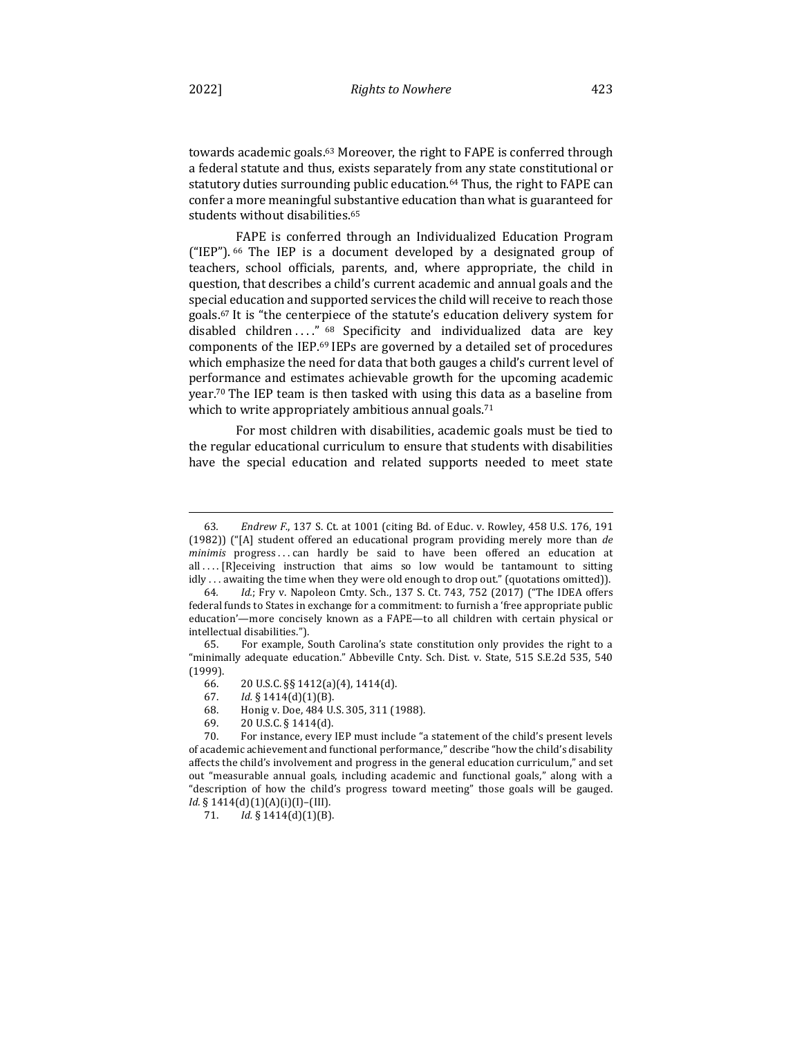towards academic goals.[63] Moreover, the right to FAPE is conferred through a federal statute and thus, exists separately from any state constitutional or statutory duties surrounding public education.[64] Thus, the right to FAPE can confer a more meaningful substantive education than what is guaranteed for students without disabilities.[65]

FAPE is conferred through an Individualized Education Program ("IEP").[66] The IEP is a document developed by a designated group of teachers, school officials, parents, and, where appropriate, the child in question, that describes a child's current academic and annual goals and the special education and supported services the child will receive to reach those goals.[67] It is "the centerpiece of the statute's education delivery system for disabled children . . . ."[68] Specificity and individualized data are key components of the IEP.[69] IEPs are governed by a detailed set of procedures which emphasize the need for data that both gauges a child's current level of performance and estimates achievable growth for the upcoming academic year.[70] The IEP team is then tasked with using this data as a baseline from which to write appropriately ambitious annual goals.[71]

For most children with disabilities, academic goals must be tied to the regular educational curriculum to ensure that students with disabilities have the special education and related supports needed to meet state

---

63. *Endrew F.*, 137 S. Ct. at 1001 (citing Bd. of Educ. v. Rowley, 458 U.S. 176, 191 (1982)) ("[A] student offered an educational program providing merely more than *de minimis* progress . . . can hardly be said to have been offered an education at all . . . . [R]eceiving instruction that aims so low would be tantamount to sitting idly . . . awaiting the time when they were old enough to drop out." (quotations omitted)).

64. *Id.*; Fry v. Napoleon Cmty. Sch., 137 S. Ct. 743, 752 (2017) ("The IDEA offers federal funds to States in exchange for a commitment: to furnish a 'free appropriate public education'—more concisely known as a FAPE—to all children with certain physical or intellectual disabilities.").

65. For example, South Carolina's state constitution only provides the right to a "minimally adequate education." Abbeville Cnty. Sch. Dist. v. State, 515 S.E.2d 535, 540 (1999).

66. 20 U.S.C. §§ 1412(a)(4), 1414(d).

67. *Id.* § 1414(d)(1)(B).

68. Honig v. Doe, 484 U.S. 305, 311 (1988).

69. 20 U.S.C. § 1414(d).

70. For instance, every IEP must include "a statement of the child's present levels of academic achievement and functional performance," describe "how the child's disability affects the child's involvement and progress in the general education curriculum," and set out "measurable annual goals, including academic and functional goals," along with a "description of how the child's progress toward meeting" those goals will be gauged. *Id.* § 1414(d)(1)(A)(i)(I)–(III).

71. *Id.* § 1414(d)(1)(B).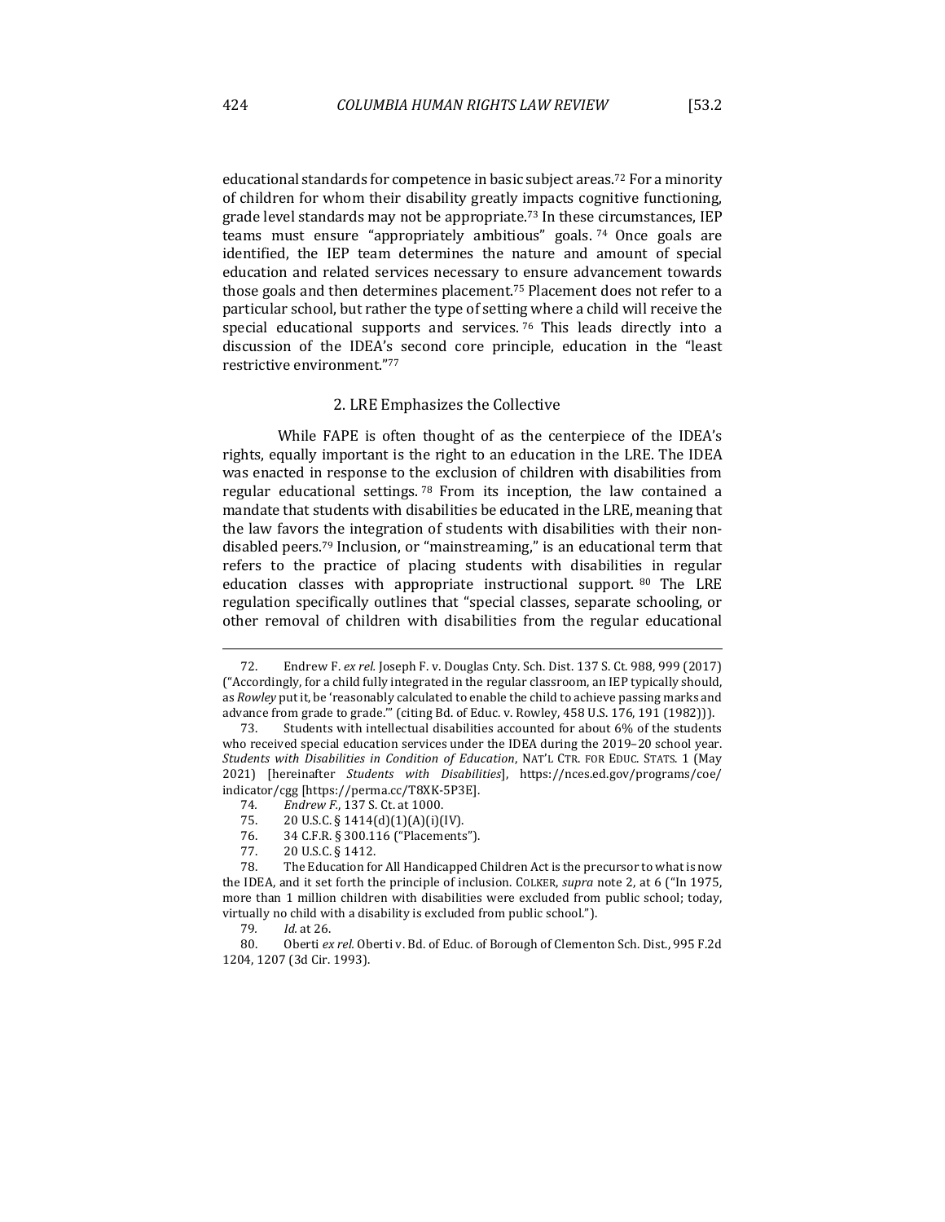educational standards for competence in basic subject areas.[72] For a minority of children for whom their disability greatly impacts cognitive functioning, grade level standards may not be appropriate.[73] In these circumstances, IEP teams must ensure "appropriately ambitious" goals.[74] Once goals are identified, the IEP team determines the nature and amount of special education and related services necessary to ensure advancement towards those goals and then determines placement.[75] Placement does not refer to a particular school, but rather the type of setting where a child will receive the special educational supports and services.[76] This leads directly into a discussion of the IDEA's second core principle, education in the "least restrictive environment."[77]

### 2. LRE Emphasizes the Collective

While FAPE is often thought of as the centerpiece of the IDEA's rights, equally important is the right to an education in the LRE. The IDEA was enacted in response to the exclusion of children with disabilities from regular educational settings.[78] From its inception, the law contained a mandate that students with disabilities be educated in the LRE, meaning that the law favors the integration of students with disabilities with their non-disabled peers.[79] Inclusion, or "mainstreaming," is an educational term that refers to the practice of placing students with disabilities in regular education classes with appropriate instructional support.[80] The LRE regulation specifically outlines that "special classes, separate schooling, or other removal of children with disabilities from the regular educational

---

72. Endrew F. *ex rel.* Joseph F. v. Douglas Cnty. Sch. Dist. 137 S. Ct. 988, 999 (2017) ("Accordingly, for a child fully integrated in the regular classroom, an IEP typically should, as *Rowley* put it, be 'reasonably calculated to enable the child to achieve passing marks and advance from grade to grade.'" (citing Bd. of Educ. v. Rowley, 458 U.S. 176, 191 (1982))).

73. Students with intellectual disabilities accounted for about 6% of the students who received special education services under the IDEA during the 2019–20 school year. *Students with Disabilities in Condition of Education*, NAT'L CTR. FOR EDUC. STATS. 1 (May 2021) [hereinafter *Students with Disabilities*], https://nces.ed.gov/programs/coe/indicator/cgg [https://perma.cc/T8XK-5P3E].

74. *Endrew F.*, 137 S. Ct. at 1000.

75. 20 U.S.C. § 1414(d)(1)(A)(i)(IV).

76. 34 C.F.R. § 300.116 ("Placements").

77. 20 U.S.C. § 1412.

78. The Education for All Handicapped Children Act is the precursor to what is now the IDEA, and it set forth the principle of inclusion. COLKER, *supra* note 2, at 6 ("In 1975, more than 1 million children with disabilities were excluded from public school; today, virtually no child with a disability is excluded from public school.").

79. *Id.* at 26.

80. Oberti *ex rel.* Oberti v. Bd. of Educ. of Borough of Clementon Sch. Dist., 995 F.2d 1204, 1207 (3d Cir. 1993).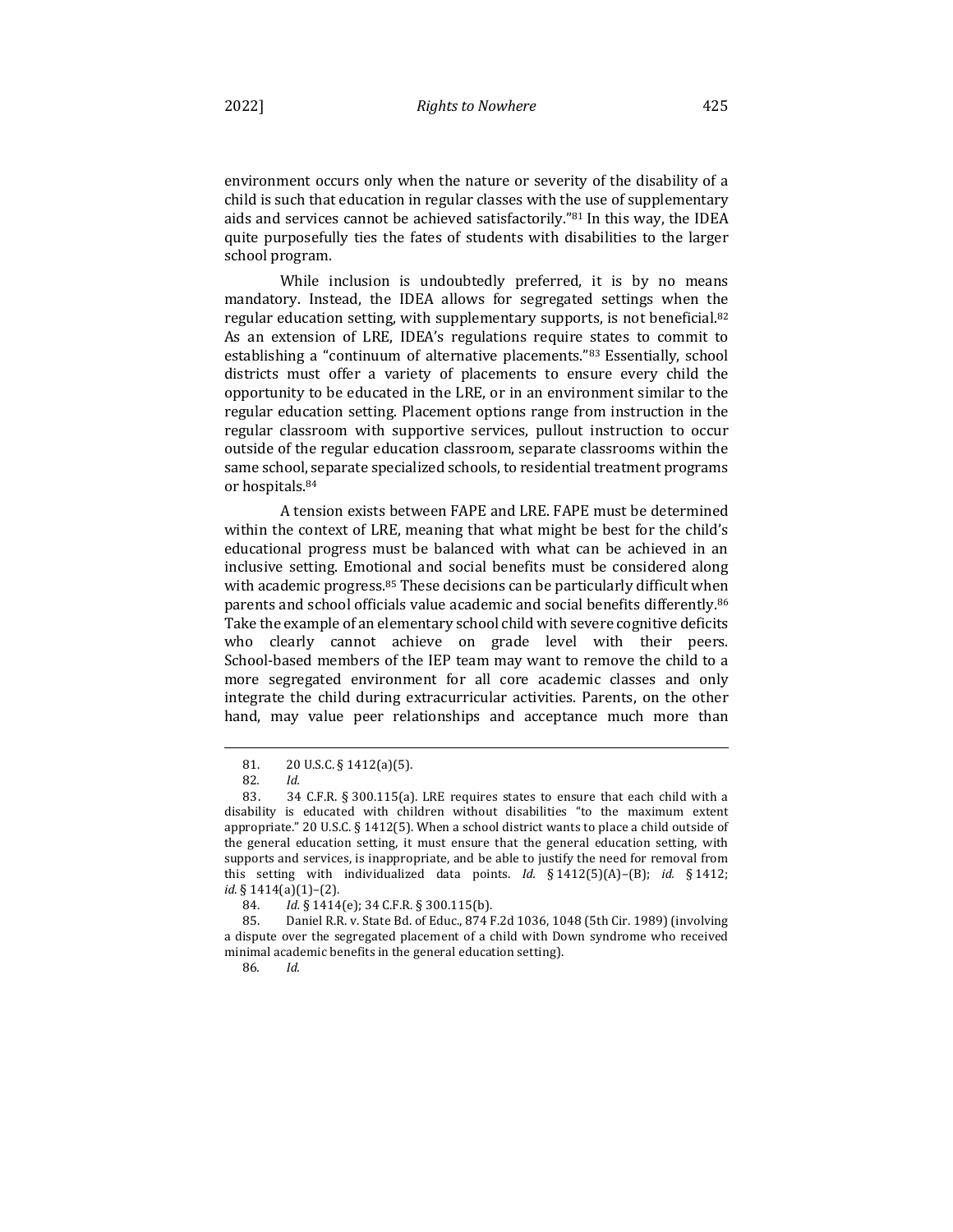environment occurs only when the nature or severity of the disability of a child is such that education in regular classes with the use of supplementary aids and services cannot be achieved satisfactorily."[81] In this way, the IDEA quite purposefully ties the fates of students with disabilities to the larger school program.

While inclusion is undoubtedly preferred, it is by no means mandatory. Instead, the IDEA allows for segregated settings when the regular education setting, with supplementary supports, is not beneficial.[82] As an extension of LRE, IDEA's regulations require states to commit to establishing a "continuum of alternative placements."[83] Essentially, school districts must offer a variety of placements to ensure every child the opportunity to be educated in the LRE, or in an environment similar to the regular education setting. Placement options range from instruction in the regular classroom with supportive services, pullout instruction to occur outside of the regular education classroom, separate classrooms within the same school, separate specialized schools, to residential treatment programs or hospitals.[84]

A tension exists between FAPE and LRE. FAPE must be determined within the context of LRE, meaning that what might be best for the child's educational progress must be balanced with what can be achieved in an inclusive setting. Emotional and social benefits must be considered along with academic progress.[85] These decisions can be particularly difficult when parents and school officials value academic and social benefits differently.[86] Take the example of an elementary school child with severe cognitive deficits who clearly cannot achieve on grade level with their peers. School-based members of the IEP team may want to remove the child to a more segregated environment for all core academic classes and only integrate the child during extracurricular activities. Parents, on the other hand, may value peer relationships and acceptance much more than

---

81. 20 U.S.C. § 1412(a)(5).

82. *Id.*

83. 34 C.F.R. § 300.115(a). LRE requires states to ensure that each child with a disability is educated with children without disabilities "to the maximum extent appropriate." 20 U.S.C. § 1412(5). When a school district wants to place a child outside of the general education setting, it must ensure that the general education setting, with supports and services, is inappropriate, and be able to justify the need for removal from this setting with individualized data points. *Id.* § 1412(5)(A)–(B); *id.* § 1412; *id.* § 1414(a)(1)–(2).

84. *Id.* § 1414(e); 34 C.F.R. § 300.115(b).

85. Daniel R.R. v. State Bd. of Educ., 874 F.2d 1036, 1048 (5th Cir. 1989) (involving a dispute over the segregated placement of a child with Down syndrome who received minimal academic benefits in the general education setting).

86. *Id.*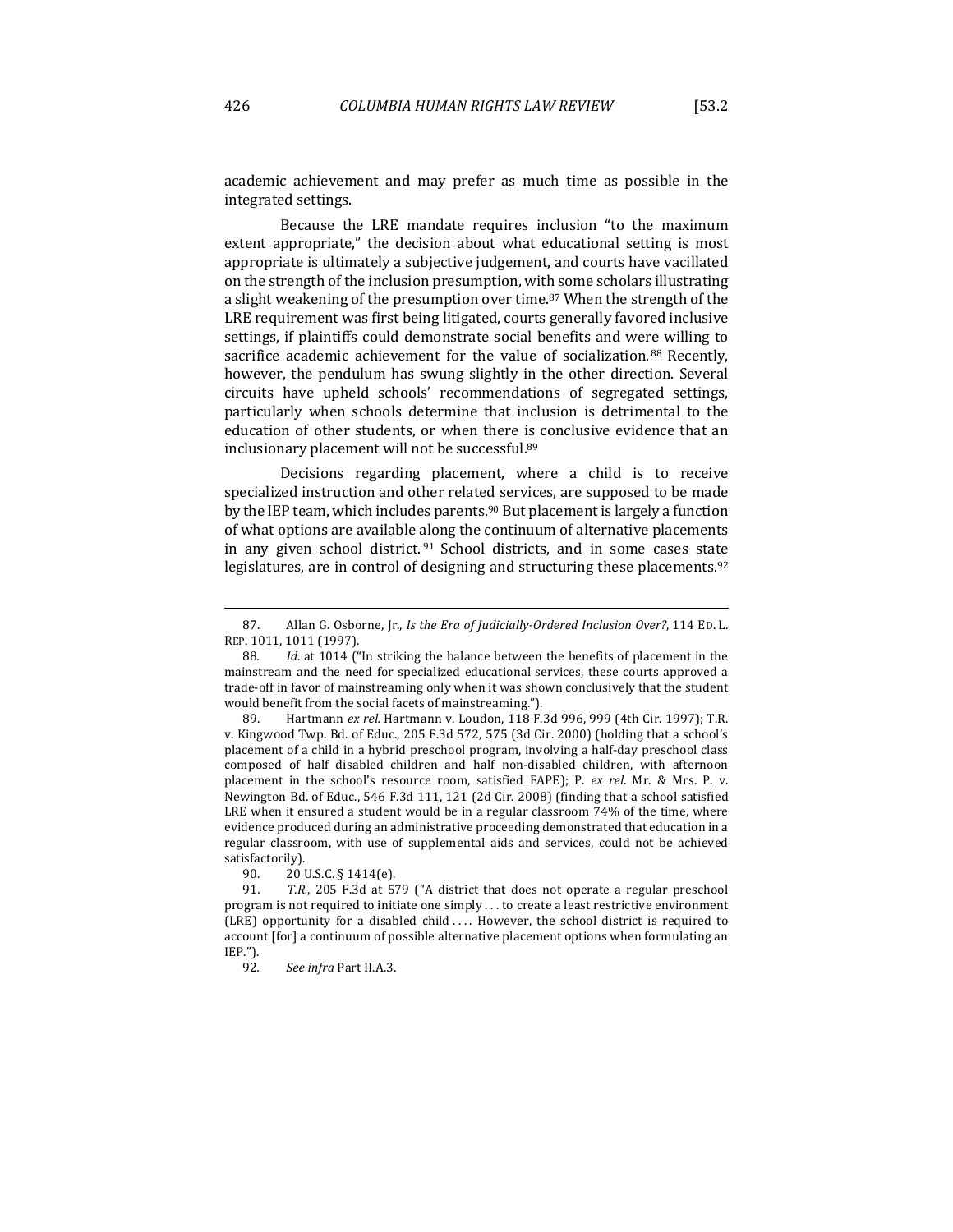academic achievement and may prefer as much time as possible in the integrated settings.

Because the LRE mandate requires inclusion "to the maximum extent appropriate," the decision about what educational setting is most appropriate is ultimately a subjective judgement, and courts have vacillated on the strength of the inclusion presumption, with some scholars illustrating a slight weakening of the presumption over time.[87] When the strength of the LRE requirement was first being litigated, courts generally favored inclusive settings, if plaintiffs could demonstrate social benefits and were willing to sacrifice academic achievement for the value of socialization.[88] Recently, however, the pendulum has swung slightly in the other direction. Several circuits have upheld schools' recommendations of segregated settings, particularly when schools determine that inclusion is detrimental to the education of other students, or when there is conclusive evidence that an inclusionary placement will not be successful.[89]

Decisions regarding placement, where a child is to receive specialized instruction and other related services, are supposed to be made by the IEP team, which includes parents.[90] But placement is largely a function of what options are available along the continuum of alternative placements in any given school district.[91] School districts, and in some cases state legislatures, are in control of designing and structuring these placements.[92]

---

87. Allan G. Osborne, Jr., *Is the Era of Judicially-Ordered Inclusion Over?*, 114 ED. L. REP. 1011, 1011 (1997).

88. *Id.* at 1014 ("In striking the balance between the benefits of placement in the mainstream and the need for specialized educational services, these courts approved a trade-off in favor of mainstreaming only when it was shown conclusively that the student would benefit from the social facets of mainstreaming.").

89. Hartmann *ex rel.* Hartmann v. Loudon, 118 F.3d 996, 999 (4th Cir. 1997); T.R. v. Kingwood Twp. Bd. of Educ., 205 F.3d 572, 575 (3d Cir. 2000) (holding that a school's placement of a child in a hybrid preschool program, involving a half-day preschool class composed of half disabled children and half non-disabled children, with afternoon placement in the school's resource room, satisfied FAPE); P. *ex rel.* Mr. & Mrs. P. v. Newington Bd. of Educ., 546 F.3d 111, 121 (2d Cir. 2008) (finding that a school satisfied LRE when it ensured a student would be in a regular classroom 74% of the time, where evidence produced during an administrative proceeding demonstrated that education in a regular classroom, with use of supplemental aids and services, could not be achieved satisfactorily).

90. 20 U.S.C. § 1414(e).

91. *T.R.*, 205 F.3d at 579 ("A district that does not operate a regular preschool program is not required to initiate one simply . . . to create a least restrictive environment (LRE) opportunity for a disabled child . . . . However, the school district is required to account [for] a continuum of possible alternative placement options when formulating an IEP.").

92. *See infra* Part II.A.3.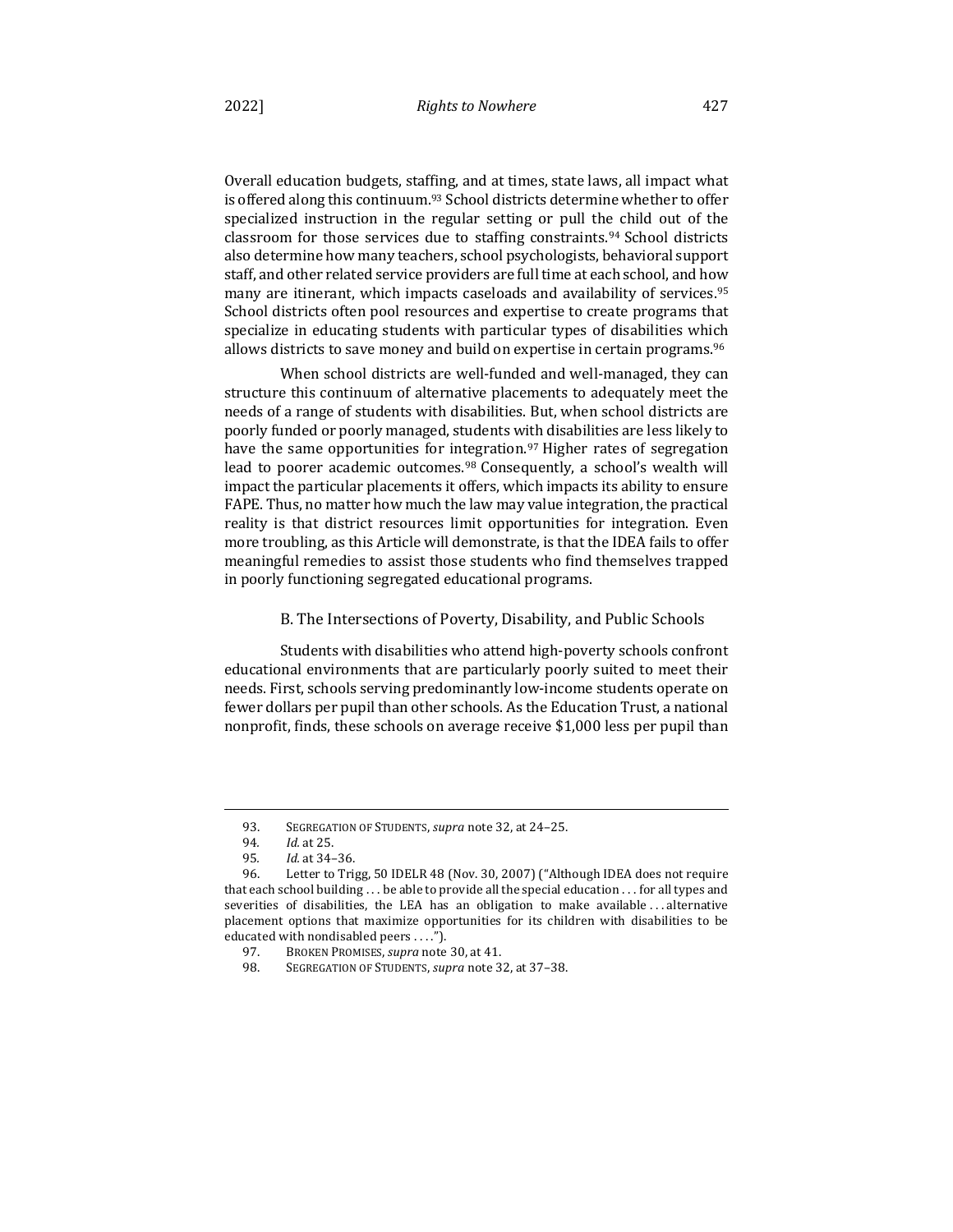Overall education budgets, staffing, and at times, state laws, all impact what is offered along this continuum.[93] School districts determine whether to offer specialized instruction in the regular setting or pull the child out of the classroom for those services due to staffing constraints.[94] School districts also determine how many teachers, school psychologists, behavioral support staff, and other related service providers are full time at each school, and how many are itinerant, which impacts caseloads and availability of services.[95] School districts often pool resources and expertise to create programs that specialize in educating students with particular types of disabilities which allows districts to save money and build on expertise in certain programs.[96]

When school districts are well-funded and well-managed, they can structure this continuum of alternative placements to adequately meet the needs of a range of students with disabilities. But, when school districts are poorly funded or poorly managed, students with disabilities are less likely to have the same opportunities for integration.[97] Higher rates of segregation lead to poorer academic outcomes.[98] Consequently, a school's wealth will impact the particular placements it offers, which impacts its ability to ensure FAPE. Thus, no matter how much the law may value integration, the practical reality is that district resources limit opportunities for integration. Even more troubling, as this Article will demonstrate, is that the IDEA fails to offer meaningful remedies to assist those students who find themselves trapped in poorly functioning segregated educational programs.

### B. The Intersections of Poverty, Disability, and Public Schools

Students with disabilities who attend high-poverty schools confront educational environments that are particularly poorly suited to meet their needs. First, schools serving predominantly low-income students operate on fewer dollars per pupil than other schools. As the Education Trust, a national nonprofit, finds, these schools on average receive $1,000 less per pupil than

---

93. SEGREGATION OF STUDENTS, *supra* note 32, at 24–25.

94. *Id.* at 25.

95. *Id.* at 34–36.

96. Letter to Trigg, 50 IDELR 48 (Nov. 30, 2007) ("Although IDEA does not require that each school building . . . be able to provide all the special education . . . for all types and severities of disabilities, the LEA has an obligation to make available . . . alternative placement options that maximize opportunities for its children with disabilities to be educated with nondisabled peers . . . .").

97. BROKEN PROMISES, *supra* note 30, at 41.

98. SEGREGATION OF STUDENTS, *supra* note 32, at 37–38.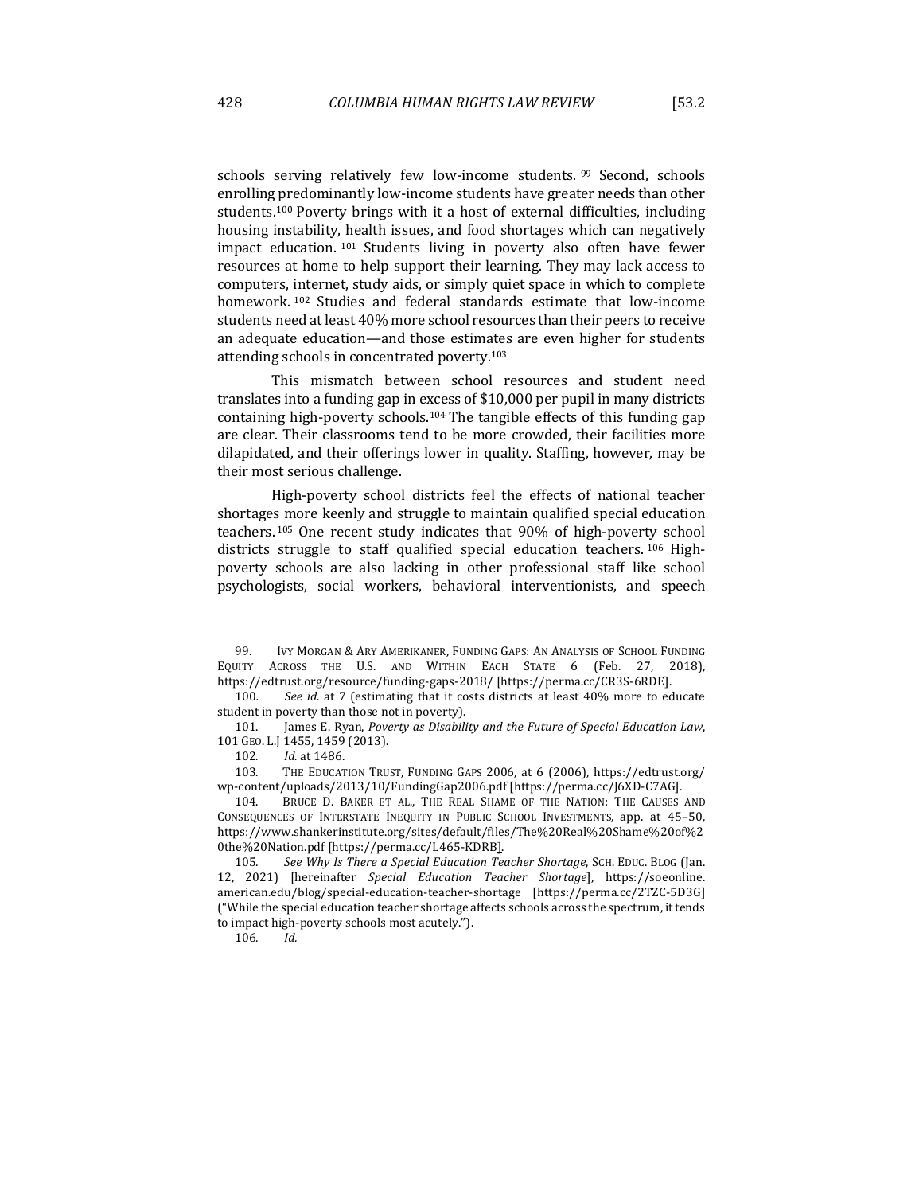schools serving relatively few low-income students.[99] Second, schools enrolling predominantly low-income students have greater needs than other students.[100] Poverty brings with it a host of external difficulties, including housing instability, health issues, and food shortages which can negatively impact education.[101] Students living in poverty also often have fewer resources at home to help support their learning. They may lack access to computers, internet, study aids, or simply quiet space in which to complete homework.[102] Studies and federal standards estimate that low-income students need at least 40% more school resources than their peers to receive an adequate education—and those estimates are even higher for students attending schools in concentrated poverty.[103]

This mismatch between school resources and student need translates into a funding gap in excess of $10,000 per pupil in many districts containing high-poverty schools.[104] The tangible effects of this funding gap are clear. Their classrooms tend to be more crowded, their facilities more dilapidated, and their offerings lower in quality. Staffing, however, may be their most serious challenge.

High-poverty school districts feel the effects of national teacher shortages more keenly and struggle to maintain qualified special education teachers.[105] One recent study indicates that 90% of high-poverty school districts struggle to staff qualified special education teachers.[106] High-poverty schools are also lacking in other professional staff like school psychologists, social workers, behavioral interventionists, and speech

---

99. IVY MORGAN & ARY AMERIKANER, FUNDING GAPS: AN ANALYSIS OF SCHOOL FUNDING EQUITY ACROSS THE U.S. AND WITHIN EACH STATE 6 (Feb. 27, 2018), https://edtrust.org/resource/funding-gaps-2018/ [https://perma.cc/CR3S-6RDE].

100. *See id.* at 7 (estimating that it costs districts at least 40% more to educate student in poverty than those not in poverty).

101. James E. Ryan, *Poverty as Disability and the Future of Special Education Law*, 101 GEO. L.J 1455, 1459 (2013).

102. *Id.* at 1486.

103. THE EDUCATION TRUST, FUNDING GAPS 2006, at 6 (2006), https://edtrust.org/wp-content/uploads/2013/10/FundingGap2006.pdf [https://perma.cc/J6XD-C7AG].

104. BRUCE D. BAKER ET AL., THE REAL SHAME OF THE NATION: THE CAUSES AND CONSEQUENCES OF INTERSTATE INEQUITY IN PUBLIC SCHOOL INVESTMENTS, app. at 45–50, https://www.shankerinstitute.org/sites/default/files/The%20Real%20Shame%20of%20the%20Nation.pdf [https://perma.cc/L465-KDRB].

105. *See Why Is There a Special Education Teacher Shortage*, SCH. EDUC. BLOG (Jan. 12, 2021) [hereinafter *Special Education Teacher Shortage*], https://soeonline.american.edu/blog/special-education-teacher-shortage [https://perma.cc/2TZC-5D3G] ("While the special education teacher shortage affects schools across the spectrum, it tends to impact high-poverty schools most acutely.").

106. *Id.*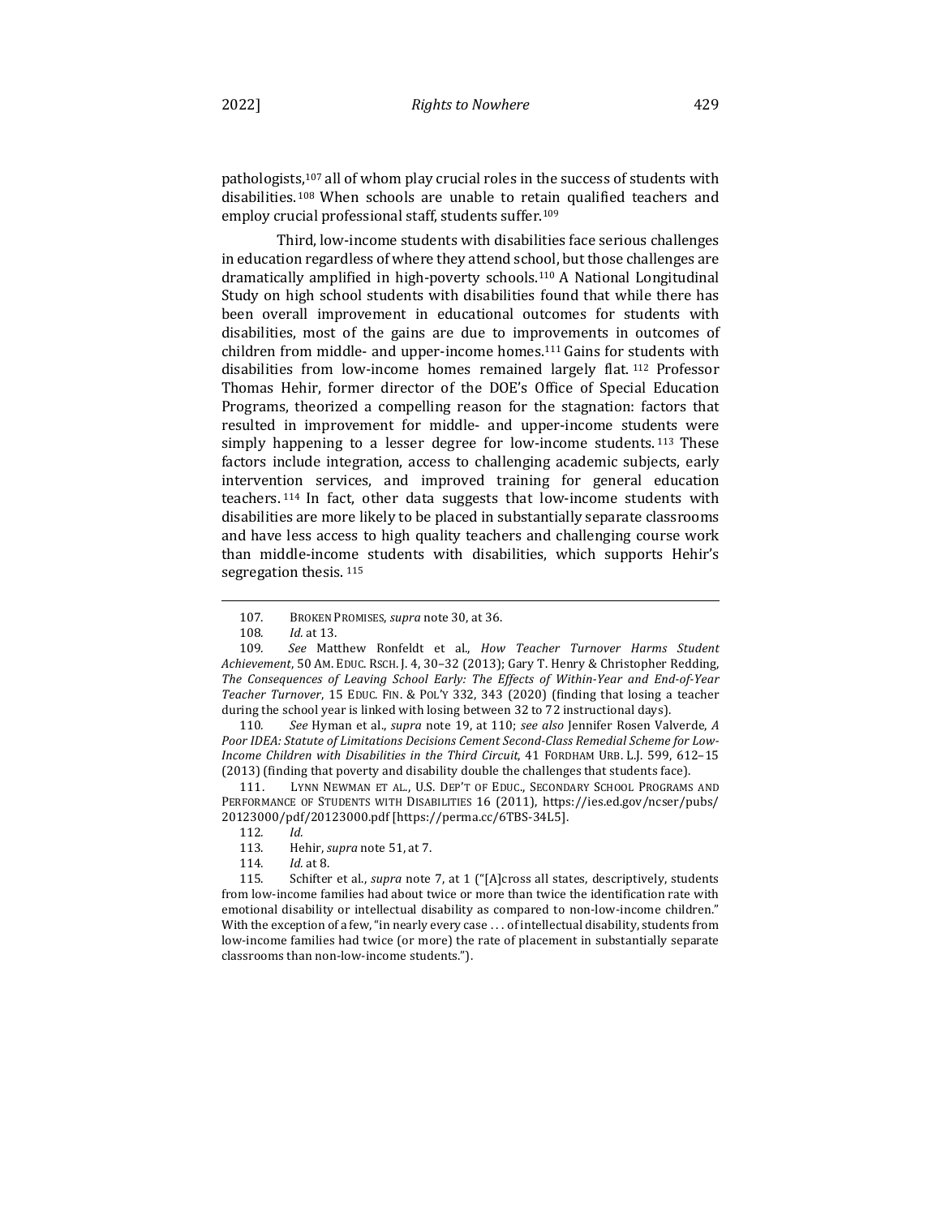pathologists,[107] all of whom play crucial roles in the success of students with disabilities.[108] When schools are unable to retain qualified teachers and employ crucial professional staff, students suffer.[109]

Third, low-income students with disabilities face serious challenges in education regardless of where they attend school, but those challenges are dramatically amplified in high-poverty schools.[110] A National Longitudinal Study on high school students with disabilities found that while there has been overall improvement in educational outcomes for students with disabilities, most of the gains are due to improvements in outcomes of children from middle- and upper-income homes.[111] Gains for students with disabilities from low-income homes remained largely flat.[112] Professor Thomas Hehir, former director of the DOE's Office of Special Education Programs, theorized a compelling reason for the stagnation: factors that resulted in improvement for middle- and upper-income students were simply happening to a lesser degree for low-income students.[113] These factors include integration, access to challenging academic subjects, early intervention services, and improved training for general education teachers.[114] In fact, other data suggests that low-income students with disabilities are more likely to be placed in substantially separate classrooms and have less access to high quality teachers and challenging course work than middle-income students with disabilities, which supports Hehir's segregation thesis.[115]

---

107. BROKEN PROMISES, *supra* note 30, at 36.

108. *Id.* at 13.

109. *See* Matthew Ronfeldt et al., *How Teacher Turnover Harms Student Achievement*, 50 AM. EDUC. RSCH. J. 4, 30–32 (2013); Gary T. Henry & Christopher Redding, *The Consequences of Leaving School Early: The Effects of Within-Year and End-of-Year Teacher Turnover*, 15 EDUC. FIN. & POL'Y 332, 343 (2020) (finding that losing a teacher during the school year is linked with losing between 32 to 72 instructional days).

110. *See* Hyman et al., *supra* note 19, at 110; *see also* Jennifer Rosen Valverde, *A Poor IDEA: Statute of Limitations Decisions Cement Second-Class Remedial Scheme for Low-Income Children with Disabilities in the Third Circuit*, 41 FORDHAM URB. L.J. 599, 612–15 (2013) (finding that poverty and disability double the challenges that students face).

111. LYNN NEWMAN ET AL., U.S. DEP'T OF EDUC., SECONDARY SCHOOL PROGRAMS AND PERFORMANCE OF STUDENTS WITH DISABILITIES 16 (2011), https://ies.ed.gov/ncser/pubs/20123000/pdf/20123000.pdf [https://perma.cc/6TBS-34L5].

112. *Id.*

113. Hehir, *supra* note 51, at 7.

114. *Id.* at 8.

115. Schifter et al., *supra* note 7, at 1 ("[A]cross all states, descriptively, students from low-income families had about twice or more than twice the identification rate with emotional disability or intellectual disability as compared to non-low-income children." With the exception of a few, "in nearly every case . . . of intellectual disability, students from low-income families had twice (or more) the rate of placement in substantially separate classrooms than non-low-income students.").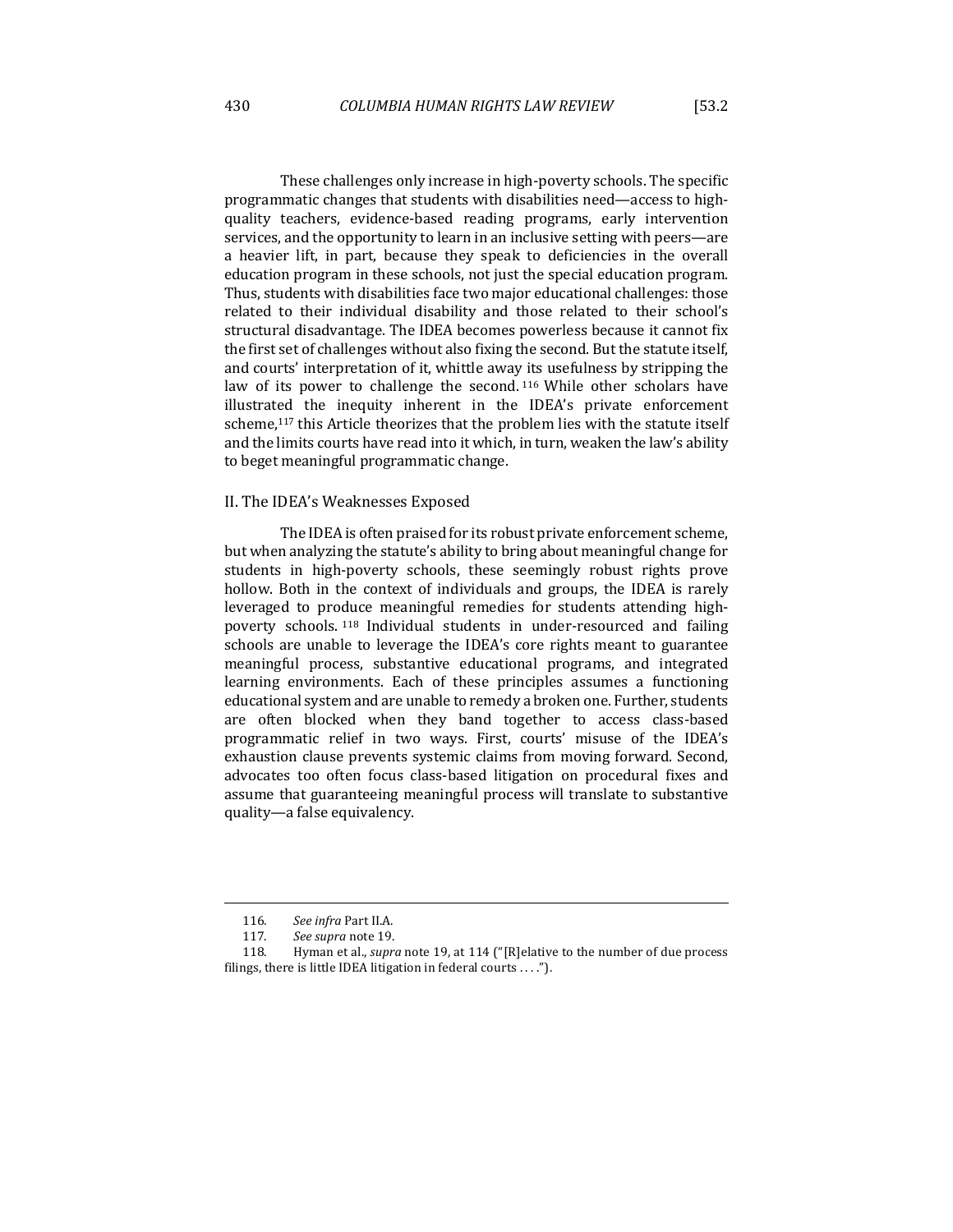These challenges only increase in high-poverty schools. The specific programmatic changes that students with disabilities need—access to high-quality teachers, evidence-based reading programs, early intervention services, and the opportunity to learn in an inclusive setting with peers—are a heavier lift, in part, because they speak to deficiencies in the overall education program in these schools, not just the special education program. Thus, students with disabilities face two major educational challenges: those related to their individual disability and those related to their school's structural disadvantage. The IDEA becomes powerless because it cannot fix the first set of challenges without also fixing the second. But the statute itself, and courts' interpretation of it, whittle away its usefulness by stripping the law of its power to challenge the second.[116] While other scholars have illustrated the inequity inherent in the IDEA's private enforcement scheme,[117] this Article theorizes that the problem lies with the statute itself and the limits courts have read into it which, in turn, weaken the law's ability to beget meaningful programmatic change.

## II. The IDEA's Weaknesses Exposed

The IDEA is often praised for its robust private enforcement scheme, but when analyzing the statute's ability to bring about meaningful change for students in high-poverty schools, these seemingly robust rights prove hollow. Both in the context of individuals and groups, the IDEA is rarely leveraged to produce meaningful remedies for students attending high-poverty schools.[118] Individual students in under-resourced and failing schools are unable to leverage the IDEA's core rights meant to guarantee meaningful process, substantive educational programs, and integrated learning environments. Each of these principles assumes a functioning educational system and are unable to remedy a broken one. Further, students are often blocked when they band together to access class-based programmatic relief in two ways. First, courts' misuse of the IDEA's exhaustion clause prevents systemic claims from moving forward. Second, advocates too often focus class-based litigation on procedural fixes and assume that guaranteeing meaningful process will translate to substantive quality—a false equivalency.

---

116. *See infra* Part II.A.

117. *See supra* note 19.

118. Hyman et al., *supra* note 19, at 114 ("[R]elative to the number of due process filings, there is little IDEA litigation in federal courts . . . .").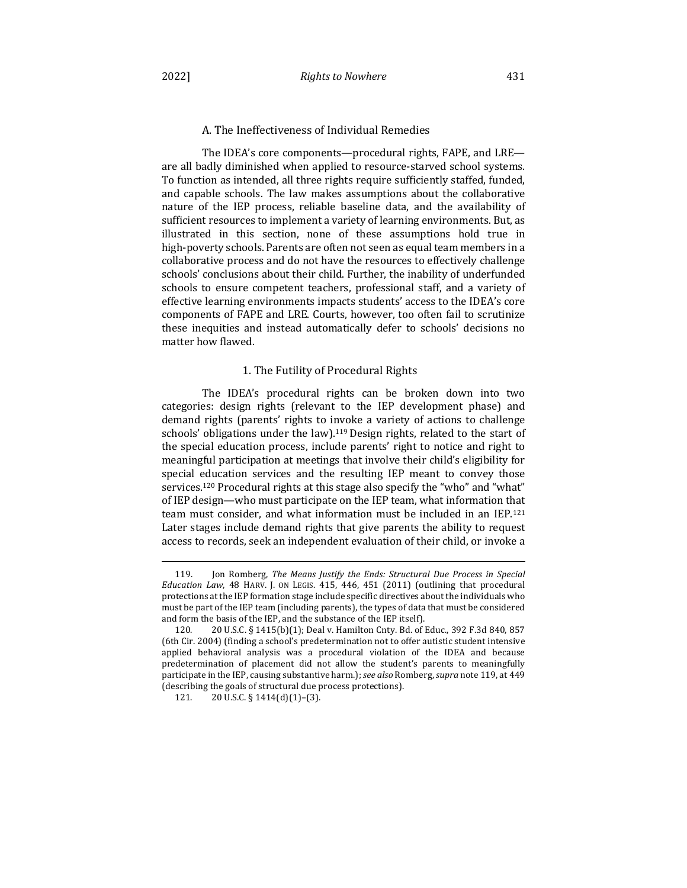### A. The Ineffectiveness of Individual Remedies

The IDEA's core components—procedural rights, FAPE, and LRE—are all badly diminished when applied to resource-starved school systems. To function as intended, all three rights require sufficiently staffed, funded, and capable schools. The law makes assumptions about the collaborative nature of the IEP process, reliable baseline data, and the availability of sufficient resources to implement a variety of learning environments. But, as illustrated in this section, none of these assumptions hold true in high-poverty schools. Parents are often not seen as equal team members in a collaborative process and do not have the resources to effectively challenge schools' conclusions about their child. Further, the inability of underfunded schools to ensure competent teachers, professional staff, and a variety of effective learning environments impacts students' access to the IDEA's core components of FAPE and LRE. Courts, however, too often fail to scrutinize these inequities and instead automatically defer to schools' decisions no matter how flawed.

#### 1. The Futility of Procedural Rights

The IDEA's procedural rights can be broken down into two categories: design rights (relevant to the IEP development phase) and demand rights (parents' rights to invoke a variety of actions to challenge schools' obligations under the law).[119] Design rights, related to the start of the special education process, include parents' right to notice and right to meaningful participation at meetings that involve their child's eligibility for special education services and the resulting IEP meant to convey those services.[120] Procedural rights at this stage also specify the "who" and "what" of IEP design—who must participate on the IEP team, what information that team must consider, and what information must be included in an IEP.[121] Later stages include demand rights that give parents the ability to request access to records, seek an independent evaluation of their child, or invoke a

---

119. Jon Romberg, *The Means Justify the Ends: Structural Due Process in Special Education Law*, 48 HARV. J. ON LEGIS. 415, 446, 451 (2011) (outlining that procedural protections at the IEP formation stage include specific directives about the individuals who must be part of the IEP team (including parents), the types of data that must be considered and form the basis of the IEP, and the substance of the IEP itself).

120. 20 U.S.C. § 1415(b)(1); Deal v. Hamilton Cnty. Bd. of Educ., 392 F.3d 840, 857 (6th Cir. 2004) (finding a school's predetermination not to offer autistic student intensive applied behavioral analysis was a procedural violation of the IDEA and because predetermination of placement did not allow the student's parents to meaningfully participate in the IEP, causing substantive harm.); *see also* Romberg, *supra* note 119, at 449 (describing the goals of structural due process protections).

121. 20 U.S.C. § 1414(d)(1)–(3).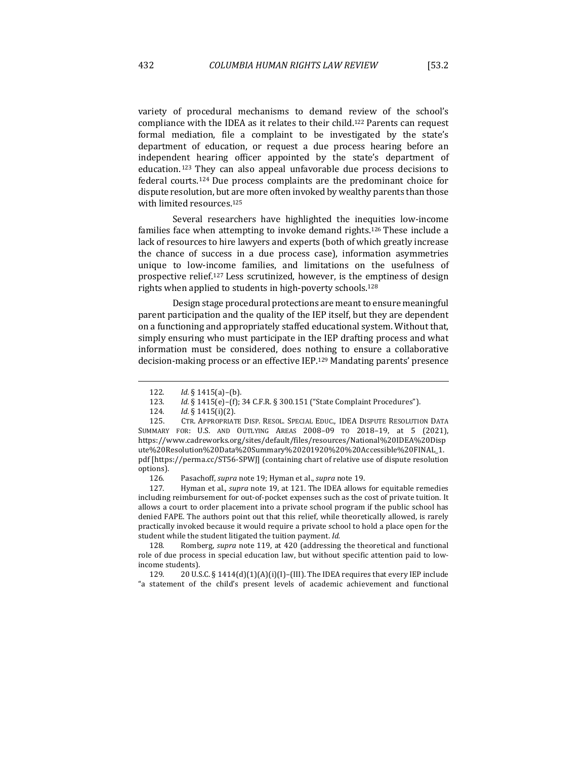variety of procedural mechanisms to demand review of the school's compliance with the IDEA as it relates to their child.[122] Parents can request formal mediation, file a complaint to be investigated by the state's department of education, or request a due process hearing before an independent hearing officer appointed by the state's department of education.[123] They can also appeal unfavorable due process decisions to federal courts.[124] Due process complaints are the predominant choice for dispute resolution, but are more often invoked by wealthy parents than those with limited resources.[125]

Several researchers have highlighted the inequities low-income families face when attempting to invoke demand rights.[126] These include a lack of resources to hire lawyers and experts (both of which greatly increase the chance of success in a due process case), information asymmetries unique to low-income families, and limitations on the usefulness of prospective relief.[127] Less scrutinized, however, is the emptiness of design rights when applied to students in high-poverty schools.[128]

Design stage procedural protections are meant to ensure meaningful parent participation and the quality of the IEP itself, but they are dependent on a functioning and appropriately staffed educational system. Without that, simply ensuring who must participate in the IEP drafting process and what information must be considered, does nothing to ensure a collaborative decision-making process or an effective IEP.[129] Mandating parents' presence

---

122. *Id.* § 1415(a)–(b).

123. *Id.* § 1415(e)–(f); 34 C.F.R. § 300.151 ("State Complaint Procedures").

124. *Id.* § 1415(i)(2).

125. CTR. APPROPRIATE DISP. RESOL. SPECIAL EDUC., IDEA DISPUTE RESOLUTION DATA SUMMARY FOR: U.S. AND OUTLYING AREAS 2008–09 TO 2018–19, at 5 (2021), https://www.cadreworks.org/sites/default/files/resources/National%20IDEA%20Dispute%20Resolution%20Data%20Summary%20201920%20%20Accessible%20FINAL_1.pdf [https://perma.cc/ST56-SPWJ] (containing chart of relative use of dispute resolution options).

126. Pasachoff, *supra* note 19; Hyman et al., *supra* note 19.

127. Hyman et al., *supra* note 19, at 121. The IDEA allows for equitable remedies including reimbursement for out-of-pocket expenses such as the cost of private tuition. It allows a court to order placement into a private school program if the public school has denied FAPE. The authors point out that this relief, while theoretically allowed, is rarely practically invoked because it would require a private school to hold a place open for the student while the student litigated the tuition payment. *Id.*

128. Romberg, *supra* note 119, at 420 (addressing the theoretical and functional role of due process in special education law, but without specific attention paid to low-income students).

129. 20 U.S.C. § 1414(d)(1)(A)(i)(I)–(III). The IDEA requires that every IEP include "a statement of the child's present levels of academic achievement and functional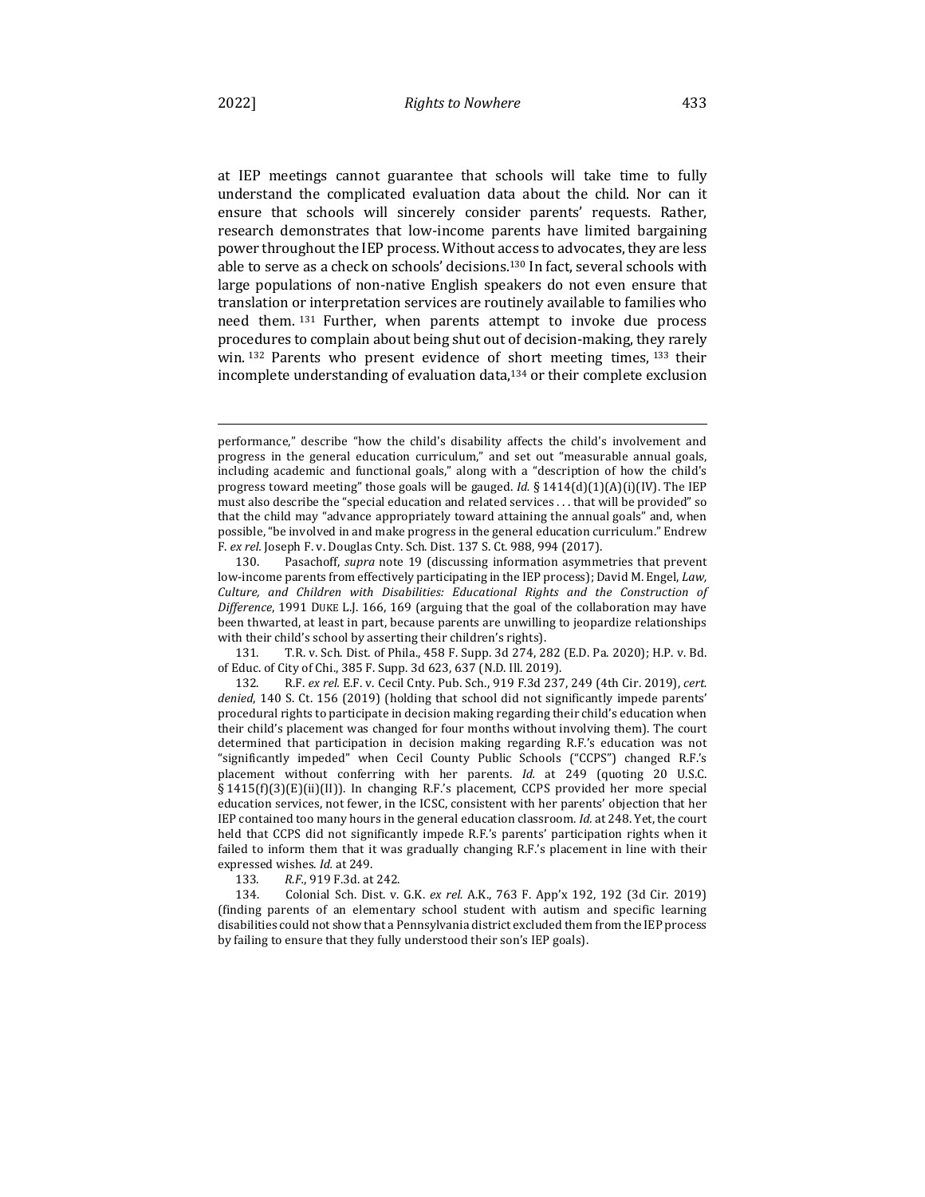at IEP meetings cannot guarantee that schools will take time to fully understand the complicated evaluation data about the child. Nor can it ensure that schools will sincerely consider parents' requests. Rather, research demonstrates that low-income parents have limited bargaining power throughout the IEP process. Without access to advocates, they are less able to serve as a check on schools' decisions.[130] In fact, several schools with large populations of non-native English speakers do not even ensure that translation or interpretation services are routinely available to families who need them.[131] Further, when parents attempt to invoke due process procedures to complain about being shut out of decision-making, they rarely win.[132] Parents who present evidence of short meeting times,[133] their incomplete understanding of evaluation data,[134] or their complete exclusion

---

performance," describe "how the child's disability affects the child's involvement and progress in the general education curriculum," and set out "measurable annual goals, including academic and functional goals," along with a "description of how the child's progress toward meeting" those goals will be gauged. *Id.* § 1414(d)(1)(A)(i)(IV). The IEP must also describe the "special education and related services . . . that will be provided" so that the child may "advance appropriately toward attaining the annual goals" and, when possible, "be involved in and make progress in the general education curriculum." Endrew F. *ex rel.* Joseph F. v. Douglas Cnty. Sch. Dist. 137 S. Ct. 988, 994 (2017).

130. Pasachoff, *supra* note 19 (discussing information asymmetries that prevent low-income parents from effectively participating in the IEP process); David M. Engel, *Law, Culture, and Children with Disabilities: Educational Rights and the Construction of Difference*, 1991 DUKE L.J. 166, 169 (arguing that the goal of the collaboration may have been thwarted, at least in part, because parents are unwilling to jeopardize relationships with their child's school by asserting their children's rights).

131. T.R. v. Sch. Dist. of Phila., 458 F. Supp. 3d 274, 282 (E.D. Pa. 2020); H.P. v. Bd. of Educ. of City of Chi., 385 F. Supp. 3d 623, 637 (N.D. Ill. 2019).

132. R.F. *ex rel.* E.F. v. Cecil Cnty. Pub. Sch., 919 F.3d 237, 249 (4th Cir. 2019), *cert. denied*, 140 S. Ct. 156 (2019) (holding that school did not significantly impede parents' procedural rights to participate in decision making regarding their child's education when their child's placement was changed for four months without involving them). The court determined that participation in decision making regarding R.F.'s education was not "significantly impeded" when Cecil County Public Schools ("CCPS") changed R.F.'s placement without conferring with her parents. *Id.* at 249 (quoting 20 U.S.C. § 1415(f)(3)(E)(ii)(II)). In changing R.F.'s placement, CCPS provided her more special education services, not fewer, in the ICSC, consistent with her parents' objection that her IEP contained too many hours in the general education classroom. *Id.* at 248. Yet, the court held that CCPS did not significantly impede R.F.'s parents' participation rights when it failed to inform them that it was gradually changing R.F.'s placement in line with their expressed wishes. *Id.* at 249.

133. *R.F.*, 919 F.3d. at 242.

134. Colonial Sch. Dist. v. G.K. *ex rel.* A.K., 763 F. App'x 192, 192 (3d Cir. 2019) (finding parents of an elementary school student with autism and specific learning disabilities could not show that a Pennsylvania district excluded them from the IEP process by failing to ensure that they fully understood their son's IEP goals).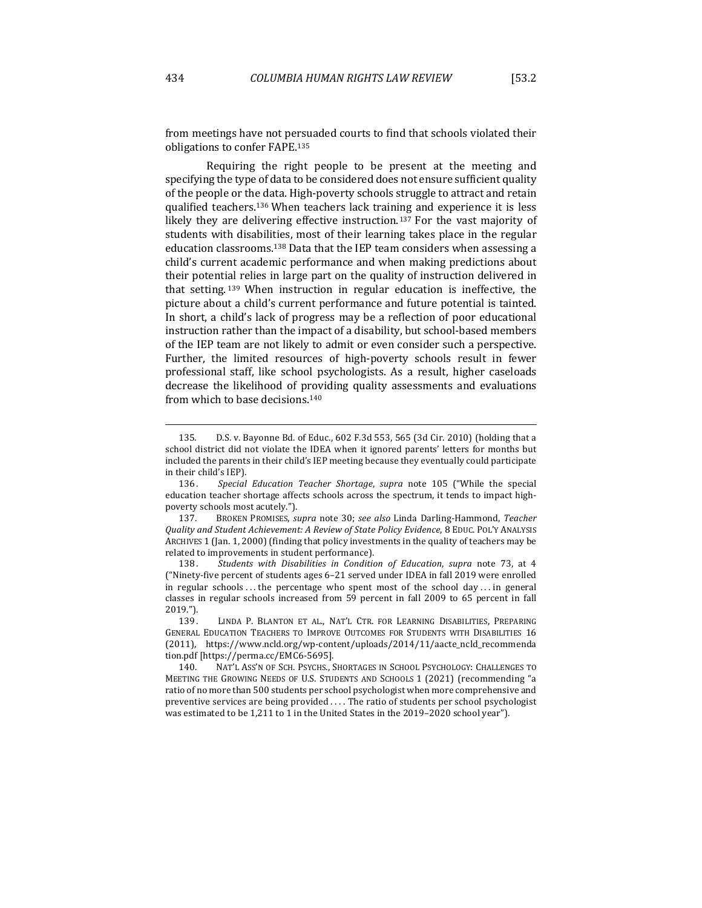from meetings have not persuaded courts to find that schools violated their obligations to confer FAPE.[135]

Requiring the right people to be present at the meeting and specifying the type of data to be considered does not ensure sufficient quality of the people or the data. High-poverty schools struggle to attract and retain qualified teachers.[136] When teachers lack training and experience it is less likely they are delivering effective instruction.[137] For the vast majority of students with disabilities, most of their learning takes place in the regular education classrooms.[138] Data that the IEP team considers when assessing a child's current academic performance and when making predictions about their potential relies in large part on the quality of instruction delivered in that setting.[139] When instruction in regular education is ineffective, the picture about a child's current performance and future potential is tainted. In short, a child's lack of progress may be a reflection of poor educational instruction rather than the impact of a disability, but school-based members of the IEP team are not likely to admit or even consider such a perspective. Further, the limited resources of high-poverty schools result in fewer professional staff, like school psychologists. As a result, higher caseloads decrease the likelihood of providing quality assessments and evaluations from which to base decisions.[140]

---

135. D.S. v. Bayonne Bd. of Educ., 602 F.3d 553, 565 (3d Cir. 2010) (holding that a school district did not violate the IDEA when it ignored parents' letters for months but included the parents in their child's IEP meeting because they eventually could participate in their child's IEP).

136. *Special Education Teacher Shortage*, *supra* note 105 ("While the special education teacher shortage affects schools across the spectrum, it tends to impact high-poverty schools most acutely.").

137. BROKEN PROMISES, *supra* note 30; *see also* Linda Darling-Hammond, *Teacher Quality and Student Achievement: A Review of State Policy Evidence*, 8 EDUC. POL'Y ANALYSIS ARCHIVES 1 (Jan. 1, 2000) (finding that policy investments in the quality of teachers may be related to improvements in student performance).

138. *Students with Disabilities in Condition of Education*, *supra* note 73, at 4 ("Ninety-five percent of students ages 6–21 served under IDEA in fall 2019 were enrolled in regular schools . . . the percentage who spent most of the school day . . . in general classes in regular schools increased from 59 percent in fall 2009 to 65 percent in fall 2019.").

139. LINDA P. BLANTON ET AL., NAT'L CTR. FOR LEARNING DISABILITIES, PREPARING GENERAL EDUCATION TEACHERS TO IMPROVE OUTCOMES FOR STUDENTS WITH DISABILITIES 16 (2011), https://www.ncld.org/wp-content/uploads/2014/11/aacte_ncld_recommendation.pdf [https://perma.cc/EMC6-5695].

140. NAT'L ASS'N OF SCH. PSYCHS., SHORTAGES IN SCHOOL PSYCHOLOGY: CHALLENGES TO MEETING THE GROWING NEEDS OF U.S. STUDENTS AND SCHOOLS 1 (2021) (recommending "a ratio of no more than 500 students per school psychologist when more comprehensive and preventive services are being provided . . . . The ratio of students per school psychologist was estimated to be 1,211 to 1 in the United States in the 2019–2020 school year").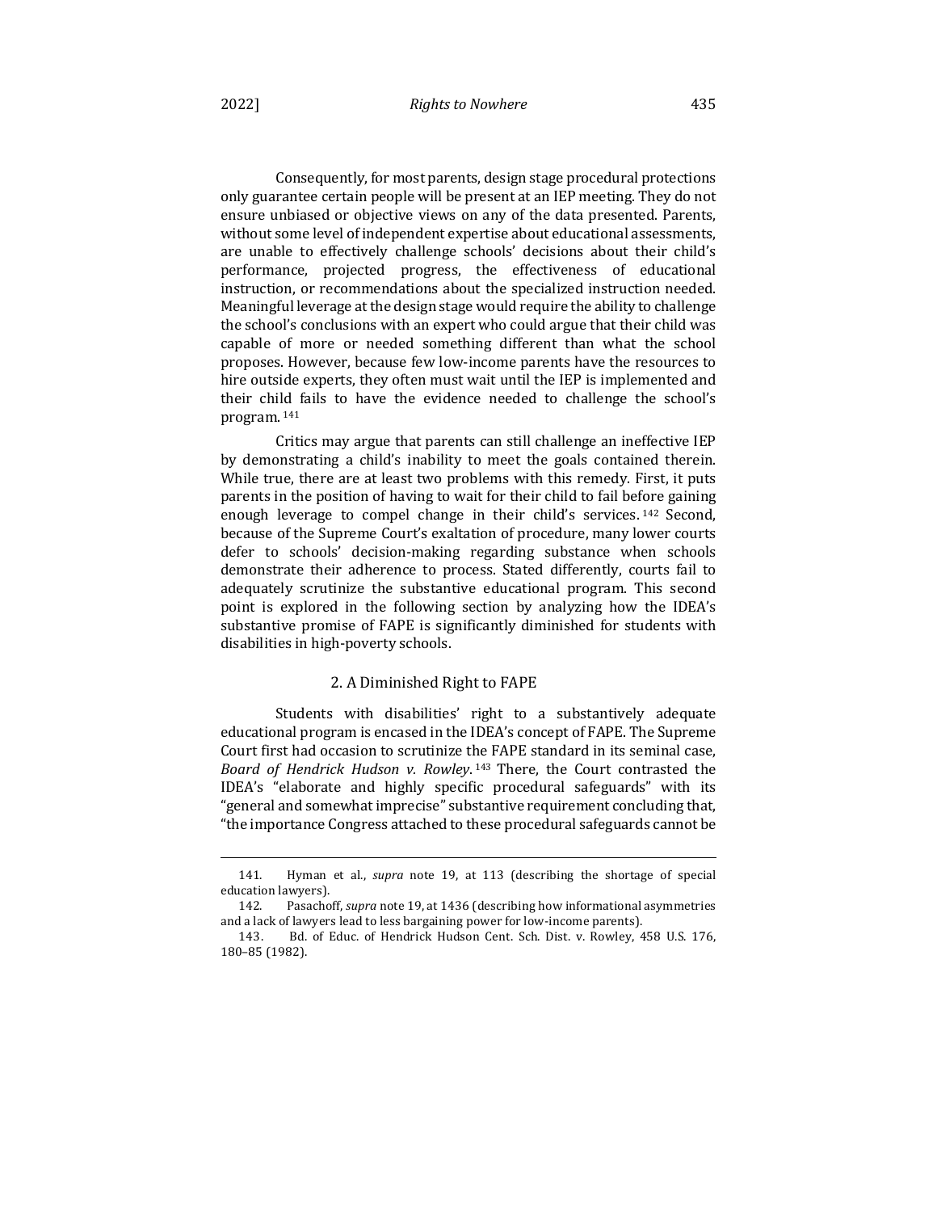Consequently, for most parents, design stage procedural protections only guarantee certain people will be present at an IEP meeting. They do not ensure unbiased or objective views on any of the data presented. Parents, without some level of independent expertise about educational assessments, are unable to effectively challenge schools' decisions about their child's performance, projected progress, the effectiveness of educational instruction, or recommendations about the specialized instruction needed. Meaningful leverage at the design stage would require the ability to challenge the school's conclusions with an expert who could argue that their child was capable of more or needed something different than what the school proposes. However, because few low-income parents have the resources to hire outside experts, they often must wait until the IEP is implemented and their child fails to have the evidence needed to challenge the school's program.[141]

Critics may argue that parents can still challenge an ineffective IEP by demonstrating a child's inability to meet the goals contained therein. While true, there are at least two problems with this remedy. First, it puts parents in the position of having to wait for their child to fail before gaining enough leverage to compel change in their child's services.[142] Second, because of the Supreme Court's exaltation of procedure, many lower courts defer to schools' decision-making regarding substance when schools demonstrate their adherence to process. Stated differently, courts fail to adequately scrutinize the substantive educational program. This second point is explored in the following section by analyzing how the IDEA's substantive promise of FAPE is significantly diminished for students with disabilities in high-poverty schools.

### 2. A Diminished Right to FAPE

Students with disabilities' right to a substantively adequate educational program is encased in the IDEA's concept of FAPE. The Supreme Court first had occasion to scrutinize the FAPE standard in its seminal case, *Board of Hendrick Hudson v. Rowley*.[143] There, the Court contrasted the IDEA's "elaborate and highly specific procedural safeguards" with its "general and somewhat imprecise" substantive requirement concluding that, "the importance Congress attached to these procedural safeguards cannot be

---

141. Hyman et al., *supra* note 19, at 113 (describing the shortage of special education lawyers).

142. Pasachoff, *supra* note 19, at 1436 (describing how informational asymmetries and a lack of lawyers lead to less bargaining power for low-income parents).

143. Bd. of Educ. of Hendrick Hudson Cent. Sch. Dist. v. Rowley, 458 U.S. 176, 180–85 (1982).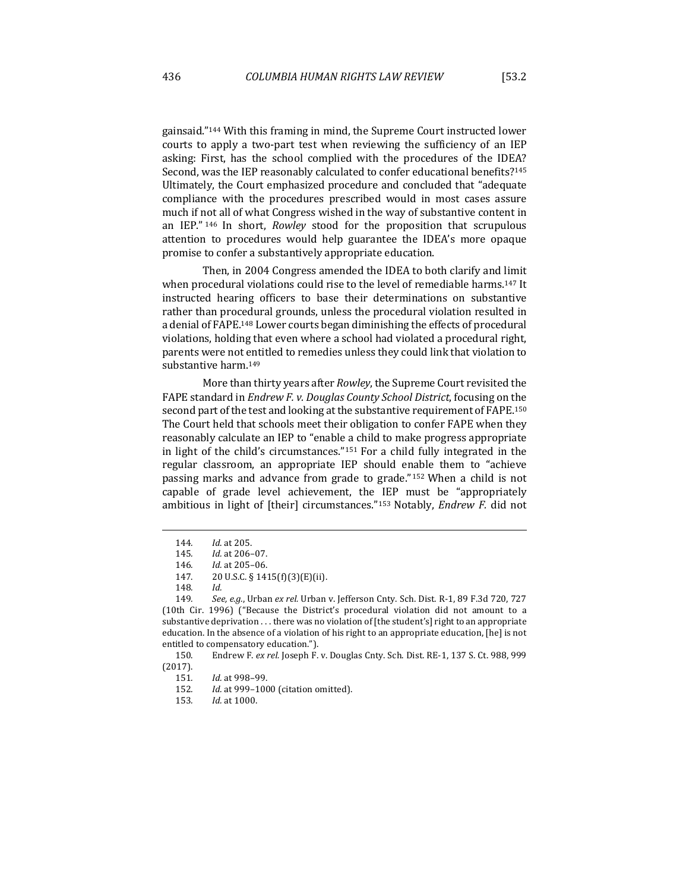gainsaid."[144] With this framing in mind, the Supreme Court instructed lower courts to apply a two-part test when reviewing the sufficiency of an IEP asking: First, has the school complied with the procedures of the IDEA? Second, was the IEP reasonably calculated to confer educational benefits?[145] Ultimately, the Court emphasized procedure and concluded that "adequate compliance with the procedures prescribed would in most cases assure much if not all of what Congress wished in the way of substantive content in an IEP."[146] In short, *Rowley* stood for the proposition that scrupulous attention to procedures would help guarantee the IDEA's more opaque promise to confer a substantively appropriate education.

Then, in 2004 Congress amended the IDEA to both clarify and limit when procedural violations could rise to the level of remediable harms.[147] It instructed hearing officers to base their determinations on substantive rather than procedural grounds, unless the procedural violation resulted in a denial of FAPE.[148] Lower courts began diminishing the effects of procedural violations, holding that even where a school had violated a procedural right, parents were not entitled to remedies unless they could link that violation to substantive harm.[149]

More than thirty years after *Rowley*, the Supreme Court revisited the FAPE standard in *Endrew F. v. Douglas County School District*, focusing on the second part of the test and looking at the substantive requirement of FAPE.[150] The Court held that schools meet their obligation to confer FAPE when they reasonably calculate an IEP to "enable a child to make progress appropriate in light of the child's circumstances."[151] For a child fully integrated in the regular classroom, an appropriate IEP should enable them to "achieve passing marks and advance from grade to grade."[152] When a child is not capable of grade level achievement, the IEP must be "appropriately ambitious in light of [their] circumstances."[153] Notably, *Endrew F.* did not

---

144. *Id.* at 205.

145. *Id.* at 206–07.

146. *Id.* at 205–06.

147. 20 U.S.C. § 1415(f)(3)(E)(ii).

148. *Id.*

149. *See, e.g.*, Urban *ex rel.* Urban v. Jefferson Cnty. Sch. Dist. R-1, 89 F.3d 720, 727 (10th Cir. 1996) ("Because the District's procedural violation did not amount to a substantive deprivation . . . there was no violation of [the student's] right to an appropriate education. In the absence of a violation of his right to an appropriate education, [he] is not entitled to compensatory education.").

150. Endrew F. *ex rel.* Joseph F. v. Douglas Cnty. Sch. Dist. RE-1, 137 S. Ct. 988, 999 (2017).

151. *Id.* at 998–99.

152. *Id.* at 999–1000 (citation omitted).

153. *Id.* at 1000.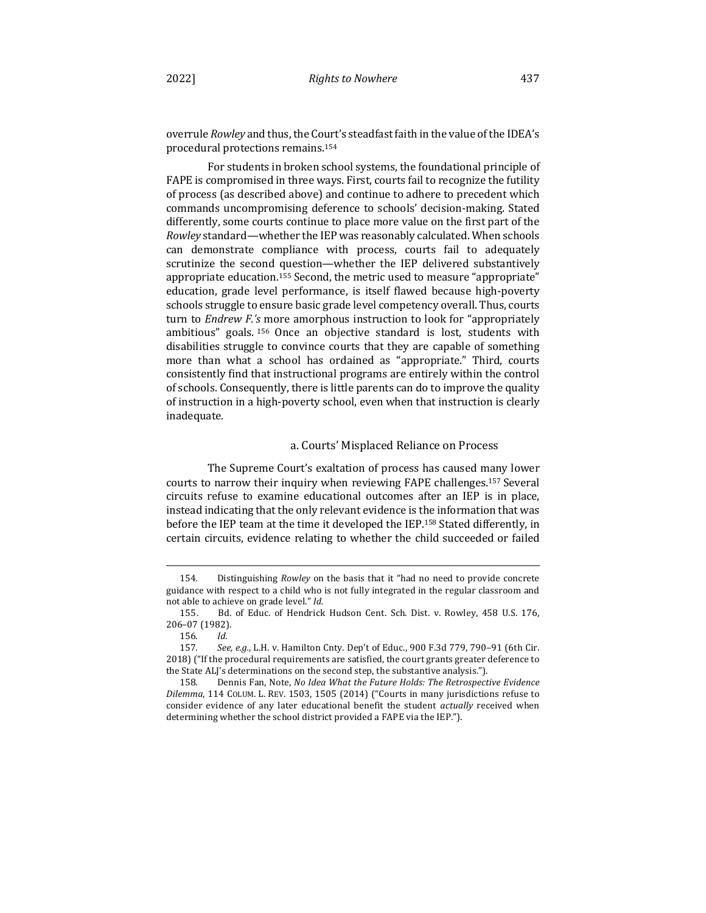overrule *Rowley* and thus, the Court's steadfast faith in the value of the IDEA's procedural protections remains.[154]

For students in broken school systems, the foundational principle of FAPE is compromised in three ways. First, courts fail to recognize the futility of process (as described above) and continue to adhere to precedent which commands uncompromising deference to schools' decision-making. Stated differently, some courts continue to place more value on the first part of the *Rowley* standard—whether the IEP was reasonably calculated. When schools can demonstrate compliance with process, courts fail to adequately scrutinize the second question—whether the IEP delivered substantively appropriate education.[155] Second, the metric used to measure "appropriate" education, grade level performance, is itself flawed because high-poverty schools struggle to ensure basic grade level competency overall. Thus, courts turn to *Endrew F.'s* more amorphous instruction to look for "appropriately ambitious" goals.[156] Once an objective standard is lost, students with disabilities struggle to convince courts that they are capable of something more than what a school has ordained as "appropriate." Third, courts consistently find that instructional programs are entirely within the control of schools. Consequently, there is little parents can do to improve the quality of instruction in a high-poverty school, even when that instruction is clearly inadequate.

#### a. Courts' Misplaced Reliance on Process

The Supreme Court's exaltation of process has caused many lower courts to narrow their inquiry when reviewing FAPE challenges.[157] Several circuits refuse to examine educational outcomes after an IEP is in place, instead indicating that the only relevant evidence is the information that was before the IEP team at the time it developed the IEP.[158] Stated differently, in certain circuits, evidence relating to whether the child succeeded or failed

---

154. Distinguishing *Rowley* on the basis that it "had no need to provide concrete guidance with respect to a child who is not fully integrated in the regular classroom and not able to achieve on grade level." *Id.*

155. Bd. of Educ. of Hendrick Hudson Cent. Sch. Dist. v. Rowley, 458 U.S. 176, 206–07 (1982).

156. *Id.*

157. *See, e.g.*, L.H. v. Hamilton Cnty. Dep't of Educ., 900 F.3d 779, 790–91 (6th Cir. 2018) ("If the procedural requirements are satisfied, the court grants greater deference to the State ALJ's determinations on the second step, the substantive analysis.").

158. Dennis Fan, Note, *No Idea What the Future Holds: The Retrospective Evidence Dilemma*, 114 COLUM. L. REV. 1503, 1505 (2014) ("Courts in many jurisdictions refuse to consider evidence of any later educational benefit the student *actually* received when determining whether the school district provided a FAPE via the IEP.").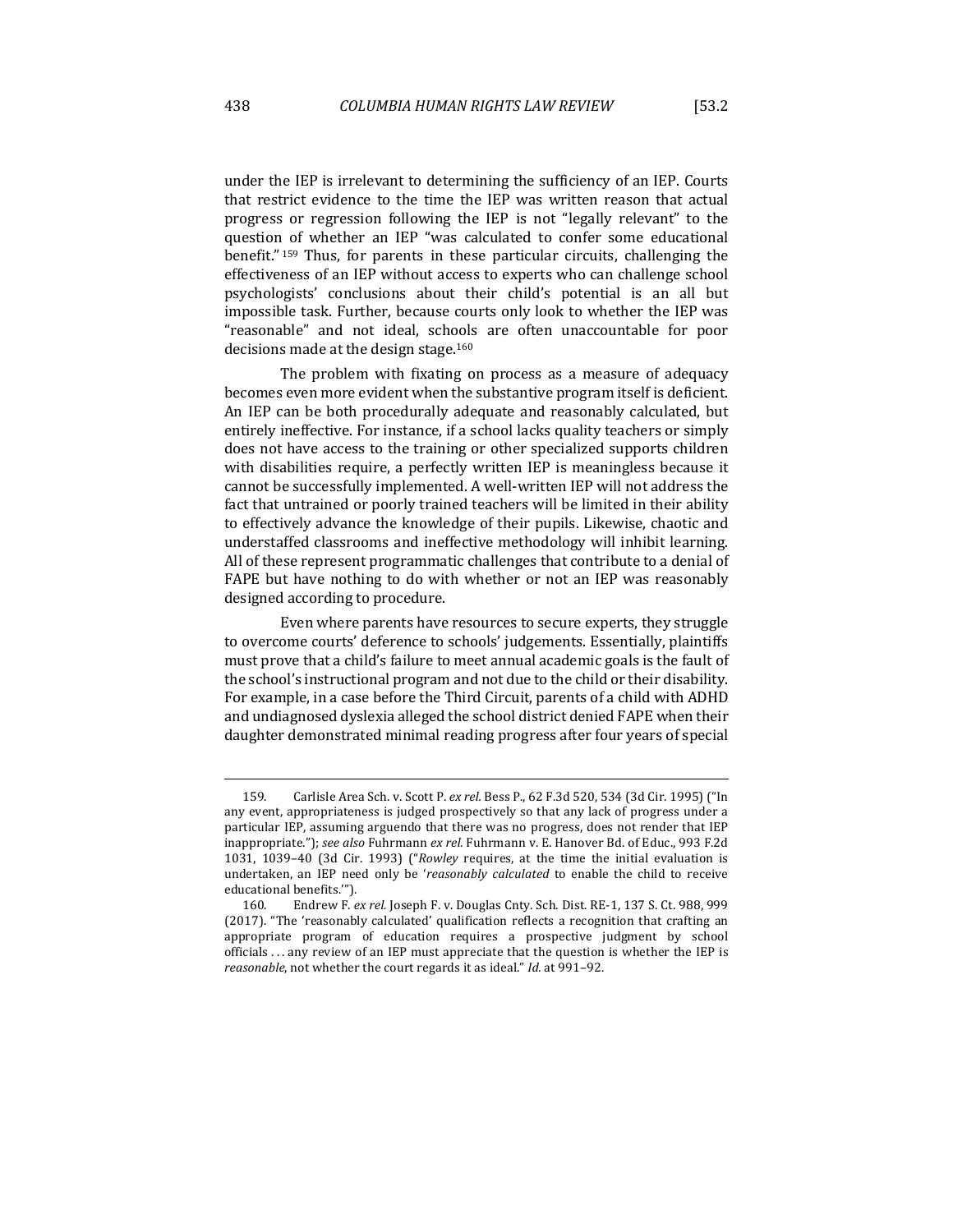under the IEP is irrelevant to determining the sufficiency of an IEP. Courts that restrict evidence to the time the IEP was written reason that actual progress or regression following the IEP is not "legally relevant" to the question of whether an IEP "was calculated to confer some educational benefit."[159] Thus, for parents in these particular circuits, challenging the effectiveness of an IEP without access to experts who can challenge school psychologists' conclusions about their child's potential is an all but impossible task. Further, because courts only look to whether the IEP was "reasonable" and not ideal, schools are often unaccountable for poor decisions made at the design stage.[160]

The problem with fixating on process as a measure of adequacy becomes even more evident when the substantive program itself is deficient. An IEP can be both procedurally adequate and reasonably calculated, but entirely ineffective. For instance, if a school lacks quality teachers or simply does not have access to the training or other specialized supports children with disabilities require, a perfectly written IEP is meaningless because it cannot be successfully implemented. A well-written IEP will not address the fact that untrained or poorly trained teachers will be limited in their ability to effectively advance the knowledge of their pupils. Likewise, chaotic and understaffed classrooms and ineffective methodology will inhibit learning. All of these represent programmatic challenges that contribute to a denial of FAPE but have nothing to do with whether or not an IEP was reasonably designed according to procedure.

Even where parents have resources to secure experts, they struggle to overcome courts' deference to schools' judgements. Essentially, plaintiffs must prove that a child's failure to meet annual academic goals is the fault of the school's instructional program and not due to the child or their disability. For example, in a case before the Third Circuit, parents of a child with ADHD and undiagnosed dyslexia alleged the school district denied FAPE when their daughter demonstrated minimal reading progress after four years of special

---

159. Carlisle Area Sch. v. Scott P. *ex rel.* Bess P., 62 F.3d 520, 534 (3d Cir. 1995) ("In any event, appropriateness is judged prospectively so that any lack of progress under a particular IEP, assuming arguendo that there was no progress, does not render that IEP inappropriate."); *see also* Fuhrmann *ex rel.* Fuhrmann v. E. Hanover Bd. of Educ., 993 F.2d 1031, 1039–40 (3d Cir. 1993) ("*Rowley* requires, at the time the initial evaluation is undertaken, an IEP need only be '*reasonably calculated* to enable the child to receive educational benefits.'").

160. Endrew F. *ex rel.* Joseph F. v. Douglas Cnty. Sch. Dist. RE-1, 137 S. Ct. 988, 999 (2017). "The 'reasonably calculated' qualification reflects a recognition that crafting an appropriate program of education requires a prospective judgment by school officials . . . any review of an IEP must appreciate that the question is whether the IEP is *reasonable*, not whether the court regards it as ideal." *Id.* at 991–92.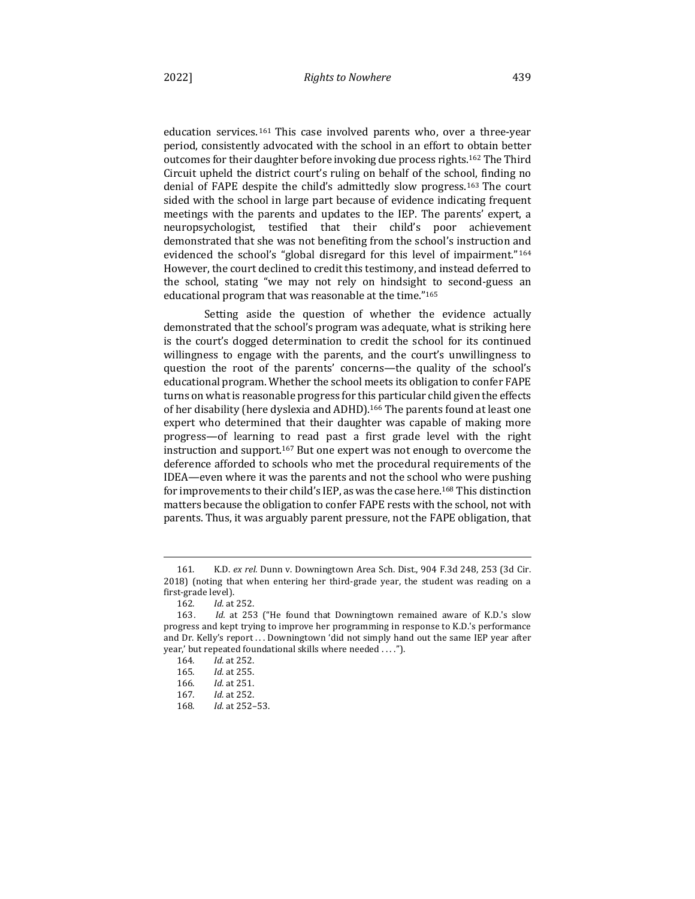education services.[161] This case involved parents who, over a three-year period, consistently advocated with the school in an effort to obtain better outcomes for their daughter before invoking due process rights.[162] The Third Circuit upheld the district court's ruling on behalf of the school, finding no denial of FAPE despite the child's admittedly slow progress.[163] The court sided with the school in large part because of evidence indicating frequent meetings with the parents and updates to the IEP. The parents' expert, a neuropsychologist, testified that their child's poor achievement demonstrated that she was not benefiting from the school's instruction and evidenced the school's "global disregard for this level of impairment."[164] However, the court declined to credit this testimony, and instead deferred to the school, stating "we may not rely on hindsight to second-guess an educational program that was reasonable at the time."[165]

Setting aside the question of whether the evidence actually demonstrated that the school's program was adequate, what is striking here is the court's dogged determination to credit the school for its continued willingness to engage with the parents, and the court's unwillingness to question the root of the parents' concerns—the quality of the school's educational program. Whether the school meets its obligation to confer FAPE turns on what is reasonable progress for this particular child given the effects of her disability (here dyslexia and ADHD).[166] The parents found at least one expert who determined that their daughter was capable of making more progress—of learning to read past a first grade level with the right instruction and support.[167] But one expert was not enough to overcome the deference afforded to schools who met the procedural requirements of the IDEA—even where it was the parents and not the school who were pushing for improvements to their child's IEP, as was the case here.[168] This distinction matters because the obligation to confer FAPE rests with the school, not with parents. Thus, it was arguably parent pressure, not the FAPE obligation, that

---

161. K.D. *ex rel.* Dunn v. Downingtown Area Sch. Dist., 904 F.3d 248, 253 (3d Cir. 2018) (noting that when entering her third-grade year, the student was reading on a first-grade level).

162. *Id.* at 252.

163. *Id.* at 253 ("He found that Downingtown remained aware of K.D.'s slow progress and kept trying to improve her programming in response to K.D.'s performance and Dr. Kelly's report . . . Downingtown 'did not simply hand out the same IEP year after year,' but repeated foundational skills where needed . . . .").

164. *Id.* at 252.

165. *Id.* at 255.

166. *Id.* at 251.

167. *Id.* at 252.

168. *Id.* at 252–53.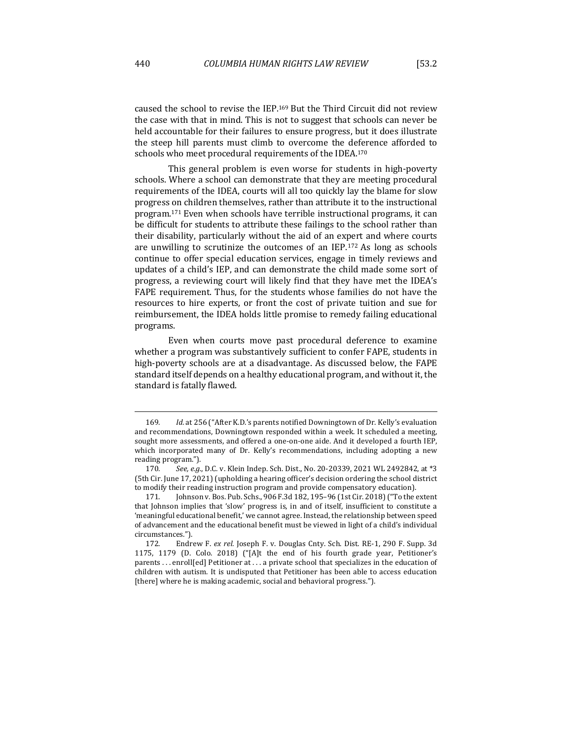caused the school to revise the IEP.[169] But the Third Circuit did not review the case with that in mind. This is not to suggest that schools can never be held accountable for their failures to ensure progress, but it does illustrate the steep hill parents must climb to overcome the deference afforded to schools who meet procedural requirements of the IDEA.[170]

This general problem is even worse for students in high-poverty schools. Where a school can demonstrate that they are meeting procedural requirements of the IDEA, courts will all too quickly lay the blame for slow progress on children themselves, rather than attribute it to the instructional program.[171] Even when schools have terrible instructional programs, it can be difficult for students to attribute these failings to the school rather than their disability, particularly without the aid of an expert and where courts are unwilling to scrutinize the outcomes of an IEP.[172] As long as schools continue to offer special education services, engage in timely reviews and updates of a child's IEP, and can demonstrate the child made some sort of progress, a reviewing court will likely find that they have met the IDEA's FAPE requirement. Thus, for the students whose families do not have the resources to hire experts, or front the cost of private tuition and sue for reimbursement, the IDEA holds little promise to remedy failing educational programs.

Even when courts move past procedural deference to examine whether a program was substantively sufficient to confer FAPE, students in high-poverty schools are at a disadvantage. As discussed below, the FAPE standard itself depends on a healthy educational program, and without it, the standard is fatally flawed.

---

169. *Id.* at 256 ("After K.D.'s parents notified Downingtown of Dr. Kelly's evaluation and recommendations, Downingtown responded within a week. It scheduled a meeting, sought more assessments, and offered a one-on-one aide. And it developed a fourth IEP, which incorporated many of Dr. Kelly's recommendations, including adopting a new reading program.").

170. *See, e.g.*, D.C. v. Klein Indep. Sch. Dist., No. 20-20339, 2021 WL 2492842, at *3 (5th Cir. June 17, 2021) (upholding a hearing officer's decision ordering the school district to modify their reading instruction program and provide compensatory education).

171. Johnson v. Bos. Pub. Schs., 906 F.3d 182, 195–96 (1st Cir. 2018) ("To the extent that Johnson implies that 'slow' progress is, in and of itself, insufficient to constitute a 'meaningful educational benefit,' we cannot agree. Instead, the relationship between speed of advancement and the educational benefit must be viewed in light of a child's individual circumstances.").

172. Endrew F. *ex rel.* Joseph F. v. Douglas Cnty. Sch. Dist. RE-1, 290 F. Supp. 3d 1175, 1179 (D. Colo. 2018) ("[A]t the end of his fourth grade year, Petitioner's parents . . . enroll[ed] Petitioner at . . . a private school that specializes in the education of children with autism. It is undisputed that Petitioner has been able to access education [there] where he is making academic, social and behavioral progress.").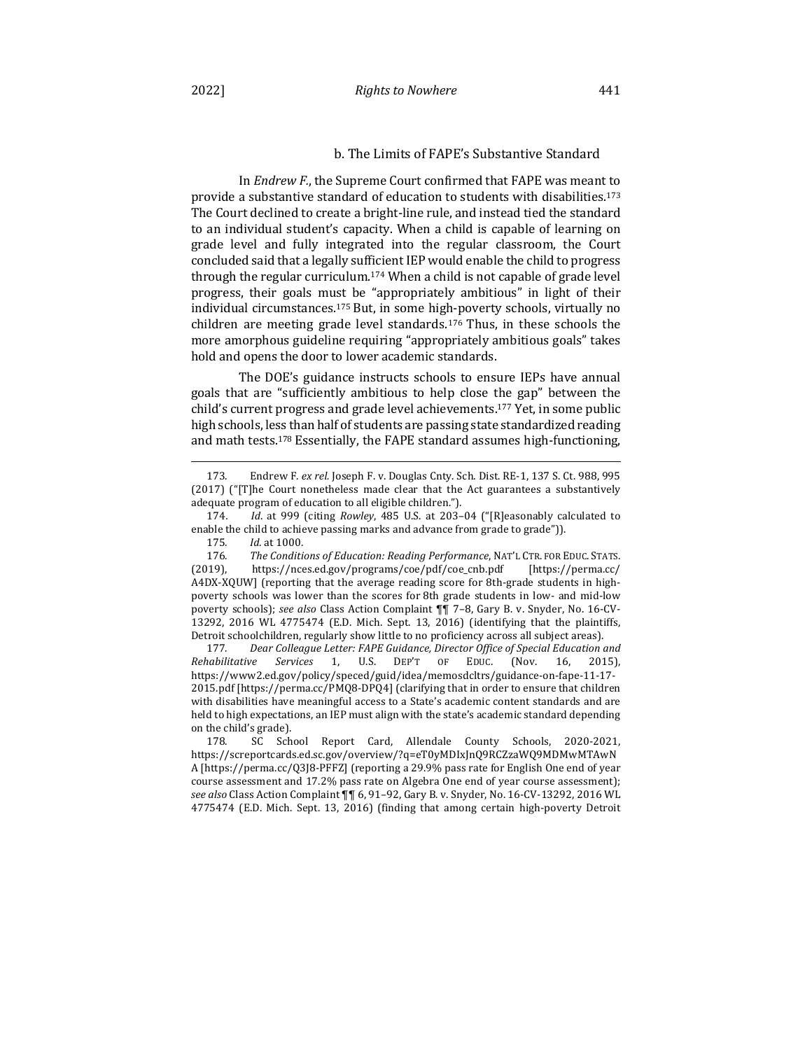### b. The Limits of FAPE's Substantive Standard

In *Endrew F.*, the Supreme Court confirmed that FAPE was meant to provide a substantive standard of education to students with disabilities.[173] The Court declined to create a bright-line rule, and instead tied the standard to an individual student's capacity. When a child is capable of learning on grade level and fully integrated into the regular classroom, the Court concluded said that a legally sufficient IEP would enable the child to progress through the regular curriculum.[174] When a child is not capable of grade level progress, their goals must be "appropriately ambitious" in light of their individual circumstances.[175] But, in some high-poverty schools, virtually no children are meeting grade level standards.[176] Thus, in these schools the more amorphous guideline requiring "appropriately ambitious goals" takes hold and opens the door to lower academic standards.

The DOE's guidance instructs schools to ensure IEPs have annual goals that are "sufficiently ambitious to help close the gap" between the child's current progress and grade level achievements.[177] Yet, in some public high schools, less than half of students are passing state standardized reading and math tests.[178] Essentially, the FAPE standard assumes high-functioning,

---

173. Endrew F. *ex rel.* Joseph F. v. Douglas Cnty. Sch. Dist. RE-1, 137 S. Ct. 988, 995 (2017) ("[T]he Court nonetheless made clear that the Act guarantees a substantively adequate program of education to all eligible children.").

174. *Id.* at 999 (citing *Rowley*, 485 U.S. at 203–04 ("[R]easonably calculated to enable the child to achieve passing marks and advance from grade to grade")).

175. *Id.* at 1000.

176. *The Conditions of Education: Reading Performance*, NAT'L CTR. FOR EDUC. STATS. (2019), https://nces.ed.gov/programs/coe/pdf/coe_cnb.pdf [https://perma.cc/A4DX-XQUW] (reporting that the average reading score for 8th-grade students in high-poverty schools was lower than the scores for 8th grade students in low- and mid-low poverty schools); *see also* Class Action Complaint ¶¶ 7–8, Gary B. v. Snyder, No. 16-CV-13292, 2016 WL 4775474 (E.D. Mich. Sept. 13, 2016) (identifying that the plaintiffs, Detroit schoolchildren, regularly show little to no proficiency across all subject areas).

177. *Dear Colleague Letter: FAPE Guidance, Director Office of Special Education and Rehabilitative Services* 1, U.S. DEP'T OF EDUC. (Nov. 16, 2015), https://www2.ed.gov/policy/speced/guid/idea/memosdcltrs/guidance-on-fape-11-17-2015.pdf [https://perma.cc/PMQ8-DPQ4] (clarifying that in order to ensure that children with disabilities have meaningful access to a State's academic content standards and are held to high expectations, an IEP must align with the state's academic standard depending on the child's grade).

178. SC School Report Card, Allendale County Schools, 2020-2021, https://screportcards.ed.sc.gov/overview/?q=eT0yMDIxJnQ9RCZzaWQ9MDMwMTAwNA [https://perma.cc/Q3J8-PFFZ] (reporting a 29.9% pass rate for English One end of year course assessment and 17.2% pass rate on Algebra One end of year course assessment); *see also* Class Action Complaint ¶¶ 6, 91–92, Gary B. v. Snyder, No. 16-CV-13292, 2016 WL 4775474 (E.D. Mich. Sept. 13, 2016) (finding that among certain high-poverty Detroit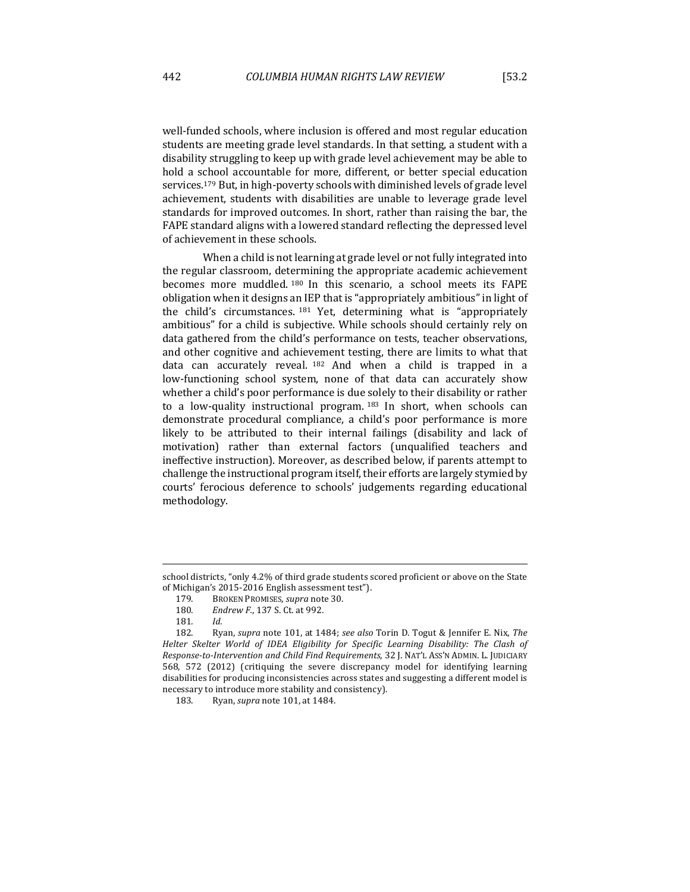well-funded schools, where inclusion is offered and most regular education students are meeting grade level standards. In that setting, a student with a disability struggling to keep up with grade level achievement may be able to hold a school accountable for more, different, or better special education services.[179] But, in high-poverty schools with diminished levels of grade level achievement, students with disabilities are unable to leverage grade level standards for improved outcomes. In short, rather than raising the bar, the FAPE standard aligns with a lowered standard reflecting the depressed level of achievement in these schools.

When a child is not learning at grade level or not fully integrated into the regular classroom, determining the appropriate academic achievement becomes more muddled.[180] In this scenario, a school meets its FAPE obligation when it designs an IEP that is "appropriately ambitious" in light of the child's circumstances.[181] Yet, determining what is "appropriately ambitious" for a child is subjective. While schools should certainly rely on data gathered from the child's performance on tests, teacher observations, and other cognitive and achievement testing, there are limits to what that data can accurately reveal.[182] And when a child is trapped in a low-functioning school system, none of that data can accurately show whether a child's poor performance is due solely to their disability or rather to a low-quality instructional program.[183] In short, when schools can demonstrate procedural compliance, a child's poor performance is more likely to be attributed to their internal failings (disability and lack of motivation) rather than external factors (unqualified teachers and ineffective instruction). Moreover, as described below, if parents attempt to challenge the instructional program itself, their efforts are largely stymied by courts' ferocious deference to schools' judgements regarding educational methodology.

---

school districts, "only 4.2% of third grade students scored proficient or above on the State of Michigan's 2015-2016 English assessment test").

179. BROKEN PROMISES, *supra* note 30.

180. *Endrew F.*, 137 S. Ct. at 992.

181. *Id.*

182. Ryan, *supra* note 101, at 1484; *see also* Torin D. Togut & Jennifer E. Nix, *The Helter Skelter World of IDEA Eligibility for Specific Learning Disability: The Clash of Response-to-Intervention and Child Find Requirements*, 32 J. NAT'L ASS'N ADMIN. L. JUDICIARY 568, 572 (2012) (critiquing the severe discrepancy model for identifying learning disabilities for producing inconsistencies across states and suggesting a different model is necessary to introduce more stability and consistency).

183. Ryan, *supra* note 101, at 1484.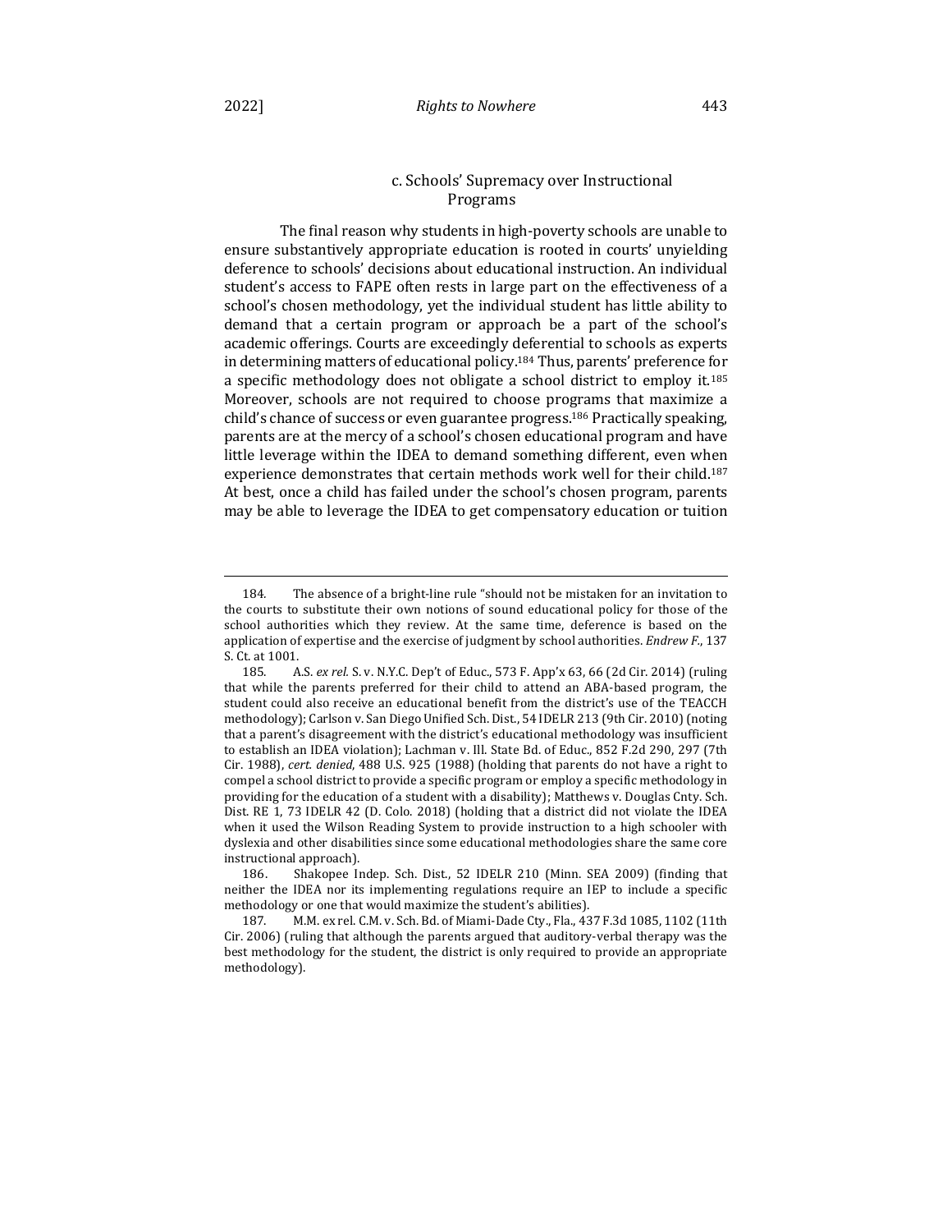#### c. Schools' Supremacy over Instructional Programs

The final reason why students in high-poverty schools are unable to ensure substantively appropriate education is rooted in courts' unyielding deference to schools' decisions about educational instruction. An individual student's access to FAPE often rests in large part on the effectiveness of a school's chosen methodology, yet the individual student has little ability to demand that a certain program or approach be a part of the school's academic offerings. Courts are exceedingly deferential to schools as experts in determining matters of educational policy.[184] Thus, parents' preference for a specific methodology does not obligate a school district to employ it.[185] Moreover, schools are not required to choose programs that maximize a child's chance of success or even guarantee progress.[186] Practically speaking, parents are at the mercy of a school's chosen educational program and have little leverage within the IDEA to demand something different, even when experience demonstrates that certain methods work well for their child.[187] At best, once a child has failed under the school's chosen program, parents may be able to leverage the IDEA to get compensatory education or tuition

---

184. The absence of a bright-line rule "should not be mistaken for an invitation to the courts to substitute their own notions of sound educational policy for those of the school authorities which they review. At the same time, deference is based on the application of expertise and the exercise of judgment by school authorities. *Endrew F.*, 137 S. Ct. at 1001.

185. A.S. *ex rel.* S. v. N.Y.C. Dep't of Educ., 573 F. App'x 63, 66 (2d Cir. 2014) (ruling that while the parents preferred for their child to attend an ABA-based program, the student could also receive an educational benefit from the district's use of the TEACCH methodology); Carlson v. San Diego Unified Sch. Dist., 54 IDELR 213 (9th Cir. 2010) (noting that a parent's disagreement with the district's educational methodology was insufficient to establish an IDEA violation); Lachman v. Ill. State Bd. of Educ., 852 F.2d 290, 297 (7th Cir. 1988), *cert. denied*, 488 U.S. 925 (1988) (holding that parents do not have a right to compel a school district to provide a specific program or employ a specific methodology in providing for the education of a student with a disability); Matthews v. Douglas Cnty. Sch. Dist. RE 1, 73 IDELR 42 (D. Colo. 2018) (holding that a district did not violate the IDEA when it used the Wilson Reading System to provide instruction to a high schooler with dyslexia and other disabilities since some educational methodologies share the same core instructional approach).

186. Shakopee Indep. Sch. Dist., 52 IDELR 210 (Minn. SEA 2009) (finding that neither the IDEA nor its implementing regulations require an IEP to include a specific methodology or one that would maximize the student's abilities).

187. M.M. ex rel. C.M. v. Sch. Bd. of Miami-Dade Cty., Fla., 437 F.3d 1085, 1102 (11th Cir. 2006) (ruling that although the parents argued that auditory-verbal therapy was the best methodology for the student, the district is only required to provide an appropriate methodology).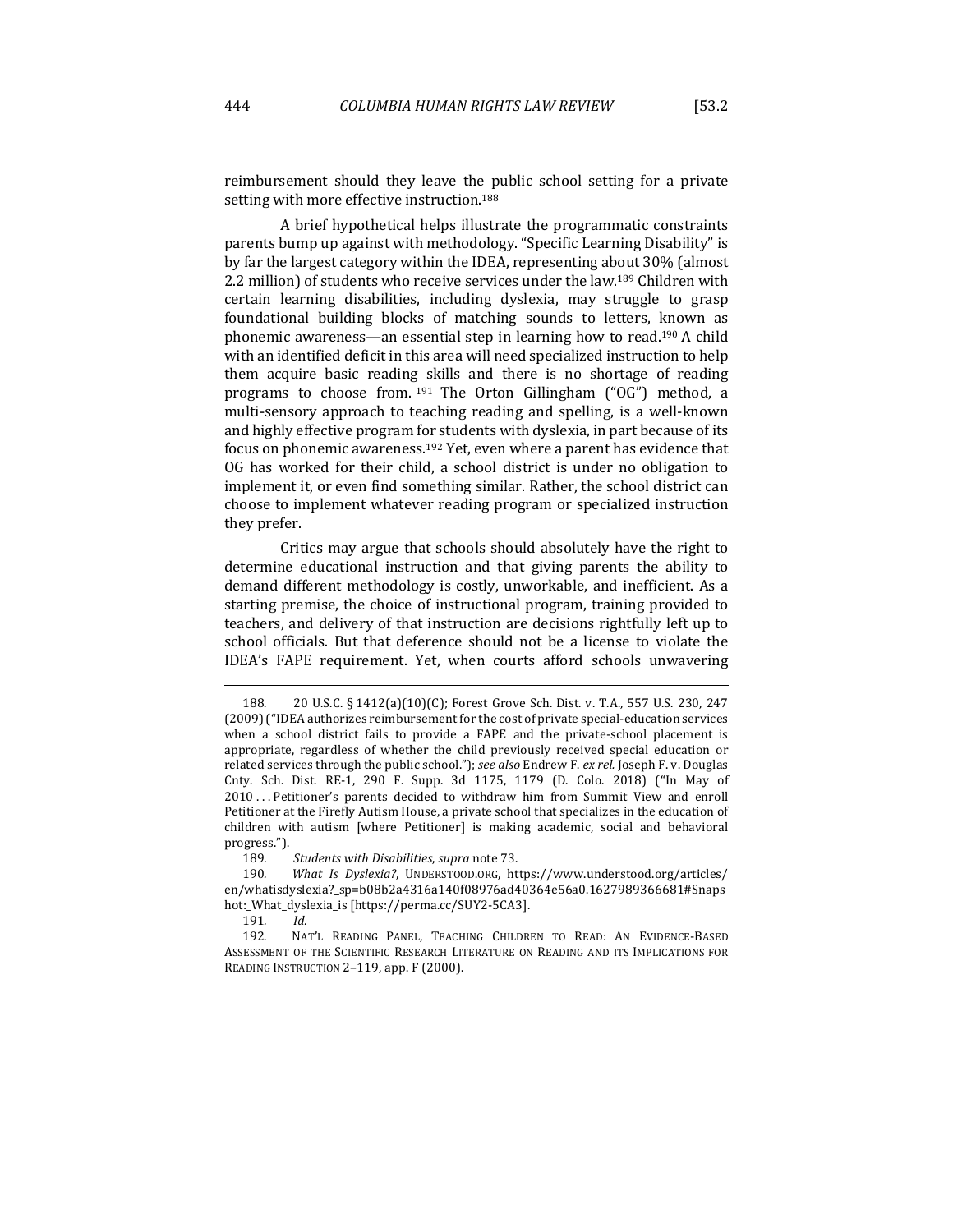reimbursement should they leave the public school setting for a private setting with more effective instruction.[188]

A brief hypothetical helps illustrate the programmatic constraints parents bump up against with methodology. "Specific Learning Disability" is by far the largest category within the IDEA, representing about 30% (almost 2.2 million) of students who receive services under the law.[189] Children with certain learning disabilities, including dyslexia, may struggle to grasp foundational building blocks of matching sounds to letters, known as phonemic awareness—an essential step in learning how to read.[190] A child with an identified deficit in this area will need specialized instruction to help them acquire basic reading skills and there is no shortage of reading programs to choose from.[191] The Orton Gillingham ("OG") method, a multi-sensory approach to teaching reading and spelling, is a well-known and highly effective program for students with dyslexia, in part because of its focus on phonemic awareness.[192] Yet, even where a parent has evidence that OG has worked for their child, a school district is under no obligation to implement it, or even find something similar. Rather, the school district can choose to implement whatever reading program or specialized instruction they prefer.

Critics may argue that schools should absolutely have the right to determine educational instruction and that giving parents the ability to demand different methodology is costly, unworkable, and inefficient. As a starting premise, the choice of instructional program, training provided to teachers, and delivery of that instruction are decisions rightfully left up to school officials. But that deference should not be a license to violate the IDEA's FAPE requirement. Yet, when courts afford schools unwavering

---

188. 20 U.S.C. § 1412(a)(10)(C); Forest Grove Sch. Dist. v. T.A., 557 U.S. 230, 247 (2009) ("IDEA authorizes reimbursement for the cost of private special-education services when a school district fails to provide a FAPE and the private-school placement is appropriate, regardless of whether the child previously received special education or related services through the public school."); *see also* Endrew F. *ex rel.* Joseph F. v. Douglas Cnty. Sch. Dist. RE-1, 290 F. Supp. 3d 1175, 1179 (D. Colo. 2018) ("In May of 2010 . . . Petitioner's parents decided to withdraw him from Summit View and enroll Petitioner at the Firefly Autism House, a private school that specializes in the education of children with autism [where Petitioner] is making academic, social and behavioral progress.").

189. *Students with Disabilities*, *supra* note 73.

190. *What Is Dyslexia?*, UNDERSTOOD.ORG, https://www.understood.org/articles/en/whatisdyslexia?_sp=b08b2a4316a140f08976ad40364e56a0.1627989366681#Snapshot:_What_dyslexia_is [https://perma.cc/SUY2-5CA3].

191. *Id.*

192. NAT'L READING PANEL, TEACHING CHILDREN TO READ: AN EVIDENCE-BASED ASSESSMENT OF THE SCIENTIFIC RESEARCH LITERATURE ON READING AND ITS IMPLICATIONS FOR READING INSTRUCTION 2–119, app. F (2000).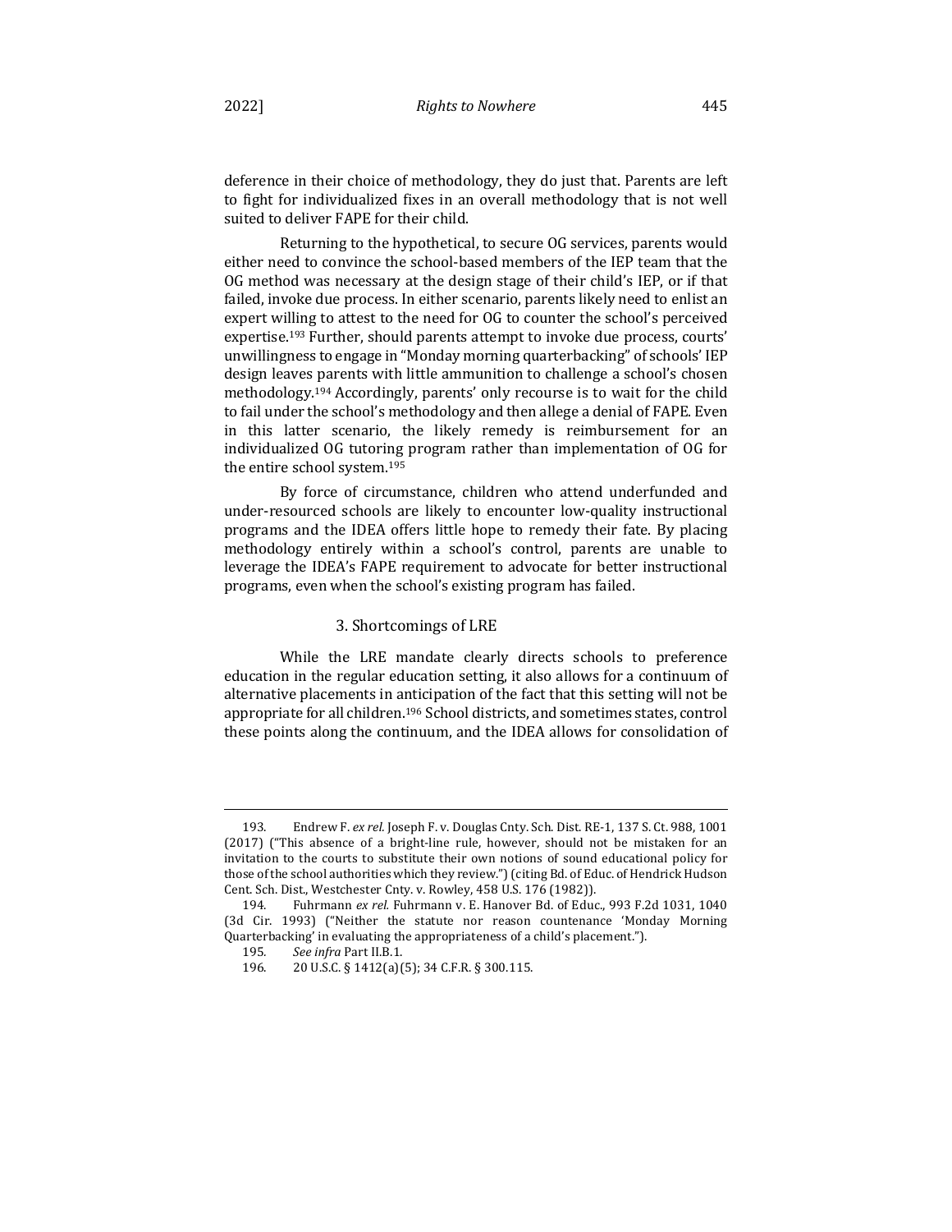deference in their choice of methodology, they do just that. Parents are left to fight for individualized fixes in an overall methodology that is not well suited to deliver FAPE for their child.

Returning to the hypothetical, to secure OG services, parents would either need to convince the school-based members of the IEP team that the OG method was necessary at the design stage of their child's IEP, or if that failed, invoke due process. In either scenario, parents likely need to enlist an expert willing to attest to the need for OG to counter the school's perceived expertise.[193] Further, should parents attempt to invoke due process, courts' unwillingness to engage in "Monday morning quarterbacking" of schools' IEP design leaves parents with little ammunition to challenge a school's chosen methodology.[194] Accordingly, parents' only recourse is to wait for the child to fail under the school's methodology and then allege a denial of FAPE. Even in this latter scenario, the likely remedy is reimbursement for an individualized OG tutoring program rather than implementation of OG for the entire school system.[195]

By force of circumstance, children who attend underfunded and under-resourced schools are likely to encounter low-quality instructional programs and the IDEA offers little hope to remedy their fate. By placing methodology entirely within a school's control, parents are unable to leverage the IDEA's FAPE requirement to advocate for better instructional programs, even when the school's existing program has failed.

### 3. Shortcomings of LRE

While the LRE mandate clearly directs schools to preference education in the regular education setting, it also allows for a continuum of alternative placements in anticipation of the fact that this setting will not be appropriate for all children.[196] School districts, and sometimes states, control these points along the continuum, and the IDEA allows for consolidation of

---

193. Endrew F. *ex rel.* Joseph F. v. Douglas Cnty. Sch. Dist. RE-1, 137 S. Ct. 988, 1001 (2017) ("This absence of a bright-line rule, however, should not be mistaken for an invitation to the courts to substitute their own notions of sound educational policy for those of the school authorities which they review.") (citing Bd. of Educ. of Hendrick Hudson Cent. Sch. Dist., Westchester Cnty. v. Rowley, 458 U.S. 176 (1982)).

194. Fuhrmann *ex rel.* Fuhrmann v. E. Hanover Bd. of Educ., 993 F.2d 1031, 1040 (3d Cir. 1993) ("Neither the statute nor reason countenance 'Monday Morning Quarterbacking' in evaluating the appropriateness of a child's placement.").

195. *See infra* Part II.B.1.

196. 20 U.S.C. § 1412(a)(5); 34 C.F.R. § 300.115.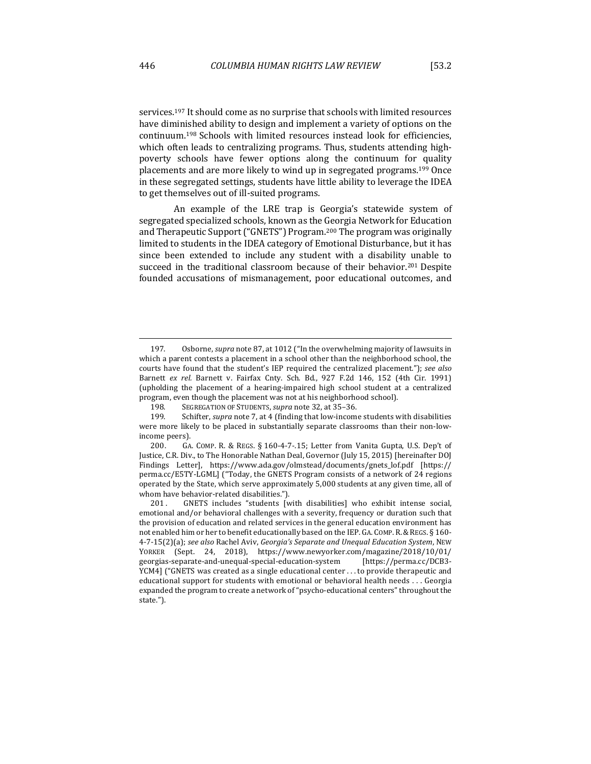services.[197] It should come as no surprise that schools with limited resources have diminished ability to design and implement a variety of options on the continuum.[198] Schools with limited resources instead look for efficiencies, which often leads to centralizing programs. Thus, students attending high-poverty schools have fewer options along the continuum for quality placements and are more likely to wind up in segregated programs.[199] Once in these segregated settings, students have little ability to leverage the IDEA to get themselves out of ill-suited programs.

An example of the LRE trap is Georgia's statewide system of segregated specialized schools, known as the Georgia Network for Education and Therapeutic Support ("GNETS") Program.[200] The program was originally limited to students in the IDEA category of Emotional Disturbance, but it has since been extended to include any student with a disability unable to succeed in the traditional classroom because of their behavior.[201] Despite founded accusations of mismanagement, poor educational outcomes, and

---

197. Osborne, *supra* note 87, at 1012 ("In the overwhelming majority of lawsuits in which a parent contests a placement in a school other than the neighborhood school, the courts have found that the student's IEP required the centralized placement."); *see also* Barnett *ex rel.* Barnett v. Fairfax Cnty. Sch. Bd., 927 F.2d 146, 152 (4th Cir. 1991) (upholding the placement of a hearing-impaired high school student at a centralized program, even though the placement was not at his neighborhood school).

198. SEGREGATION OF STUDENTS, *supra* note 32, at 35–36.

199. Schifter, *supra* note 7, at 4 (finding that low-income students with disabilities were more likely to be placed in substantially separate classrooms than their non-low-income peers).

200. GA. COMP. R. & REGS. § 160-4-7-.15; Letter from Vanita Gupta, U.S. Dep't of Justice, C.R. Div., to The Honorable Nathan Deal, Governor (July 15, 2015) [hereinafter DOJ Findings Letter], https://www.ada.gov/olmstead/documents/gnets_lof.pdf [https://perma.cc/E5TY-LGML] ("Today, the GNETS Program consists of a network of 24 regions operated by the State, which serve approximately 5,000 students at any given time, all of whom have behavior-related disabilities.").

201. GNETS includes "students [with disabilities] who exhibit intense social, emotional and/or behavioral challenges with a severity, frequency or duration such that the provision of education and related services in the general education environment has not enabled him or her to benefit educationally based on the IEP. GA. COMP. R. & REGS. § 160-4-7-15(2)(a); *see also* Rachel Aviv, *Georgia's Separate and Unequal Education System*, NEW YORKER (Sept. 24, 2018), https://www.newyorker.com/magazine/2018/10/01/georgias-separate-and-unequal-special-education-system [https://perma.cc/DCB3-YCM4] ("GNETS was created as a single educational center . . . to provide therapeutic and educational support for students with emotional or behavioral health needs . . . Georgia expanded the program to create a network of "psycho-educational centers" throughout the state.").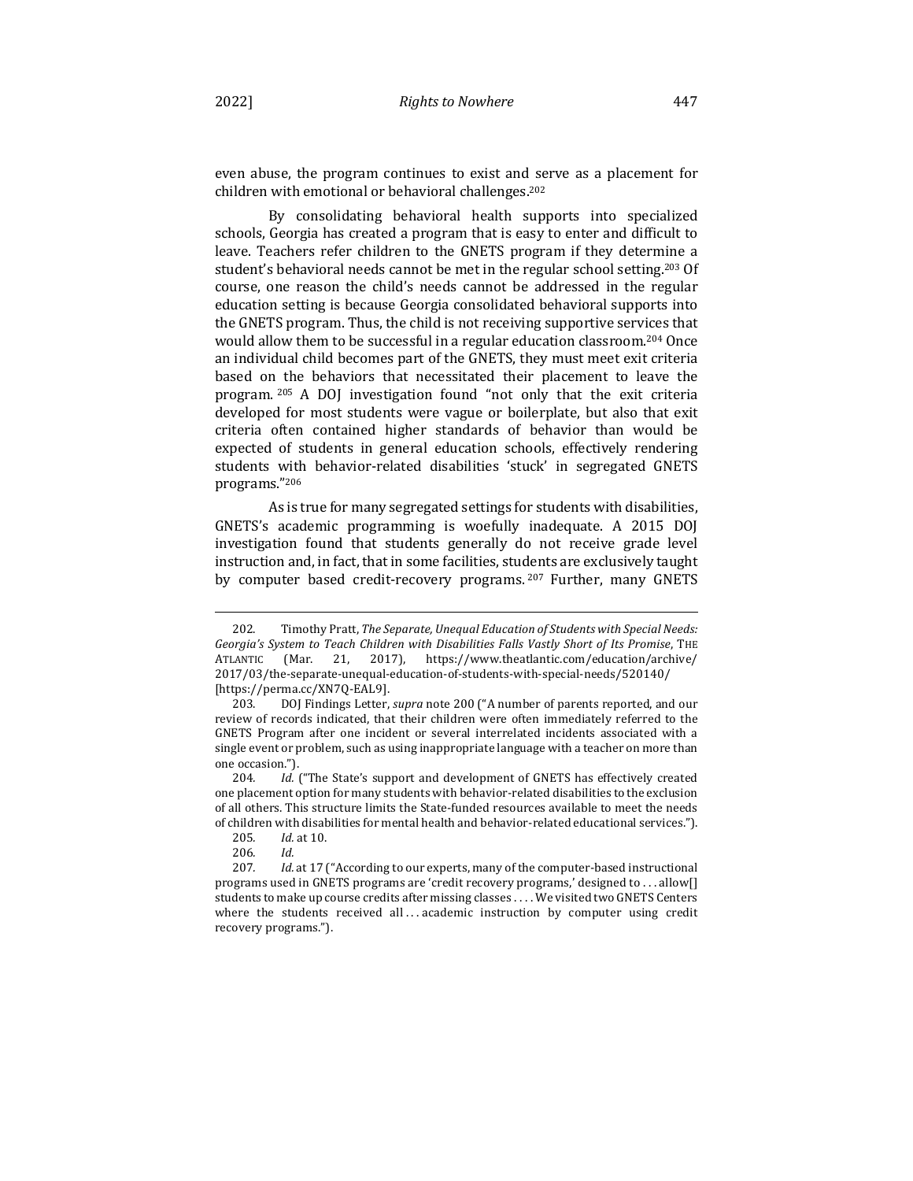even abuse, the program continues to exist and serve as a placement for children with emotional or behavioral challenges.[202]

By consolidating behavioral health supports into specialized schools, Georgia has created a program that is easy to enter and difficult to leave. Teachers refer children to the GNETS program if they determine a student's behavioral needs cannot be met in the regular school setting.[203] Of course, one reason the child's needs cannot be addressed in the regular education setting is because Georgia consolidated behavioral supports into the GNETS program. Thus, the child is not receiving supportive services that would allow them to be successful in a regular education classroom.[204] Once an individual child becomes part of the GNETS, they must meet exit criteria based on the behaviors that necessitated their placement to leave the program.[205] A DOJ investigation found "not only that the exit criteria developed for most students were vague or boilerplate, but also that exit criteria often contained higher standards of behavior than would be expected of students in general education schools, effectively rendering students with behavior-related disabilities 'stuck' in segregated GNETS programs."[206]

As is true for many segregated settings for students with disabilities, GNETS's academic programming is woefully inadequate. A 2015 DOJ investigation found that students generally do not receive grade level instruction and, in fact, that in some facilities, students are exclusively taught by computer based credit-recovery programs.[207] Further, many GNETS

---

202. Timothy Pratt, *The Separate, Unequal Education of Students with Special Needs: Georgia's System to Teach Children with Disabilities Falls Vastly Short of Its Promise*, THE ATLANTIC (Mar. 21, 2017), https://www.theatlantic.com/education/archive/2017/03/the-separate-unequal-education-of-students-with-special-needs/520140/ [https://perma.cc/XN7Q-EAL9].

203. DOJ Findings Letter, *supra* note 200 ("A number of parents reported, and our review of records indicated, that their children were often immediately referred to the GNETS Program after one incident or several interrelated incidents associated with a single event or problem, such as using inappropriate language with a teacher on more than one occasion.").

204. *Id.* ("The State's support and development of GNETS has effectively created one placement option for many students with behavior-related disabilities to the exclusion of all others. This structure limits the State-funded resources available to meet the needs of children with disabilities for mental health and behavior-related educational services.").

205. *Id.* at 10.

206. *Id.*

207. *Id.* at 17 ("According to our experts, many of the computer-based instructional programs used in GNETS programs are 'credit recovery programs,' designed to . . . allow[] students to make up course credits after missing classes . . . . We visited two GNETS Centers where the students received all . . . academic instruction by computer using credit recovery programs.").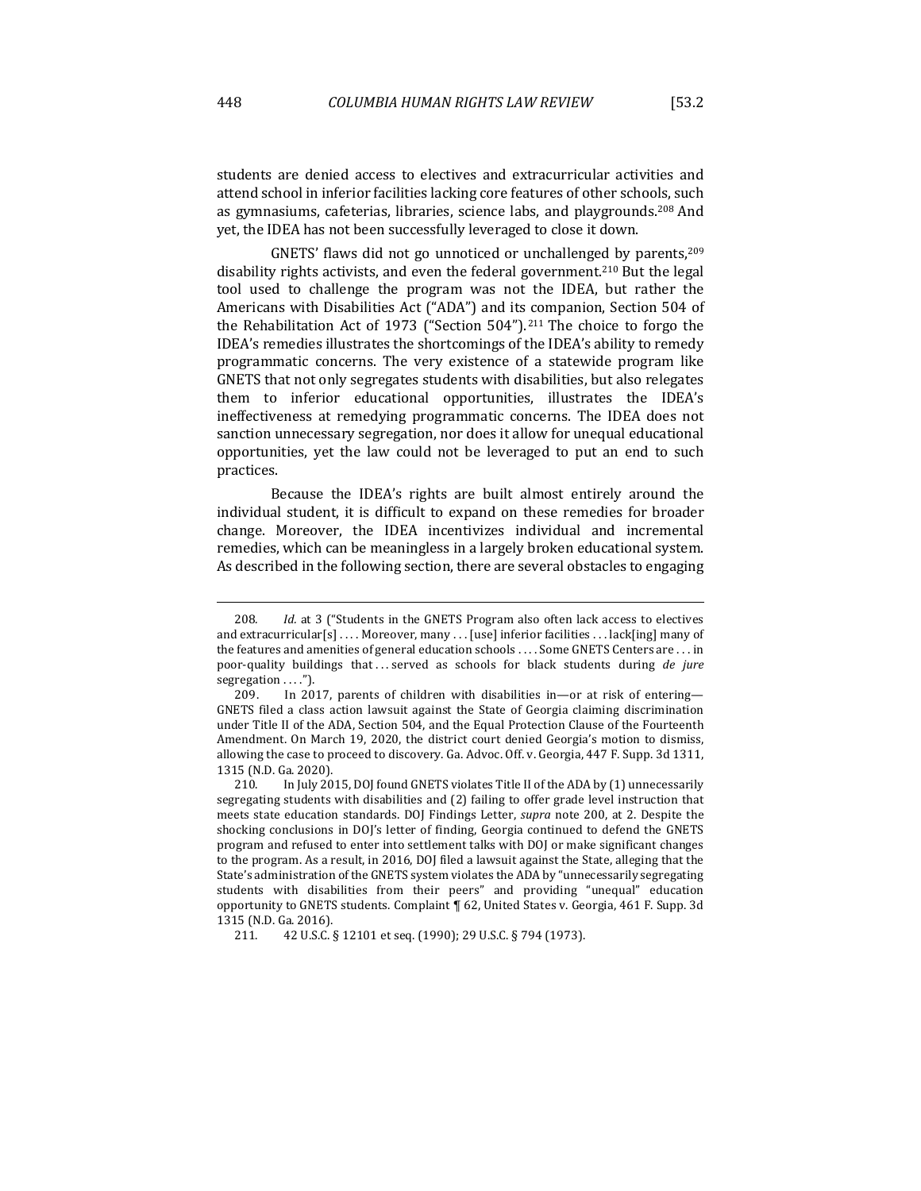students are denied access to electives and extracurricular activities and attend school in inferior facilities lacking core features of other schools, such as gymnasiums, cafeterias, libraries, science labs, and playgrounds.[208] And yet, the IDEA has not been successfully leveraged to close it down.

GNETS' flaws did not go unnoticed or unchallenged by parents,[209] disability rights activists, and even the federal government.[210] But the legal tool used to challenge the program was not the IDEA, but rather the Americans with Disabilities Act ("ADA") and its companion, Section 504 of the Rehabilitation Act of 1973 ("Section 504").[211] The choice to forgo the IDEA's remedies illustrates the shortcomings of the IDEA's ability to remedy programmatic concerns. The very existence of a statewide program like GNETS that not only segregates students with disabilities, but also relegates them to inferior educational opportunities, illustrates the IDEA's ineffectiveness at remedying programmatic concerns. The IDEA does not sanction unnecessary segregation, nor does it allow for unequal educational opportunities, yet the law could not be leveraged to put an end to such practices.

Because the IDEA's rights are built almost entirely around the individual student, it is difficult to expand on these remedies for broader change. Moreover, the IDEA incentivizes individual and incremental remedies, which can be meaningless in a largely broken educational system. As described in the following section, there are several obstacles to engaging

---

208. *Id.* at 3 ("Students in the GNETS Program also often lack access to electives and extracurricular[s] . . . . Moreover, many . . . [use] inferior facilities . . . lack[ing] many of the features and amenities of general education schools . . . . Some GNETS Centers are . . . in poor-quality buildings that . . . served as schools for black students during *de jure* segregation . . . .").

209. In 2017, parents of children with disabilities in—or at risk of entering—GNETS filed a class action lawsuit against the State of Georgia claiming discrimination under Title II of the ADA, Section 504, and the Equal Protection Clause of the Fourteenth Amendment. On March 19, 2020, the district court denied Georgia's motion to dismiss, allowing the case to proceed to discovery. Ga. Advoc. Off. v. Georgia, 447 F. Supp. 3d 1311, 1315 (N.D. Ga. 2020).

210. In July 2015, DOJ found GNETS violates Title II of the ADA by (1) unnecessarily segregating students with disabilities and (2) failing to offer grade level instruction that meets state education standards. DOJ Findings Letter, *supra* note 200, at 2. Despite the shocking conclusions in DOJ's letter of finding, Georgia continued to defend the GNETS program and refused to enter into settlement talks with DOJ or make significant changes to the program. As a result, in 2016, DOJ filed a lawsuit against the State, alleging that the State's administration of the GNETS system violates the ADA by "unnecessarily segregating students with disabilities from their peers" and providing "unequal" education opportunity to GNETS students. Complaint ¶ 62, United States v. Georgia, 461 F. Supp. 3d 1315 (N.D. Ga. 2016).

211. 42 U.S.C. § 12101 et seq. (1990); 29 U.S.C. § 794 (1973).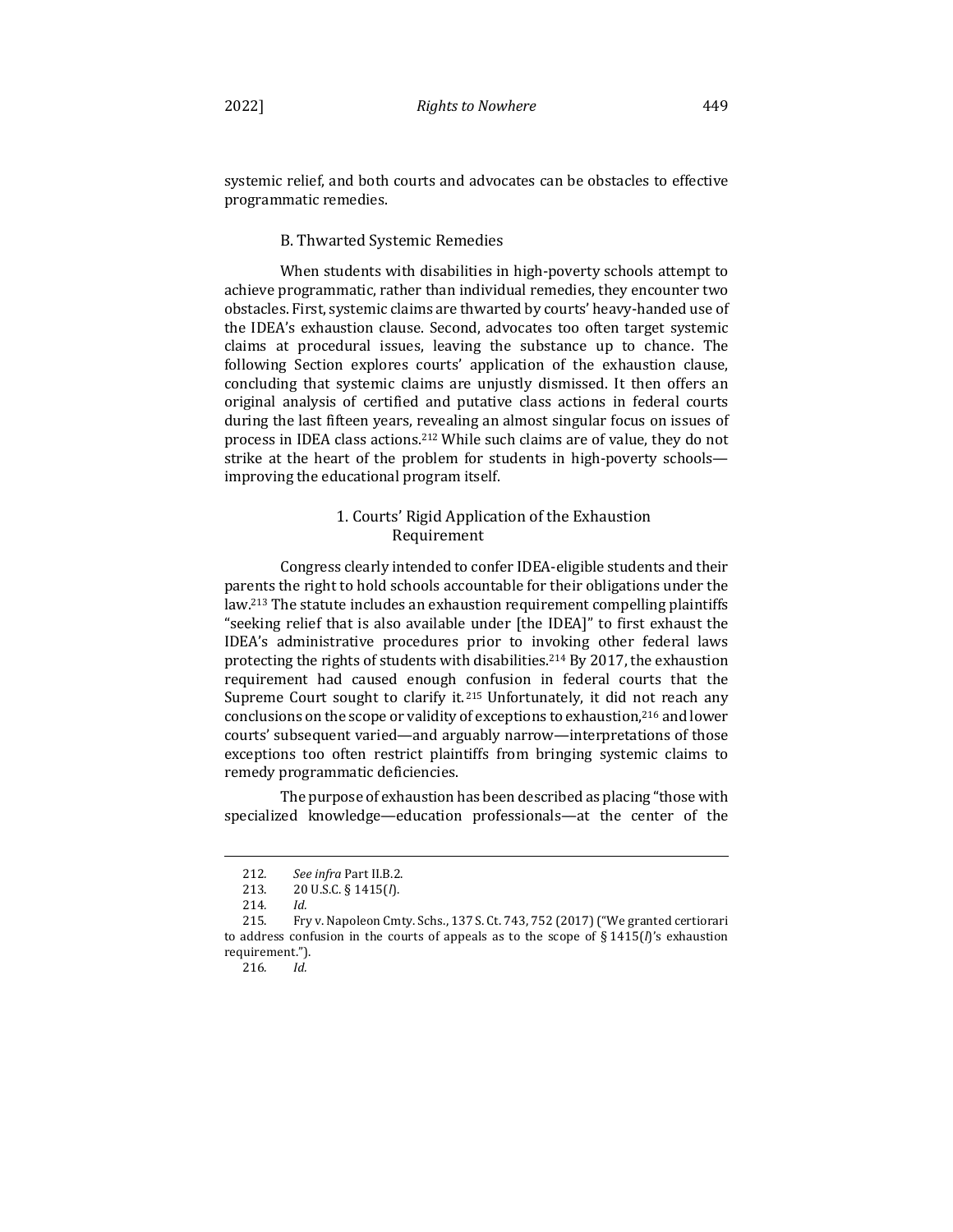systemic relief, and both courts and advocates can be obstacles to effective programmatic remedies.

### B. Thwarted Systemic Remedies

When students with disabilities in high-poverty schools attempt to achieve programmatic, rather than individual remedies, they encounter two obstacles. First, systemic claims are thwarted by courts' heavy-handed use of the IDEA's exhaustion clause. Second, advocates too often target systemic claims at procedural issues, leaving the substance up to chance. The following Section explores courts' application of the exhaustion clause, concluding that systemic claims are unjustly dismissed. It then offers an original analysis of certified and putative class actions in federal courts during the last fifteen years, revealing an almost singular focus on issues of process in IDEA class actions.[212] While such claims are of value, they do not strike at the heart of the problem for students in high-poverty schools—improving the educational program itself.

#### 1. Courts' Rigid Application of the Exhaustion Requirement

Congress clearly intended to confer IDEA-eligible students and their parents the right to hold schools accountable for their obligations under the law.[213] The statute includes an exhaustion requirement compelling plaintiffs "seeking relief that is also available under [the IDEA]" to first exhaust the IDEA's administrative procedures prior to invoking other federal laws protecting the rights of students with disabilities.[214] By 2017, the exhaustion requirement had caused enough confusion in federal courts that the Supreme Court sought to clarify it.[215] Unfortunately, it did not reach any conclusions on the scope or validity of exceptions to exhaustion,[216] and lower courts' subsequent varied—and arguably narrow—interpretations of those exceptions too often restrict plaintiffs from bringing systemic claims to remedy programmatic deficiencies.

The purpose of exhaustion has been described as placing "those with specialized knowledge—education professionals—at the center of the

---

212. *See infra* Part II.B.2.

213. 20 U.S.C. § 1415(*l*).

214. *Id.*

215. Fry v. Napoleon Cmty. Schs., 137 S. Ct. 743, 752 (2017) ("We granted certiorari to address confusion in the courts of appeals as to the scope of § 1415(*l*)'s exhaustion requirement.").

216. *Id.*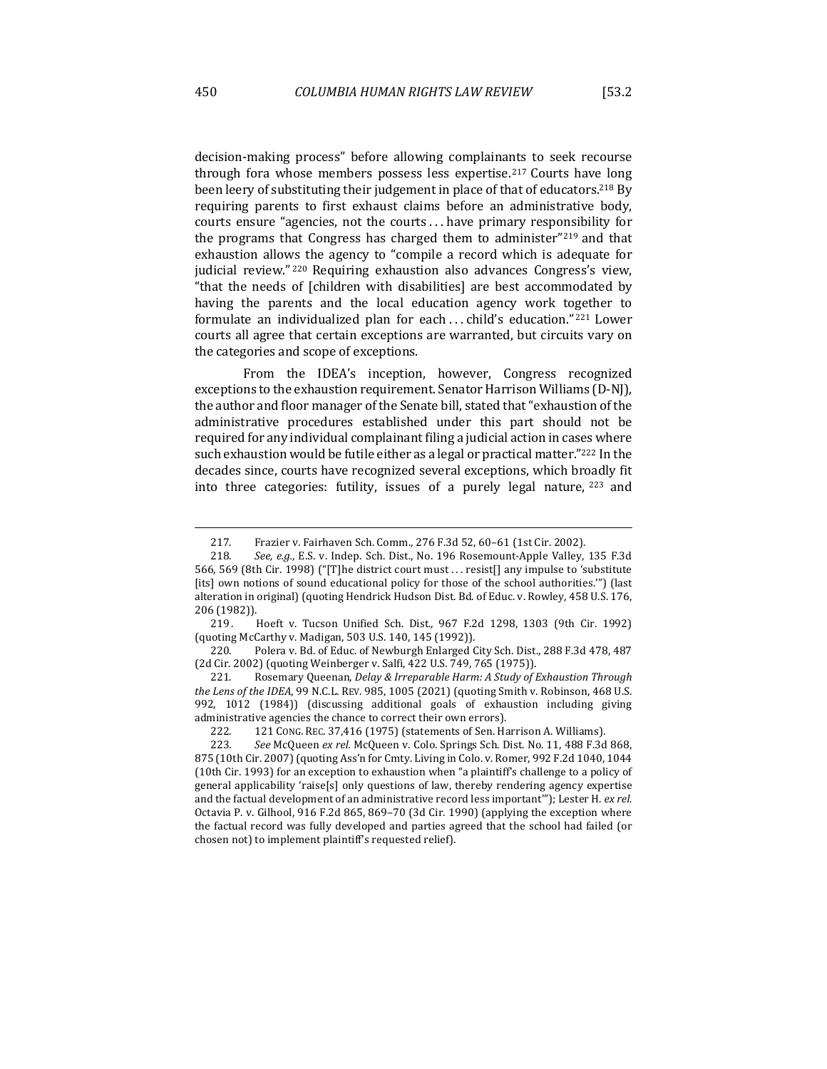decision-making process" before allowing complainants to seek recourse through fora whose members possess less expertise.[217] Courts have long been leery of substituting their judgement in place of that of educators.[218] By requiring parents to first exhaust claims before an administrative body, courts ensure "agencies, not the courts . . . have primary responsibility for the programs that Congress has charged them to administer"[219] and that exhaustion allows the agency to "compile a record which is adequate for judicial review."[220] Requiring exhaustion also advances Congress's view, "that the needs of [children with disabilities] are best accommodated by having the parents and the local education agency work together to formulate an individualized plan for each . . . child's education."[221] Lower courts all agree that certain exceptions are warranted, but circuits vary on the categories and scope of exceptions.

From the IDEA's inception, however, Congress recognized exceptions to the exhaustion requirement. Senator Harrison Williams (D-NJ), the author and floor manager of the Senate bill, stated that "exhaustion of the administrative procedures established under this part should not be required for any individual complainant filing a judicial action in cases where such exhaustion would be futile either as a legal or practical matter."[222] In the decades since, courts have recognized several exceptions, which broadly fit into three categories: futility, issues of a purely legal nature,[223] and

---

217. Frazier v. Fairhaven Sch. Comm., 276 F.3d 52, 60–61 (1st Cir. 2002).

218. *See, e.g.*, E.S. v. Indep. Sch. Dist., No. 196 Rosemount-Apple Valley, 135 F.3d 566, 569 (8th Cir. 1998) ("[T]he district court must . . . resist[] any impulse to 'substitute [its] own notions of sound educational policy for those of the school authorities.'") (last alteration in original) (quoting Hendrick Hudson Dist. Bd. of Educ. v. Rowley, 458 U.S. 176, 206 (1982)).

219. Hoeft v. Tucson Unified Sch. Dist., 967 F.2d 1298, 1303 (9th Cir. 1992) (quoting McCarthy v. Madigan, 503 U.S. 140, 145 (1992)).

220. Polera v. Bd. of Educ. of Newburgh Enlarged City Sch. Dist., 288 F.3d 478, 487 (2d Cir. 2002) (quoting Weinberger v. Salfi, 422 U.S. 749, 765 (1975)).

221. Rosemary Queenan, *Delay & Irreparable Harm: A Study of Exhaustion Through the Lens of the IDEA*, 99 N.C.L. REV. 985, 1005 (2021) (quoting Smith v. Robinson, 468 U.S. 992, 1012 (1984)) (discussing additional goals of exhaustion including giving administrative agencies the chance to correct their own errors).

222. 121 CONG. REC. 37,416 (1975) (statements of Sen. Harrison A. Williams).

223. *See* McQueen *ex rel.* McQueen v. Colo. Springs Sch. Dist. No. 11, 488 F.3d 868, 875 (10th Cir. 2007) (quoting Ass'n for Cmty. Living in Colo. v. Romer, 992 F.2d 1040, 1044 (10th Cir. 1993) for an exception to exhaustion when "a plaintiff's challenge to a policy of general applicability 'raise[s] only questions of law, thereby rendering agency expertise and the factual development of an administrative record less important'"); Lester H. *ex rel.* Octavia P. v. Gilhool, 916 F.2d 865, 869–70 (3d Cir. 1990) (applying the exception where the factual record was fully developed and parties agreed that the school had failed (or chosen not) to implement plaintiff's requested relief).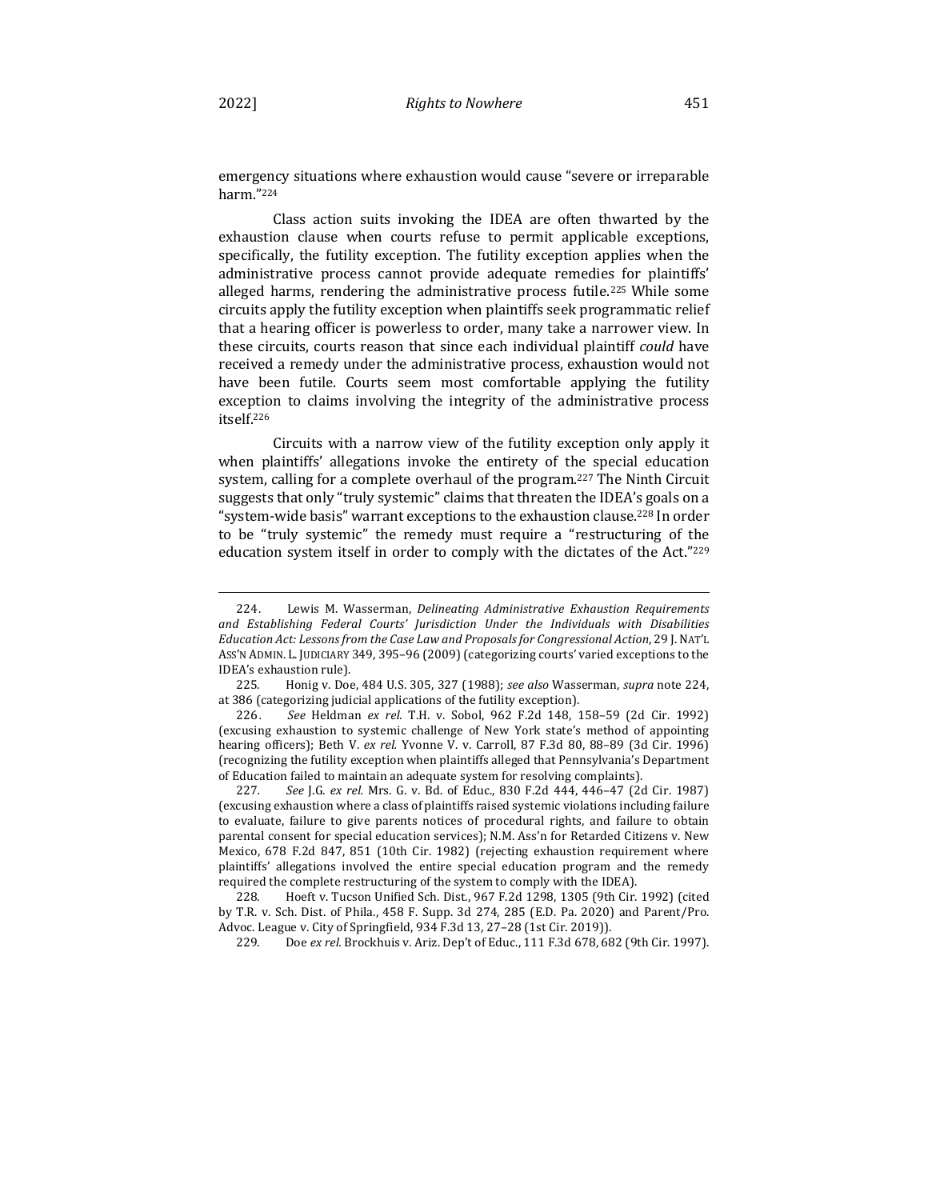emergency situations where exhaustion would cause "severe or irreparable harm."[224]

Class action suits invoking the IDEA are often thwarted by the exhaustion clause when courts refuse to permit applicable exceptions, specifically, the futility exception. The futility exception applies when the administrative process cannot provide adequate remedies for plaintiffs' alleged harms, rendering the administrative process futile.[225] While some circuits apply the futility exception when plaintiffs seek programmatic relief that a hearing officer is powerless to order, many take a narrower view. In these circuits, courts reason that since each individual plaintiff *could* have received a remedy under the administrative process, exhaustion would not have been futile. Courts seem most comfortable applying the futility exception to claims involving the integrity of the administrative process itself.[226]

Circuits with a narrow view of the futility exception only apply it when plaintiffs' allegations invoke the entirety of the special education system, calling for a complete overhaul of the program.[227] The Ninth Circuit suggests that only "truly systemic" claims that threaten the IDEA's goals on a "system-wide basis" warrant exceptions to the exhaustion clause.[228] In order to be "truly systemic" the remedy must require a "restructuring of the education system itself in order to comply with the dictates of the Act."[229]

---

224. Lewis M. Wasserman, *Delineating Administrative Exhaustion Requirements and Establishing Federal Courts' Jurisdiction Under the Individuals with Disabilities Education Act: Lessons from the Case Law and Proposals for Congressional Action*, 29 J. NAT'L ASS'N ADMIN. L. JUDICIARY 349, 395–96 (2009) (categorizing courts' varied exceptions to the IDEA's exhaustion rule).

225. Honig v. Doe, 484 U.S. 305, 327 (1988); *see also* Wasserman, *supra* note 224, at 386 (categorizing judicial applications of the futility exception).

226. *See* Heldman *ex rel.* T.H. v. Sobol, 962 F.2d 148, 158–59 (2d Cir. 1992) (excusing exhaustion to systemic challenge of New York state's method of appointing hearing officers); Beth V. *ex rel.* Yvonne V. v. Carroll, 87 F.3d 80, 88–89 (3d Cir. 1996) (recognizing the futility exception when plaintiffs alleged that Pennsylvania's Department of Education failed to maintain an adequate system for resolving complaints).

227. *See* J.G. *ex rel.* Mrs. G. v. Bd. of Educ., 830 F.2d 444, 446–47 (2d Cir. 1987) (excusing exhaustion where a class of plaintiffs raised systemic violations including failure to evaluate, failure to give parents notices of procedural rights, and failure to obtain parental consent for special education services); N.M. Ass'n for Retarded Citizens v. New Mexico, 678 F.2d 847, 851 (10th Cir. 1982) (rejecting exhaustion requirement where plaintiffs' allegations involved the entire special education program and the remedy required the complete restructuring of the system to comply with the IDEA).

228. Hoeft v. Tucson Unified Sch. Dist., 967 F.2d 1298, 1305 (9th Cir. 1992) (cited by T.R. v. Sch. Dist. of Phila., 458 F. Supp. 3d 274, 285 (E.D. Pa. 2020) and Parent/Pro. Advoc. League v. City of Springfield, 934 F.3d 13, 27–28 (1st Cir. 2019)).

229. Doe *ex rel.* Brockhuis v. Ariz. Dep't of Educ., 111 F.3d 678, 682 (9th Cir. 1997).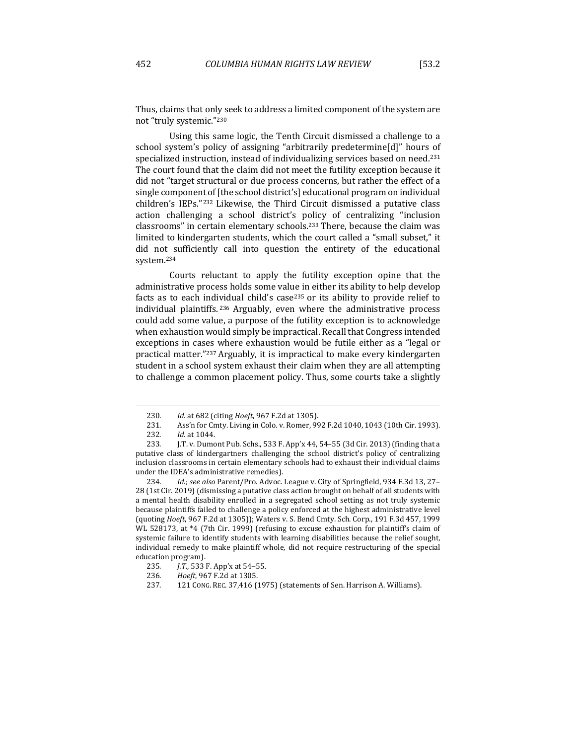Thus, claims that only seek to address a limited component of the system are not "truly systemic."[230]

Using this same logic, the Tenth Circuit dismissed a challenge to a school system's policy of assigning "arbitrarily predetermine[d]" hours of specialized instruction, instead of individualizing services based on need.[231] The court found that the claim did not meet the futility exception because it did not "target structural or due process concerns, but rather the effect of a single component of [the school district's] educational program on individual children's IEPs."[232] Likewise, the Third Circuit dismissed a putative class action challenging a school district's policy of centralizing "inclusion classrooms" in certain elementary schools.[233] There, because the claim was limited to kindergarten students, which the court called a "small subset," it did not sufficiently call into question the entirety of the educational system.[234]

Courts reluctant to apply the futility exception opine that the administrative process holds some value in either its ability to help develop facts as to each individual child's case[235] or its ability to provide relief to individual plaintiffs.[236] Arguably, even where the administrative process could add some value, a purpose of the futility exception is to acknowledge when exhaustion would simply be impractical. Recall that Congress intended exceptions in cases where exhaustion would be futile either as a "legal or practical matter."[237] Arguably, it is impractical to make every kindergarten student in a school system exhaust their claim when they are all attempting to challenge a common placement policy. Thus, some courts take a slightly

---

230. *Id.* at 682 (citing *Hoeft*, 967 F.2d at 1305).

231. Ass'n for Cmty. Living in Colo. v. Romer, 992 F.2d 1040, 1043 (10th Cir. 1993).

232. *Id.* at 1044.

233. J.T. v. Dumont Pub. Schs., 533 F. App'x 44, 54–55 (3d Cir. 2013) (finding that a putative class of kindergartners challenging the school district's policy of centralizing inclusion classrooms in certain elementary schools had to exhaust their individual claims under the IDEA's administrative remedies).

234. *Id.*; *see also* Parent/Pro. Advoc. League v. City of Springfield, 934 F.3d 13, 27–28 (1st Cir. 2019) (dismissing a putative class action brought on behalf of all students with a mental health disability enrolled in a segregated school setting as not truly systemic because plaintiffs failed to challenge a policy enforced at the highest administrative level (quoting *Hoeft*, 967 F.2d at 1305)); Waters v. S. Bend Cmty. Sch. Corp., 191 F.3d 457, 1999 WL 528173, at *4 (7th Cir. 1999) (refusing to excuse exhaustion for plaintiff's claim of systemic failure to identify students with learning disabilities because the relief sought, individual remedy to make plaintiff whole, did not require restructuring of the special education program).

235. *J.T.*, 533 F. App'x at 54–55.

236. *Hoeft*, 967 F.2d at 1305.

237. 121 CONG. REC. 37,416 (1975) (statements of Sen. Harrison A. Williams).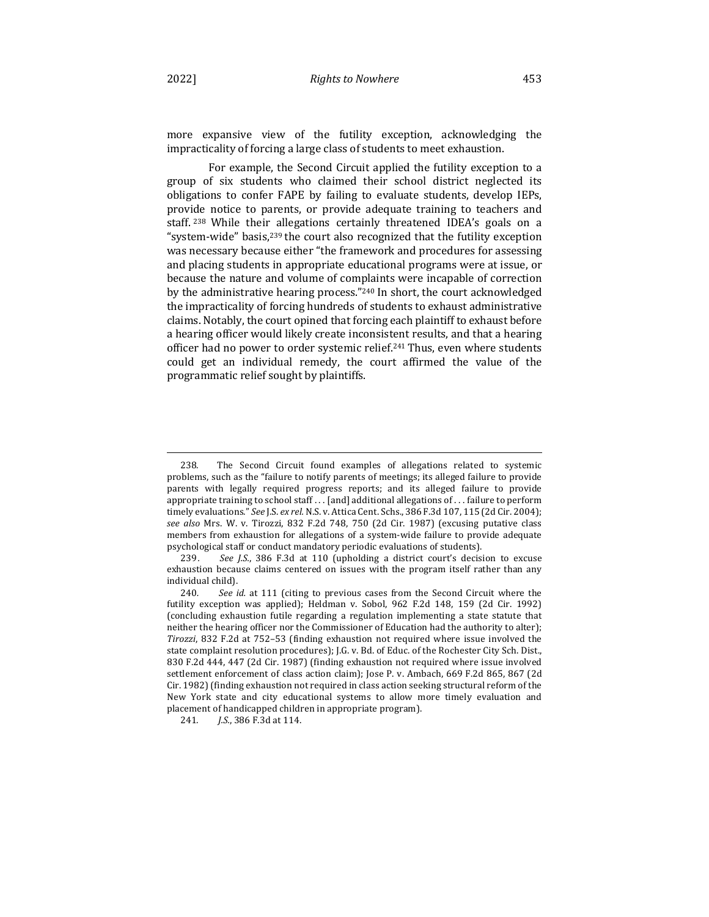more expansive view of the futility exception, acknowledging the impracticality of forcing a large class of students to meet exhaustion.

For example, the Second Circuit applied the futility exception to a group of six students who claimed their school district neglected its obligations to confer FAPE by failing to evaluate students, develop IEPs, provide notice to parents, or provide adequate training to teachers and staff.[238] While their allegations certainly threatened IDEA's goals on a "system-wide" basis,[239] the court also recognized that the futility exception was necessary because either "the framework and procedures for assessing and placing students in appropriate educational programs were at issue, or because the nature and volume of complaints were incapable of correction by the administrative hearing process."[240] In short, the court acknowledged the impracticality of forcing hundreds of students to exhaust administrative claims. Notably, the court opined that forcing each plaintiff to exhaust before a hearing officer would likely create inconsistent results, and that a hearing officer had no power to order systemic relief.[241] Thus, even where students could get an individual remedy, the court affirmed the value of the programmatic relief sought by plaintiffs.

---

238. The Second Circuit found examples of allegations related to systemic problems, such as the "failure to notify parents of meetings; its alleged failure to provide parents with legally required progress reports; and its alleged failure to provide appropriate training to school staff . . . [and] additional allegations of . . . failure to perform timely evaluations." *See* J.S. *ex rel.* N.S. v. Attica Cent. Schs., 386 F.3d 107, 115 (2d Cir. 2004); *see also* Mrs. W. v. Tirozzi, 832 F.2d 748, 750 (2d Cir. 1987) (excusing putative class members from exhaustion for allegations of a system-wide failure to provide adequate psychological staff or conduct mandatory periodic evaluations of students).

239. *See J.S.*, 386 F.3d at 110 (upholding a district court's decision to excuse exhaustion because claims centered on issues with the program itself rather than any individual child).

240. *See id.* at 111 (citing to previous cases from the Second Circuit where the futility exception was applied); Heldman v. Sobol, 962 F.2d 148, 159 (2d Cir. 1992) (concluding exhaustion futile regarding a regulation implementing a state statute that neither the hearing officer nor the Commissioner of Education had the authority to alter); *Tirozzi*, 832 F.2d at 752–53 (finding exhaustion not required where issue involved the state complaint resolution procedures); J.G. v. Bd. of Educ. of the Rochester City Sch. Dist., 830 F.2d 444, 447 (2d Cir. 1987) (finding exhaustion not required where issue involved settlement enforcement of class action claim); Jose P. v. Ambach, 669 F.2d 865, 867 (2d Cir. 1982) (finding exhaustion not required in class action seeking structural reform of the New York state and city educational systems to allow more timely evaluation and placement of handicapped children in appropriate program).

241. *J.S.*, 386 F.3d at 114.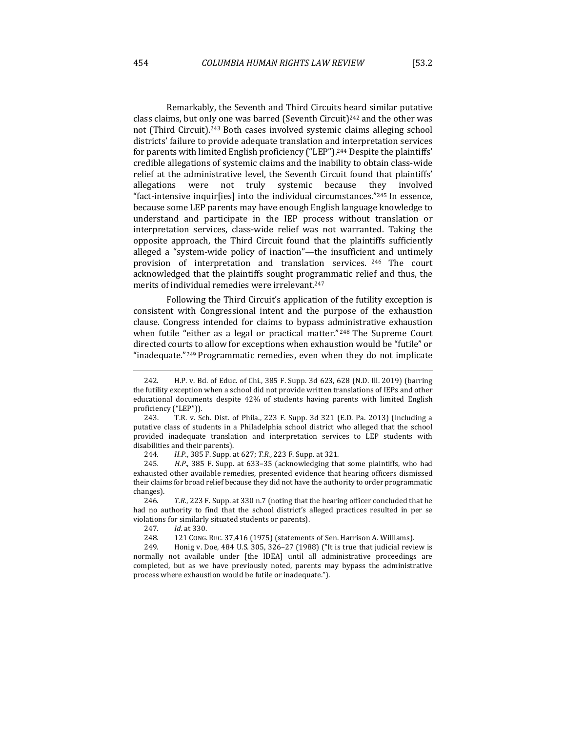Remarkably, the Seventh and Third Circuits heard similar putative class claims, but only one was barred (Seventh Circuit)[242] and the other was not (Third Circuit).[243] Both cases involved systemic claims alleging school districts' failure to provide adequate translation and interpretation services for parents with limited English proficiency ("LEP").[244] Despite the plaintiffs' credible allegations of systemic claims and the inability to obtain class-wide relief at the administrative level, the Seventh Circuit found that plaintiffs' allegations were not truly systemic because they involved "fact-intensive inquir[ies] into the individual circumstances."[245] In essence, because some LEP parents may have enough English language knowledge to understand and participate in the IEP process without translation or interpretation services, class-wide relief was not warranted. Taking the opposite approach, the Third Circuit found that the plaintiffs sufficiently alleged a "system-wide policy of inaction"—the insufficient and untimely provision of interpretation and translation services.[246] The court acknowledged that the plaintiffs sought programmatic relief and thus, the merits of individual remedies were irrelevant.[247]

Following the Third Circuit's application of the futility exception is consistent with Congressional intent and the purpose of the exhaustion clause. Congress intended for claims to bypass administrative exhaustion when futile "either as a legal or practical matter."[248] The Supreme Court directed courts to allow for exceptions when exhaustion would be "futile" or "inadequate."[249] Programmatic remedies, even when they do not implicate

---

242. H.P. v. Bd. of Educ. of Chi., 385 F. Supp. 3d 623, 628 (N.D. Ill. 2019) (barring the futility exception when a school did not provide written translations of IEPs and other educational documents despite 42% of students having parents with limited English proficiency ("LEP")).

243. T.R. v. Sch. Dist. of Phila., 223 F. Supp. 3d 321 (E.D. Pa. 2013) (including a putative class of students in a Philadelphia school district who alleged that the school provided inadequate translation and interpretation services to LEP students with disabilities and their parents).

244. *H.P.*, 385 F. Supp. at 627; *T.R.*, 223 F. Supp. at 321.

245. *H.P.*, 385 F. Supp. at 633–35 (acknowledging that some plaintiffs, who had exhausted other available remedies, presented evidence that hearing officers dismissed their claims for broad relief because they did not have the authority to order programmatic changes).

246. *T.R.*, 223 F. Supp. at 330 n.7 (noting that the hearing officer concluded that he had no authority to find that the school district's alleged practices resulted in per se violations for similarly situated students or parents).

247. *Id.* at 330.

248. 121 CONG. REC. 37,416 (1975) (statements of Sen. Harrison A. Williams).

249. Honig v. Doe, 484 U.S. 305, 326–27 (1988) ("It is true that judicial review is normally not available under [the IDEA] until all administrative proceedings are completed, but as we have previously noted, parents may bypass the administrative process where exhaustion would be futile or inadequate.").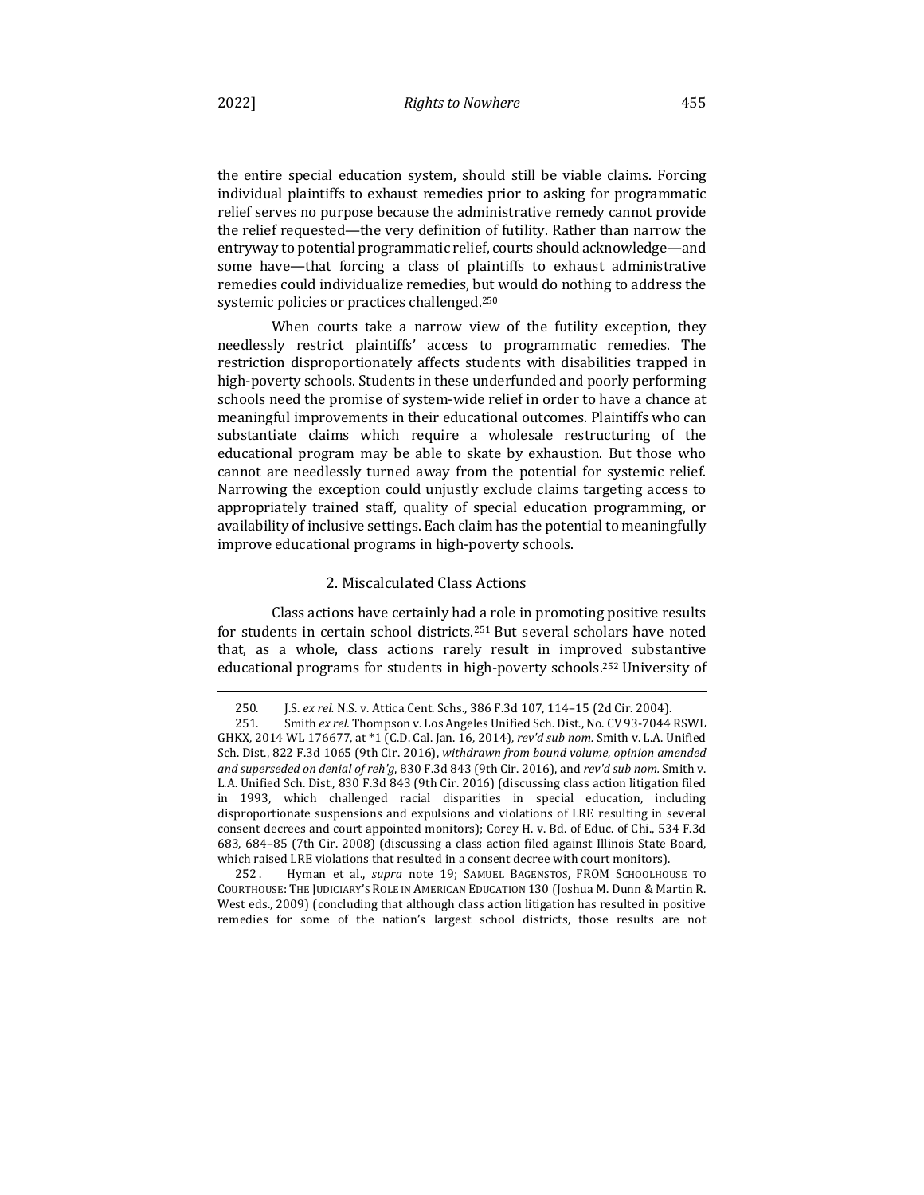the entire special education system, should still be viable claims. Forcing individual plaintiffs to exhaust remedies prior to asking for programmatic relief serves no purpose because the administrative remedy cannot provide the relief requested—the very definition of futility. Rather than narrow the entryway to potential programmatic relief, courts should acknowledge—and some have—that forcing a class of plaintiffs to exhaust administrative remedies could individualize remedies, but would do nothing to address the systemic policies or practices challenged.[250]

When courts take a narrow view of the futility exception, they needlessly restrict plaintiffs' access to programmatic remedies. The restriction disproportionately affects students with disabilities trapped in high-poverty schools. Students in these underfunded and poorly performing schools need the promise of system-wide relief in order to have a chance at meaningful improvements in their educational outcomes. Plaintiffs who can substantiate claims which require a wholesale restructuring of the educational program may be able to skate by exhaustion. But those who cannot are needlessly turned away from the potential for systemic relief. Narrowing the exception could unjustly exclude claims targeting access to appropriately trained staff, quality of special education programming, or availability of inclusive settings. Each claim has the potential to meaningfully improve educational programs in high-poverty schools.

### 2. Miscalculated Class Actions

Class actions have certainly had a role in promoting positive results for students in certain school districts.[251] But several scholars have noted that, as a whole, class actions rarely result in improved substantive educational programs for students in high-poverty schools.[252] University of

---

250. J.S. *ex rel.* N.S. v. Attica Cent. Schs., 386 F.3d 107, 114–15 (2d Cir. 2004).

251. Smith *ex rel.* Thompson v. Los Angeles Unified Sch. Dist., No. CV 93-7044 RSWL GHKX, 2014 WL 176677, at *1 (C.D. Cal. Jan. 16, 2014), *rev'd sub nom.* Smith v. L.A. Unified Sch. Dist., 822 F.3d 1065 (9th Cir. 2016), *withdrawn from bound volume, opinion amended and superseded on denial of reh'g*, 830 F.3d 843 (9th Cir. 2016), and *rev'd sub nom.* Smith v. L.A. Unified Sch. Dist., 830 F.3d 843 (9th Cir. 2016) (discussing class action litigation filed in 1993, which challenged racial disparities in special education, including disproportionate suspensions and expulsions and violations of LRE resulting in several consent decrees and court appointed monitors); Corey H. v. Bd. of Educ. of Chi., 534 F.3d 683, 684–85 (7th Cir. 2008) (discussing a class action filed against Illinois State Board, which raised LRE violations that resulted in a consent decree with court monitors).

252. Hyman et al., *supra* note 19; SAMUEL BAGENSTOS, FROM SCHOOLHOUSE TO COURTHOUSE: THE JUDICIARY'S ROLE IN AMERICAN EDUCATION 130 (Joshua M. Dunn & Martin R. West eds., 2009) (concluding that although class action litigation has resulted in positive remedies for some of the nation's largest school districts, those results are not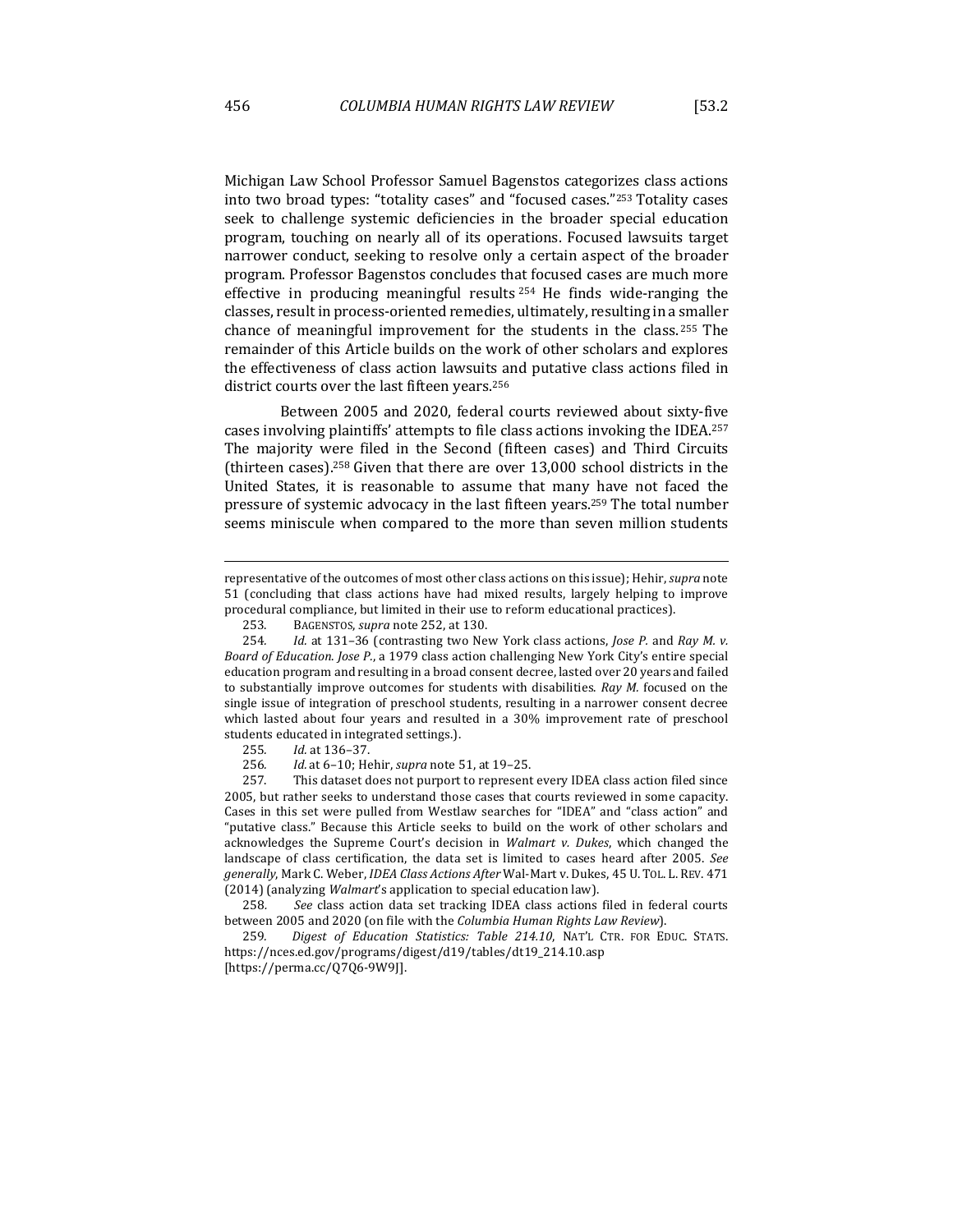Michigan Law School Professor Samuel Bagenstos categorizes class actions into two broad types: "totality cases" and "focused cases."[253] Totality cases seek to challenge systemic deficiencies in the broader special education program, touching on nearly all of its operations. Focused lawsuits target narrower conduct, seeking to resolve only a certain aspect of the broader program. Professor Bagenstos concludes that focused cases are much more effective in producing meaningful results [254] He finds wide-ranging the classes, result in process-oriented remedies, ultimately, resulting in a smaller chance of meaningful improvement for the students in the class.[255] The remainder of this Article builds on the work of other scholars and explores the effectiveness of class action lawsuits and putative class actions filed in district courts over the last fifteen years.[256]

Between 2005 and 2020, federal courts reviewed about sixty-five cases involving plaintiffs' attempts to file class actions invoking the IDEA.[257] The majority were filed in the Second (fifteen cases) and Third Circuits (thirteen cases).[258] Given that there are over 13,000 school districts in the United States, it is reasonable to assume that many have not faced the pressure of systemic advocacy in the last fifteen years.[259] The total number seems miniscule when compared to the more than seven million students

---

representative of the outcomes of most other class actions on this issue); Hehir, *supra* note 51 (concluding that class actions have had mixed results, largely helping to improve procedural compliance, but limited in their use to reform educational practices).

253. BAGENSTOS, *supra* note 252, at 130.

254. *Id.* at 131–36 (contrasting two New York class actions, *Jose P.* and *Ray M. v. Board of Education*. *Jose P.*, a 1979 class action challenging New York City's entire special education program and resulting in a broad consent decree, lasted over 20 years and failed to substantially improve outcomes for students with disabilities. *Ray M.* focused on the single issue of integration of preschool students, resulting in a narrower consent decree which lasted about four years and resulted in a 30% improvement rate of preschool students educated in integrated settings.).

255. *Id.* at 136–37.

256. *Id.* at 6–10; Hehir, *supra* note 51, at 19–25.

257. This dataset does not purport to represent every IDEA class action filed since 2005, but rather seeks to understand those cases that courts reviewed in some capacity. Cases in this set were pulled from Westlaw searches for "IDEA" and "class action" and "putative class." Because this Article seeks to build on the work of other scholars and acknowledges the Supreme Court's decision in *Walmart v. Dukes*, which changed the landscape of class certification, the data set is limited to cases heard after 2005. *See generally*, Mark C. Weber, *IDEA Class Actions After* Wal-Mart v. Dukes, 45 U. TOL. L. REV. 471 (2014) (analyzing *Walmart*'s application to special education law).

258. *See* class action data set tracking IDEA class actions filed in federal courts between 2005 and 2020 (on file with the *Columbia Human Rights Law Review*).

259. *Digest of Education Statistics: Table 214.10*, NAT'L CTR. FOR EDUC. STATS. https://nces.ed.gov/programs/digest/d19/tables/dt19_214.10.asp [https://perma.cc/Q7Q6-9W9J].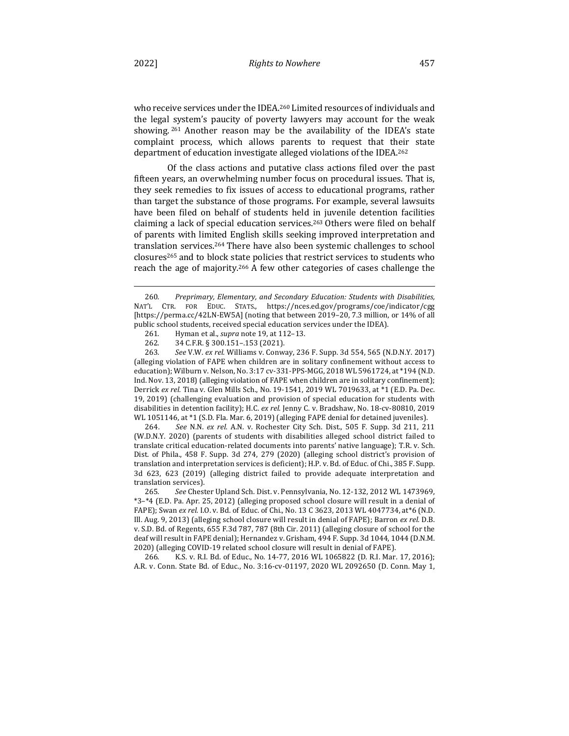who receive services under the IDEA.[260] Limited resources of individuals and the legal system's paucity of poverty lawyers may account for the weak showing.[261] Another reason may be the availability of the IDEA's state complaint process, which allows parents to request that their state department of education investigate alleged violations of the IDEA.[262]

Of the class actions and putative class actions filed over the past fifteen years, an overwhelming number focus on procedural issues. That is, they seek remedies to fix issues of access to educational programs, rather than target the substance of those programs. For example, several lawsuits have been filed on behalf of students held in juvenile detention facilities claiming a lack of special education services.[263] Others were filed on behalf of parents with limited English skills seeking improved interpretation and translation services.[264] There have also been systemic challenges to school closures[265] and to block state policies that restrict services to students who reach the age of majority.[266] A few other categories of cases challenge the

---

260. *Preprimary, Elementary, and Secondary Education: Students with Disabilities*, NAT'L CTR. FOR EDUC. STATS., https://nces.ed.gov/programs/coe/indicator/cgg [https://perma.cc/42LN-EW5A] (noting that between 2019–20, 7.3 million, or 14% of all public school students, received special education services under the IDEA).

261. Hyman et al., *supra* note 19, at 112–13.

262. 34 C.F.R. § 300.151–.153 (2021).

263. *See* V.W. *ex rel.* Williams v. Conway, 236 F. Supp. 3d 554, 565 (N.D.N.Y. 2017) (alleging violation of FAPE when children are in solitary confinement without access to education); Wilburn v. Nelson, No. 3:17 cv-331-PPS-MGG, 2018 WL 5961724, at *194 (N.D. Ind. Nov. 13, 2018) (alleging violation of FAPE when children are in solitary confinement); Derrick *ex rel.* Tina v. Glen Mills Sch., No. 19-1541, 2019 WL 7019633, at *1 (E.D. Pa. Dec. 19, 2019) (challenging evaluation and provision of special education for students with disabilities in detention facility); H.C. *ex rel.* Jenny C. v. Bradshaw, No. 18-cv-80810, 2019 WL 1051146, at *1 (S.D. Fla. Mar. 6, 2019) (alleging FAPE denial for detained juveniles).

264. *See* N.N. *ex rel.* A.N. v. Rochester City Sch. Dist., 505 F. Supp. 3d 211, 211 (W.D.N.Y. 2020) (parents of students with disabilities alleged school district failed to translate critical education-related documents into parents' native language); T.R. v. Sch. Dist. of Phila., 458 F. Supp. 3d 274, 279 (2020) (alleging school district's provision of translation and interpretation services is deficient); H.P. v. Bd. of Educ. of Chi., 385 F. Supp. 3d 623, 623 (2019) (alleging district failed to provide adequate interpretation and translation services).

265. *See* Chester Upland Sch. Dist. v. Pennsylvania, No. 12-132, 2012 WL 1473969, *3–*4 (E.D. Pa. Apr. 25, 2012) (alleging proposed school closure will result in a denial of FAPE); Swan *ex rel.* I.O. v. Bd. of Educ. of Chi., No. 13 C 3623, 2013 WL 4047734, at*6 (N.D. Ill. Aug. 9, 2013) (alleging school closure will result in denial of FAPE); Barron *ex rel.* D.B. v. S.D. Bd. of Regents, 655 F.3d 787, 787 (8th Cir. 2011) (alleging closure of school for the deaf will result in FAPE denial); Hernandez v. Grisham, 494 F. Supp. 3d 1044, 1044 (D.N.M. 2020) (alleging COVID-19 related school closure will result in denial of FAPE).

266. K.S. v. R.I. Bd. of Educ., No. 14-77, 2016 WL 1065822 (D. R.I. Mar. 17, 2016); A.R. v. Conn. State Bd. of Educ., No. 3:16-cv-01197, 2020 WL 2092650 (D. Conn. May 1,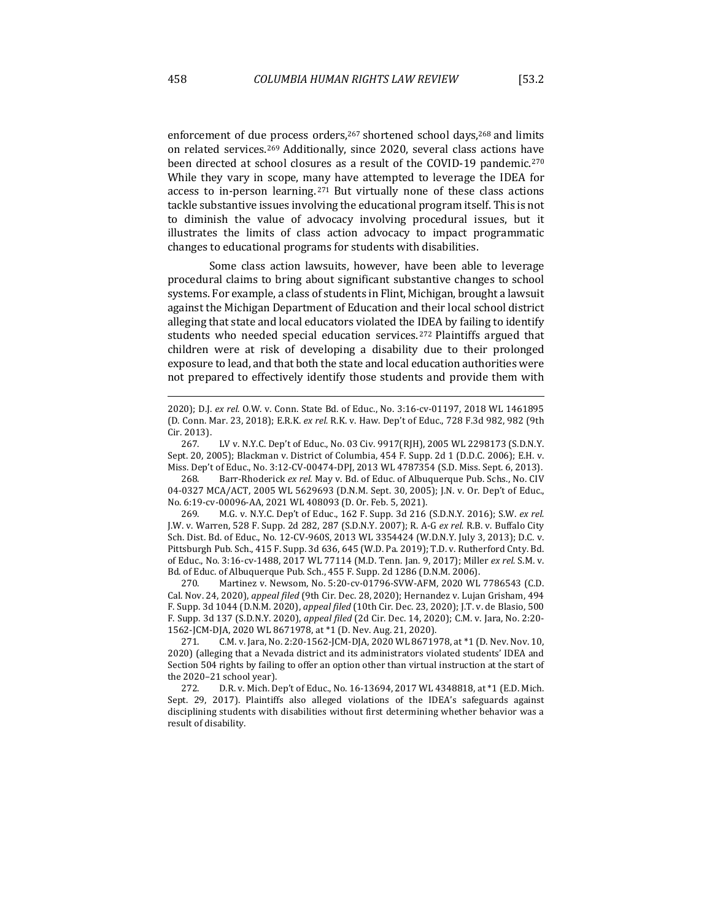enforcement of due process orders,[267] shortened school days,[268] and limits on related services.[269] Additionally, since 2020, several class actions have been directed at school closures as a result of the COVID-19 pandemic.[270] While they vary in scope, many have attempted to leverage the IDEA for access to in-person learning.[271] But virtually none of these class actions tackle substantive issues involving the educational program itself. This is not to diminish the value of advocacy involving procedural issues, but it illustrates the limits of class action advocacy to impact programmatic changes to educational programs for students with disabilities.

Some class action lawsuits, however, have been able to leverage procedural claims to bring about significant substantive changes to school systems. For example, a class of students in Flint, Michigan, brought a lawsuit against the Michigan Department of Education and their local school district alleging that state and local educators violated the IDEA by failing to identify students who needed special education services.[272] Plaintiffs argued that children were at risk of developing a disability due to their prolonged exposure to lead, and that both the state and local education authorities were not prepared to effectively identify those students and provide them with

---

2020); D.J. *ex rel.* O.W. v. Conn. State Bd. of Educ., No. 3:16-cv-01197, 2018 WL 1461895 (D. Conn. Mar. 23, 2018); E.R.K. *ex rel.* R.K. v. Haw. Dep't of Educ., 728 F.3d 982, 982 (9th Cir. 2013).

267. LV v. N.Y.C. Dep't of Educ., No. 03 Civ. 9917(RJH), 2005 WL 2298173 (S.D.N.Y. Sept. 20, 2005); Blackman v. District of Columbia, 454 F. Supp. 2d 1 (D.D.C. 2006); E.H. v. Miss. Dep't of Educ., No. 3:12-CV-00474-DPJ, 2013 WL 4787354 (S.D. Miss. Sept. 6, 2013).

268. Barr-Rhoderick *ex rel.* May v. Bd. of Educ. of Albuquerque Pub. Schs., No. CIV 04-0327 MCA/ACT, 2005 WL 5629693 (D.N.M. Sept. 30, 2005); J.N. v. Or. Dep't of Educ., No. 6:19-cv-00096-AA, 2021 WL 408093 (D. Or. Feb. 5, 2021).

269. M.G. v. N.Y.C. Dep't of Educ., 162 F. Supp. 3d 216 (S.D.N.Y. 2016); S.W. *ex rel.* J.W. v. Warren, 528 F. Supp. 2d 282, 287 (S.D.N.Y. 2007); R. A-G *ex rel.* R.B. v. Buffalo City Sch. Dist. Bd. of Educ., No. 12-CV-960S, 2013 WL 3354424 (W.D.N.Y. July 3, 2013); D.C. v. Pittsburgh Pub. Sch., 415 F. Supp. 3d 636, 645 (W.D. Pa. 2019); T.D. v. Rutherford Cnty. Bd. of Educ., No. 3:16-cv-1488, 2017 WL 77114 (M.D. Tenn. Jan. 9, 2017); Miller *ex rel.* S.M. v. Bd. of Educ. of Albuquerque Pub. Sch., 455 F. Supp. 2d 1286 (D.N.M. 2006).

270. Martinez v. Newsom, No. 5:20-cv-01796-SVW-AFM, 2020 WL 7786543 (C.D. Cal. Nov. 24, 2020), *appeal filed* (9th Cir. Dec. 28, 2020); Hernandez v. Lujan Grisham, 494 F. Supp. 3d 1044 (D.N.M. 2020), *appeal filed* (10th Cir. Dec. 23, 2020); J.T. v. de Blasio, 500 F. Supp. 3d 137 (S.D.N.Y. 2020), *appeal filed* (2d Cir. Dec. 14, 2020); C.M. v. Jara, No. 2:20-1562-JCM-DJA, 2020 WL 8671978, at *1 (D. Nev. Aug. 21, 2020).

271. C.M. v. Jara, No. 2:20-1562-JCM-DJA, 2020 WL 8671978, at *1 (D. Nev. Nov. 10, 2020) (alleging that a Nevada district and its administrators violated students' IDEA and Section 504 rights by failing to offer an option other than virtual instruction at the start of the 2020–21 school year).

272. D.R. v. Mich. Dep't of Educ., No. 16-13694, 2017 WL 4348818, at *1 (E.D. Mich. Sept. 29, 2017). Plaintiffs also alleged violations of the IDEA's safeguards against disciplining students with disabilities without first determining whether behavior was a result of disability.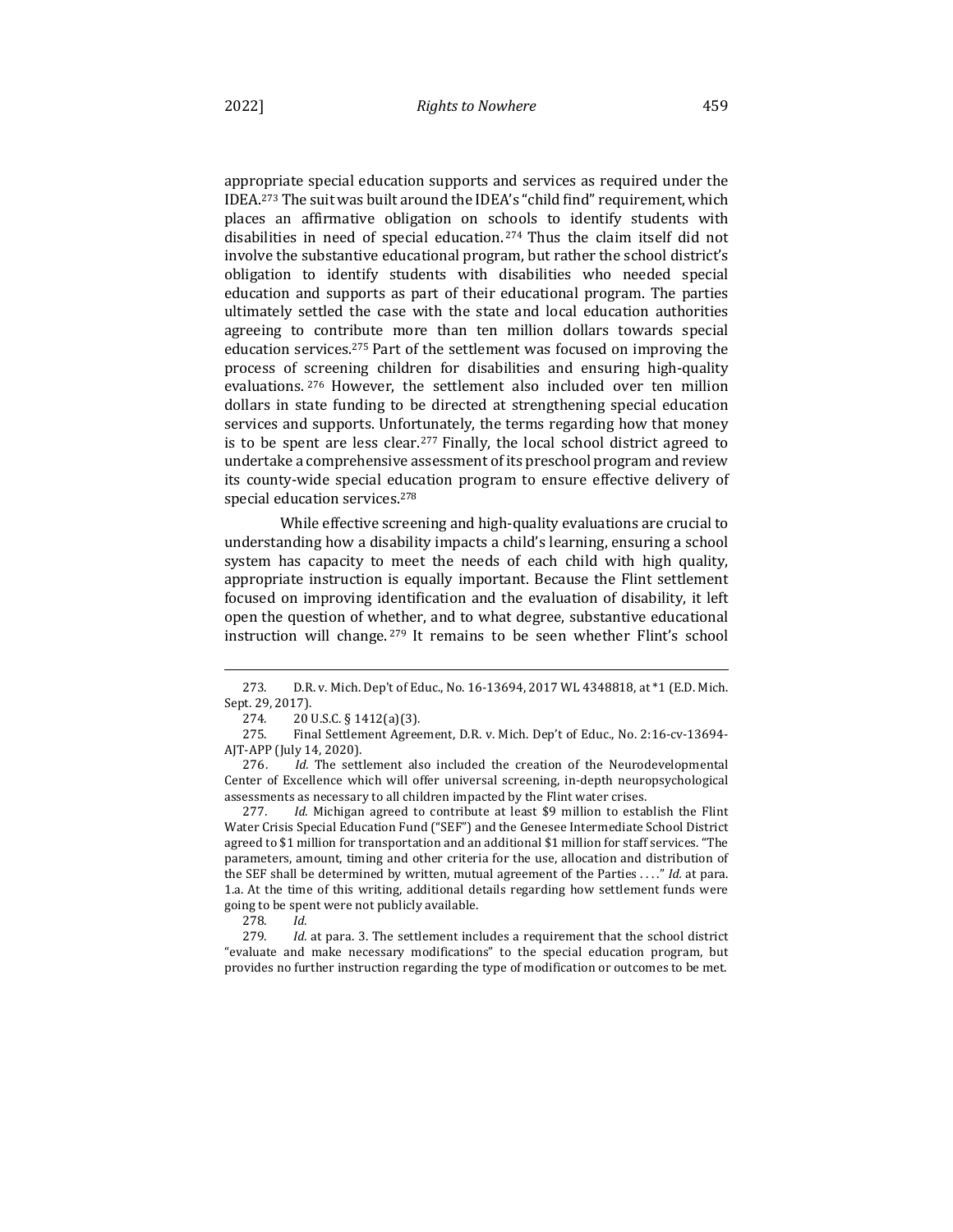appropriate special education supports and services as required under the IDEA.[273] The suit was built around the IDEA's "child find" requirement, which places an affirmative obligation on schools to identify students with disabilities in need of special education.[274] Thus the claim itself did not involve the substantive educational program, but rather the school district's obligation to identify students with disabilities who needed special education and supports as part of their educational program. The parties ultimately settled the case with the state and local education authorities agreeing to contribute more than ten million dollars towards special education services.[275] Part of the settlement was focused on improving the process of screening children for disabilities and ensuring high-quality evaluations.[276] However, the settlement also included over ten million dollars in state funding to be directed at strengthening special education services and supports. Unfortunately, the terms regarding how that money is to be spent are less clear.[277] Finally, the local school district agreed to undertake a comprehensive assessment of its preschool program and review its county-wide special education program to ensure effective delivery of special education services.[278]

While effective screening and high-quality evaluations are crucial to understanding how a disability impacts a child's learning, ensuring a school system has capacity to meet the needs of each child with high quality, appropriate instruction is equally important. Because the Flint settlement focused on improving identification and the evaluation of disability, it left open the question of whether, and to what degree, substantive educational instruction will change.[279] It remains to be seen whether Flint's school

---

273. D.R. v. Mich. Dep't of Educ., No. 16-13694, 2017 WL 4348818, at *1 (E.D. Mich. Sept. 29, 2017).

274. 20 U.S.C. § 1412(a)(3).

275. Final Settlement Agreement, D.R. v. Mich. Dep't of Educ., No. 2:16-cv-13694-AJT-APP (July 14, 2020).

276. *Id.* The settlement also included the creation of the Neurodevelopmental Center of Excellence which will offer universal screening, in-depth neuropsychological assessments as necessary to all children impacted by the Flint water crises.

277. *Id.* Michigan agreed to contribute at least $9 million to establish the Flint Water Crisis Special Education Fund ("SEF") and the Genesee Intermediate School District agreed to $1 million for transportation and an additional $1 million for staff services. "The parameters, amount, timing and other criteria for the use, allocation and distribution of the SEF shall be determined by written, mutual agreement of the Parties . . . ." *Id.* at para. 1.a. At the time of this writing, additional details regarding how settlement funds were going to be spent were not publicly available.

278. *Id.*

279. *Id.* at para. 3. The settlement includes a requirement that the school district "evaluate and make necessary modifications" to the special education program, but provides no further instruction regarding the type of modification or outcomes to be met.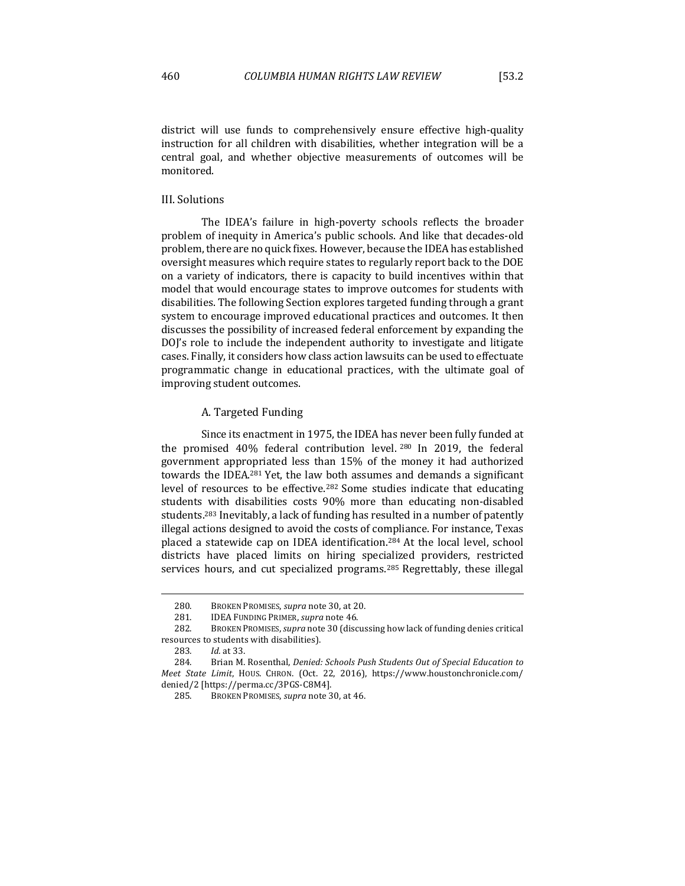district will use funds to comprehensively ensure effective high-quality instruction for all children with disabilities, whether integration will be a central goal, and whether objective measurements of outcomes will be monitored.

## III. Solutions

The IDEA's failure in high-poverty schools reflects the broader problem of inequity in America's public schools. And like that decades-old problem, there are no quick fixes. However, because the IDEA has established oversight measures which require states to regularly report back to the DOE on a variety of indicators, there is capacity to build incentives within that model that would encourage states to improve outcomes for students with disabilities. The following Section explores targeted funding through a grant system to encourage improved educational practices and outcomes. It then discusses the possibility of increased federal enforcement by expanding the DOJ's role to include the independent authority to investigate and litigate cases. Finally, it considers how class action lawsuits can be used to effectuate programmatic change in educational practices, with the ultimate goal of improving student outcomes.

### A. Targeted Funding

Since its enactment in 1975, the IDEA has never been fully funded at the promised 40% federal contribution level.[280] In 2019, the federal government appropriated less than 15% of the money it had authorized towards the IDEA.[281] Yet, the law both assumes and demands a significant level of resources to be effective.[282] Some studies indicate that educating students with disabilities costs 90% more than educating non-disabled students.[283] Inevitably, a lack of funding has resulted in a number of patently illegal actions designed to avoid the costs of compliance. For instance, Texas placed a statewide cap on IDEA identification.[284] At the local level, school districts have placed limits on hiring specialized providers, restricted services hours, and cut specialized programs.[285] Regrettably, these illegal

---

280. BROKEN PROMISES, *supra* note 30, at 20.

281. IDEA FUNDING PRIMER, *supra* note 46.

282. BROKEN PROMISES, *supra* note 30 (discussing how lack of funding denies critical resources to students with disabilities).

283. *Id.* at 33.

284. Brian M. Rosenthal, *Denied: Schools Push Students Out of Special Education to Meet State Limit*, HOUS. CHRON. (Oct. 22, 2016), https://www.houstonchronicle.com/denied/2 [https://perma.cc/3PGS-C8M4].

285. BROKEN PROMISES, *supra* note 30, at 46.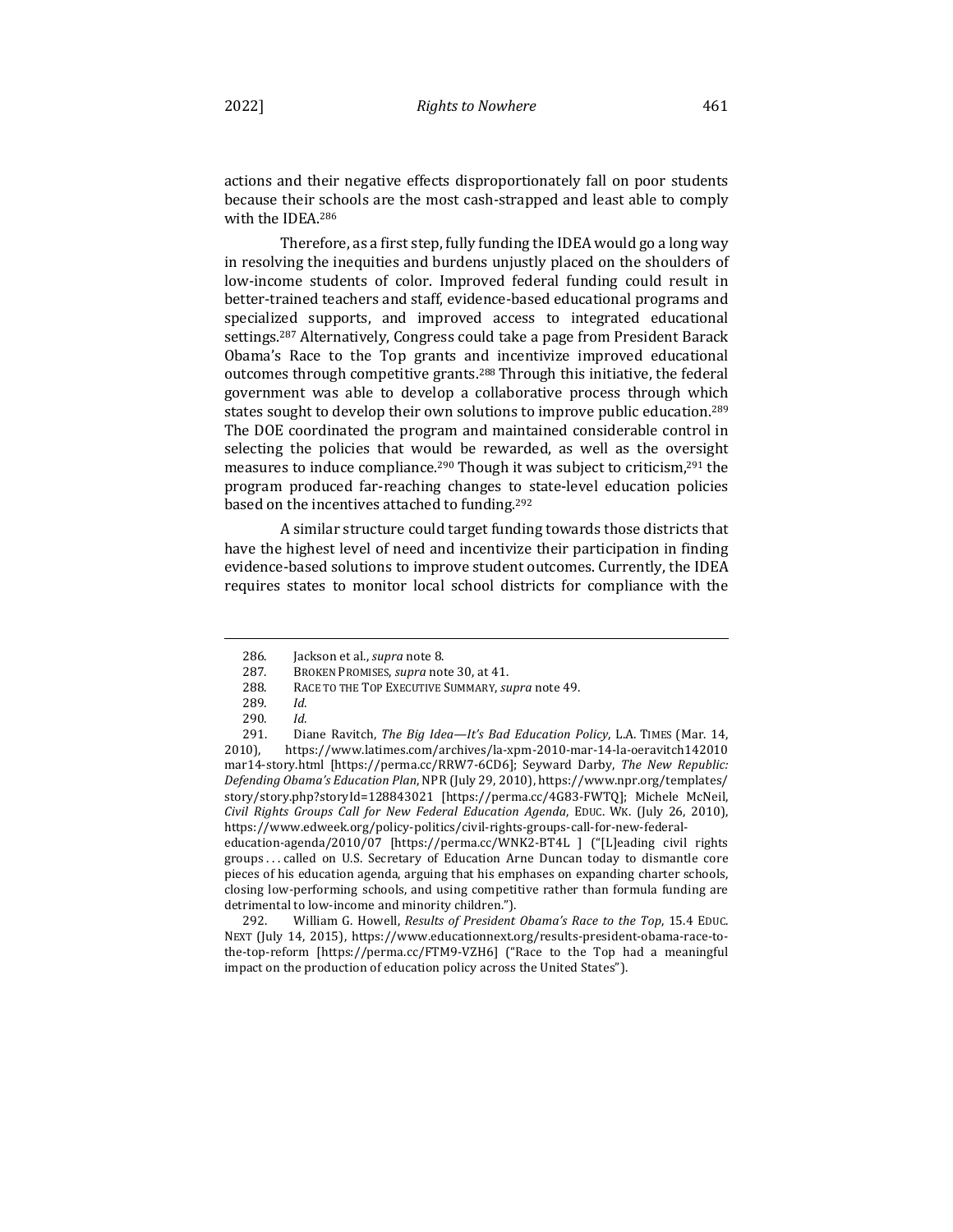actions and their negative effects disproportionately fall on poor students because their schools are the most cash-strapped and least able to comply with the IDEA.[286]

Therefore, as a first step, fully funding the IDEA would go a long way in resolving the inequities and burdens unjustly placed on the shoulders of low-income students of color. Improved federal funding could result in better-trained teachers and staff, evidence-based educational programs and specialized supports, and improved access to integrated educational settings.[287] Alternatively, Congress could take a page from President Barack Obama's Race to the Top grants and incentivize improved educational outcomes through competitive grants.[288] Through this initiative, the federal government was able to develop a collaborative process through which states sought to develop their own solutions to improve public education.[289] The DOE coordinated the program and maintained considerable control in selecting the policies that would be rewarded, as well as the oversight measures to induce compliance.[290] Though it was subject to criticism,[291] the program produced far-reaching changes to state-level education policies based on the incentives attached to funding.[292]

A similar structure could target funding towards those districts that have the highest level of need and incentivize their participation in finding evidence-based solutions to improve student outcomes. Currently, the IDEA requires states to monitor local school districts for compliance with the

---

286. Jackson et al., *supra* note 8.

287. BROKEN PROMISES, *supra* note 30, at 41.

288. RACE TO THE TOP EXECUTIVE SUMMARY, *supra* note 49.

289. *Id.*

290. *Id.*

291. Diane Ravitch, *The Big Idea—It's Bad Education Policy*, L.A. TIMES (Mar. 14, 2010), https://www.latimes.com/archives/la-xpm-2010-mar-14-la-oeravitch142010mar14-story.html [https://perma.cc/RRW7-6CD6]; Seyward Darby, *The New Republic: Defending Obama's Education Plan*, NPR (July 29, 2010), https://www.npr.org/templates/story/story.php?storyId=128843021 [https://perma.cc/4G83-FWTQ]; Michele McNeil, *Civil Rights Groups Call for New Federal Education Agenda*, EDUC. WK. (July 26, 2010), https://www.edweek.org/policy-politics/civil-rights-groups-call-for-new-federal-education-agenda/2010/07 [https://perma.cc/WNK2-BT4L ] ("[L]eading civil rights groups . . . called on U.S. Secretary of Education Arne Duncan today to dismantle core pieces of his education agenda, arguing that his emphases on expanding charter schools, closing low-performing schools, and using competitive rather than formula funding are detrimental to low-income and minority children.").

292. William G. Howell, *Results of President Obama's Race to the Top*, 15.4 EDUC. NEXT (July 14, 2015), https://www.educationnext.org/results-president-obama-race-to-the-top-reform [https://perma.cc/FTM9-VZH6] ("Race to the Top had a meaningful impact on the production of education policy across the United States").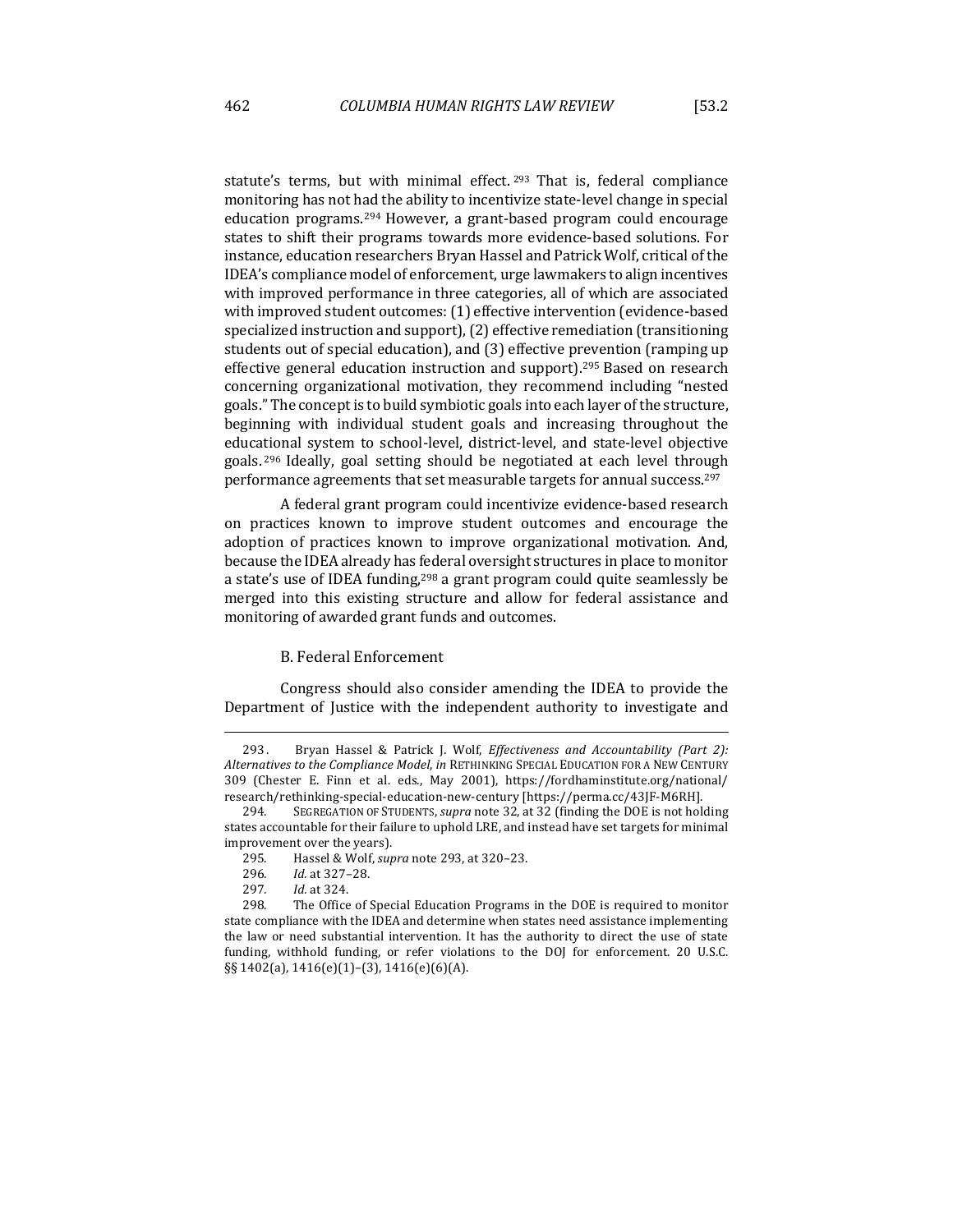statute's terms, but with minimal effect.[293] That is, federal compliance monitoring has not had the ability to incentivize state-level change in special education programs.[294] However, a grant-based program could encourage states to shift their programs towards more evidence-based solutions. For instance, education researchers Bryan Hassel and Patrick Wolf, critical of the IDEA's compliance model of enforcement, urge lawmakers to align incentives with improved performance in three categories, all of which are associated with improved student outcomes: (1) effective intervention (evidence-based specialized instruction and support), (2) effective remediation (transitioning students out of special education), and (3) effective prevention (ramping up effective general education instruction and support).[295] Based on research concerning organizational motivation, they recommend including "nested goals." The concept is to build symbiotic goals into each layer of the structure, beginning with individual student goals and increasing throughout the educational system to school-level, district-level, and state-level objective goals.[296] Ideally, goal setting should be negotiated at each level through performance agreements that set measurable targets for annual success.[297]

A federal grant program could incentivize evidence-based research on practices known to improve student outcomes and encourage the adoption of practices known to improve organizational motivation. And, because the IDEA already has federal oversight structures in place to monitor a state's use of IDEA funding,[298] a grant program could quite seamlessly be merged into this existing structure and allow for federal assistance and monitoring of awarded grant funds and outcomes.

### B. Federal Enforcement

Congress should also consider amending the IDEA to provide the Department of Justice with the independent authority to investigate and

---

293. Bryan Hassel & Patrick J. Wolf, *Effectiveness and Accountability (Part 2): Alternatives to the Compliance Model*, *in* RETHINKING SPECIAL EDUCATION FOR A NEW CENTURY 309 (Chester E. Finn et al. eds., May 2001), https://fordhaminstitute.org/national/research/rethinking-special-education-new-century [https://perma.cc/43JF-M6RH].

294. SEGREGATION OF STUDENTS, *supra* note 32, at 32 (finding the DOE is not holding states accountable for their failure to uphold LRE, and instead have set targets for minimal improvement over the years).

295. Hassel & Wolf, *supra* note 293, at 320–23.

296. *Id.* at 327–28.

297. *Id.* at 324.

298. The Office of Special Education Programs in the DOE is required to monitor state compliance with the IDEA and determine when states need assistance implementing the law or need substantial intervention. It has the authority to direct the use of state funding, withhold funding, or refer violations to the DOJ for enforcement. 20 U.S.C. §§ 1402(a), 1416(e)(1)–(3), 1416(e)(6)(A).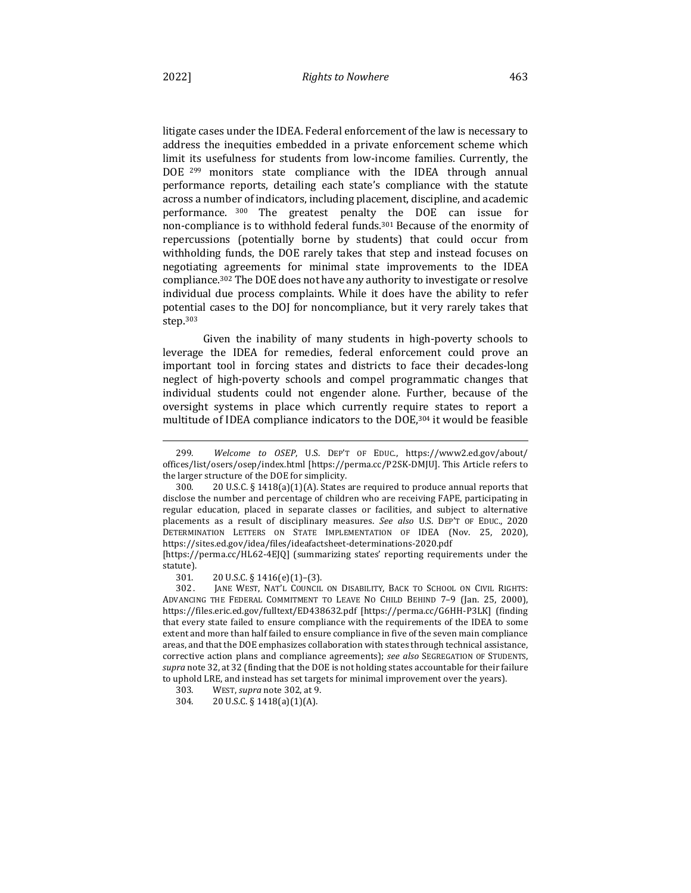litigate cases under the IDEA. Federal enforcement of the law is necessary to address the inequities embedded in a private enforcement scheme which limit its usefulness for students from low-income families. Currently, the DOE[299] monitors state compliance with the IDEA through annual performance reports, detailing each state's compliance with the statute across a number of indicators, including placement, discipline, and academic performance.[300] The greatest penalty the DOE can issue for non-compliance is to withhold federal funds.[301] Because of the enormity of repercussions (potentially borne by students) that could occur from withholding funds, the DOE rarely takes that step and instead focuses on negotiating agreements for minimal state improvements to the IDEA compliance.[302] The DOE does not have any authority to investigate or resolve individual due process complaints. While it does have the ability to refer potential cases to the DOJ for noncompliance, but it very rarely takes that step.[303]

Given the inability of many students in high-poverty schools to leverage the IDEA for remedies, federal enforcement could prove an important tool in forcing states and districts to face their decades-long neglect of high-poverty schools and compel programmatic changes that individual students could not engender alone. Further, because of the oversight systems in place which currently require states to report a multitude of IDEA compliance indicators to the DOE,[304] it would be feasible

---

299. *Welcome to OSEP*, U.S. DEP'T OF EDUC., https://www2.ed.gov/about/offices/list/osers/osep/index.html [https://perma.cc/P2SK-DMJU]. This Article refers to the larger structure of the DOE for simplicity.

300. 20 U.S.C. § 1418(a)(1)(A). States are required to produce annual reports that disclose the number and percentage of children who are receiving FAPE, participating in regular education, placed in separate classes or facilities, and subject to alternative placements as a result of disciplinary measures. *See also* U.S. DEP'T OF EDUC., 2020 DETERMINATION LETTERS ON STATE IMPLEMENTATION OF IDEA (Nov. 25, 2020), https://sites.ed.gov/idea/files/ideafactsheet-determinations-2020.pdf [https://perma.cc/HL62-4EJQ] (summarizing states' reporting requirements under the statute).

301. 20 U.S.C. § 1416(e)(1)–(3).

302. JANE WEST, NAT'L COUNCIL ON DISABILITY, BACK TO SCHOOL ON CIVIL RIGHTS: ADVANCING THE FEDERAL COMMITMENT TO LEAVE NO CHILD BEHIND 7–9 (Jan. 25, 2000), https://files.eric.ed.gov/fulltext/ED438632.pdf [https://perma.cc/G6HH-P3LK] (finding that every state failed to ensure compliance with the requirements of the IDEA to some extent and more than half failed to ensure compliance in five of the seven main compliance areas, and that the DOE emphasizes collaboration with states through technical assistance, corrective action plans and compliance agreements); *see also* SEGREGATION OF STUDENTS, *supra* note 32, at 32 (finding that the DOE is not holding states accountable for their failure to uphold LRE, and instead has set targets for minimal improvement over the years).

303. WEST, *supra* note 302, at 9.

304. 20 U.S.C. § 1418(a)(1)(A).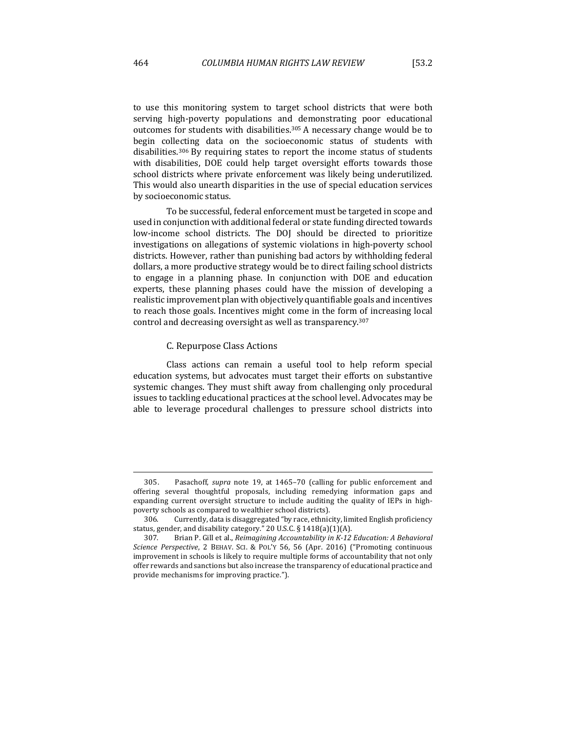to use this monitoring system to target school districts that were both serving high-poverty populations and demonstrating poor educational outcomes for students with disabilities.[305] A necessary change would be to begin collecting data on the socioeconomic status of students with disabilities.[306] By requiring states to report the income status of students with disabilities, DOE could help target oversight efforts towards those school districts where private enforcement was likely being underutilized. This would also unearth disparities in the use of special education services by socioeconomic status.

To be successful, federal enforcement must be targeted in scope and used in conjunction with additional federal or state funding directed towards low-income school districts. The DOJ should be directed to prioritize investigations on allegations of systemic violations in high-poverty school districts. However, rather than punishing bad actors by withholding federal dollars, a more productive strategy would be to direct failing school districts to engage in a planning phase. In conjunction with DOE and education experts, these planning phases could have the mission of developing a realistic improvement plan with objectively quantifiable goals and incentives to reach those goals. Incentives might come in the form of increasing local control and decreasing oversight as well as transparency.[307]

### C. Repurpose Class Actions

Class actions can remain a useful tool to help reform special education systems, but advocates must target their efforts on substantive systemic changes. They must shift away from challenging only procedural issues to tackling educational practices at the school level. Advocates may be able to leverage procedural challenges to pressure school districts into

---

305. Pasachoff, *supra* note 19, at 1465–70 (calling for public enforcement and offering several thoughtful proposals, including remedying information gaps and expanding current oversight structure to include auditing the quality of IEPs in high-poverty schools as compared to wealthier school districts).

306. Currently, data is disaggregated "by race, ethnicity, limited English proficiency status, gender, and disability category." 20 U.S.C. § 1418(a)(1)(A).

307. Brian P. Gill et al., *Reimagining Accountability in K-12 Education: A Behavioral Science Perspective*, 2 BEHAV. SCI. & POL'Y 56, 56 (Apr. 2016) ("Promoting continuous improvement in schools is likely to require multiple forms of accountability that not only offer rewards and sanctions but also increase the transparency of educational practice and provide mechanisms for improving practice.").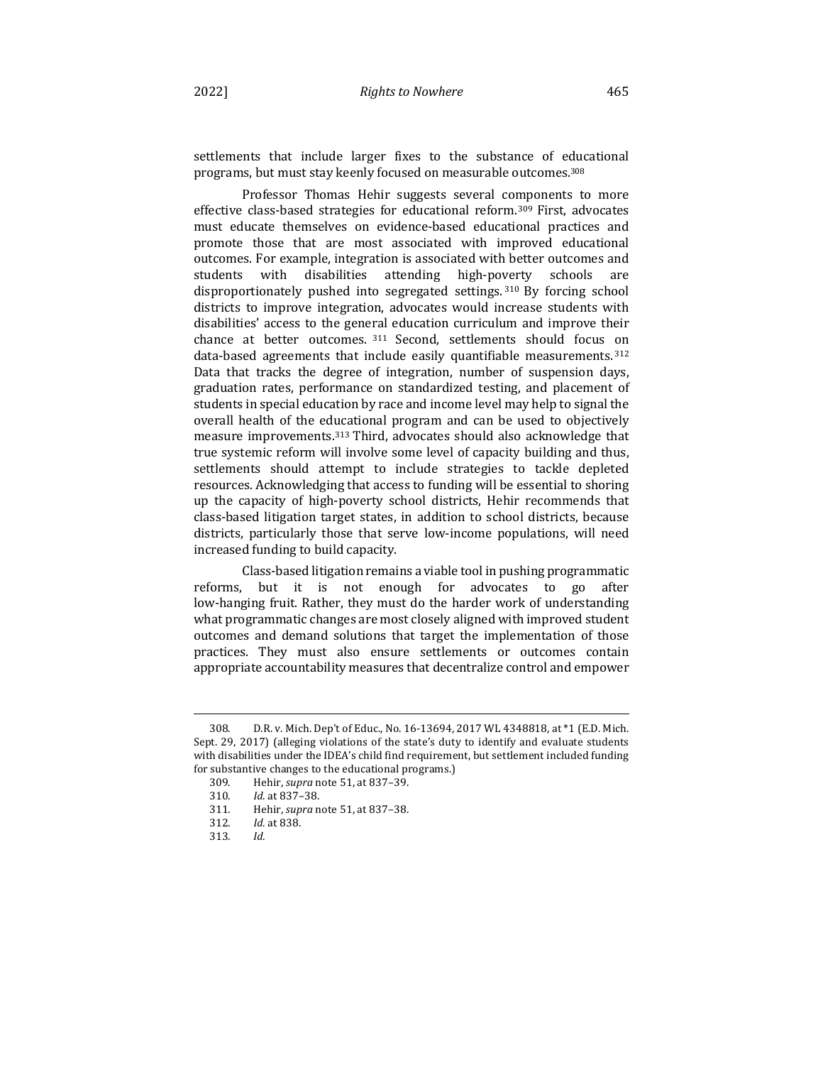settlements that include larger fixes to the substance of educational programs, but must stay keenly focused on measurable outcomes.[308]

Professor Thomas Hehir suggests several components to more effective class-based strategies for educational reform.[309] First, advocates must educate themselves on evidence-based educational practices and promote those that are most associated with improved educational outcomes. For example, integration is associated with better outcomes and students with disabilities attending high-poverty schools are disproportionately pushed into segregated settings.[310] By forcing school districts to improve integration, advocates would increase students with disabilities' access to the general education curriculum and improve their chance at better outcomes.[311] Second, settlements should focus on data-based agreements that include easily quantifiable measurements.[312] Data that tracks the degree of integration, number of suspension days, graduation rates, performance on standardized testing, and placement of students in special education by race and income level may help to signal the overall health of the educational program and can be used to objectively measure improvements.[313] Third, advocates should also acknowledge that true systemic reform will involve some level of capacity building and thus, settlements should attempt to include strategies to tackle depleted resources. Acknowledging that access to funding will be essential to shoring up the capacity of high-poverty school districts, Hehir recommends that class-based litigation target states, in addition to school districts, because districts, particularly those that serve low-income populations, will need increased funding to build capacity.

Class-based litigation remains a viable tool in pushing programmatic reforms, but it is not enough for advocates to go after low-hanging fruit. Rather, they must do the harder work of understanding what programmatic changes are most closely aligned with improved student outcomes and demand solutions that target the implementation of those practices. They must also ensure settlements or outcomes contain appropriate accountability measures that decentralize control and empower

---

308. D.R. v. Mich. Dep't of Educ., No. 16-13694, 2017 WL 4348818, at *1 (E.D. Mich. Sept. 29, 2017) (alleging violations of the state's duty to identify and evaluate students with disabilities under the IDEA's child find requirement, but settlement included funding for substantive changes to the educational programs.)

309. Hehir, *supra* note 51, at 837–39.

310. *Id.* at 837–38.

311. Hehir, *supra* note 51, at 837–38.

312. *Id.* at 838.

313. *Id.*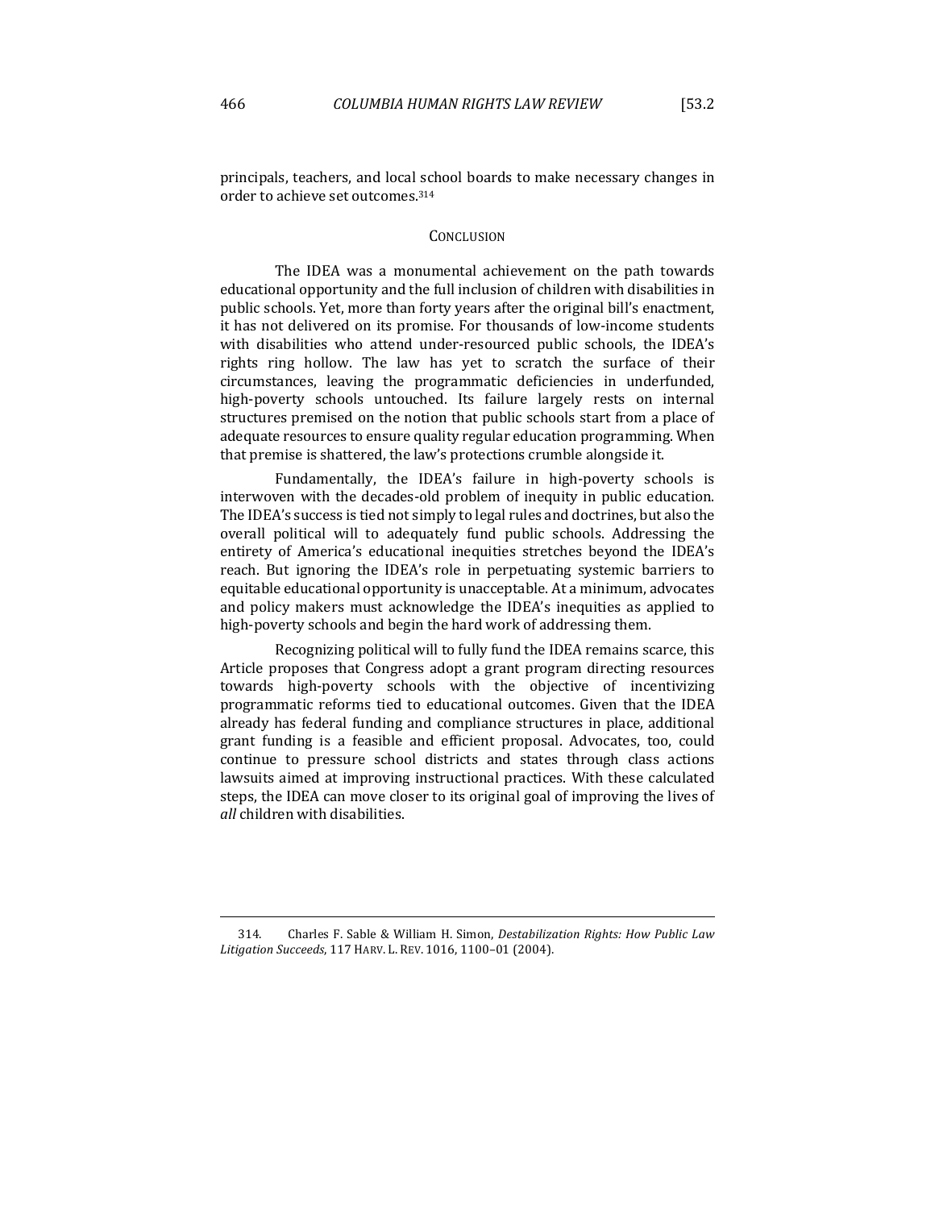principals, teachers, and local school boards to make necessary changes in order to achieve set outcomes.[314]

## CONCLUSION

The IDEA was a monumental achievement on the path towards educational opportunity and the full inclusion of children with disabilities in public schools. Yet, more than forty years after the original bill's enactment, it has not delivered on its promise. For thousands of low-income students with disabilities who attend under-resourced public schools, the IDEA's rights ring hollow. The law has yet to scratch the surface of their circumstances, leaving the programmatic deficiencies in underfunded, high-poverty schools untouched. Its failure largely rests on internal structures premised on the notion that public schools start from a place of adequate resources to ensure quality regular education programming. When that premise is shattered, the law's protections crumble alongside it.

Fundamentally, the IDEA's failure in high-poverty schools is interwoven with the decades-old problem of inequity in public education. The IDEA's success is tied not simply to legal rules and doctrines, but also the overall political will to adequately fund public schools. Addressing the entirety of America's educational inequities stretches beyond the IDEA's reach. But ignoring the IDEA's role in perpetuating systemic barriers to equitable educational opportunity is unacceptable. At a minimum, advocates and policy makers must acknowledge the IDEA's inequities as applied to high-poverty schools and begin the hard work of addressing them.

Recognizing political will to fully fund the IDEA remains scarce, this Article proposes that Congress adopt a grant program directing resources towards high-poverty schools with the objective of incentivizing programmatic reforms tied to educational outcomes. Given that the IDEA already has federal funding and compliance structures in place, additional grant funding is a feasible and efficient proposal. Advocates, too, could continue to pressure school districts and states through class actions lawsuits aimed at improving instructional practices. With these calculated steps, the IDEA can move closer to its original goal of improving the lives of *all* children with disabilities.

---

314. Charles F. Sable & William H. Simon, *Destabilization Rights: How Public Law Litigation Succeeds*, 117 HARV. L. REV. 1016, 1100–01 (2004).